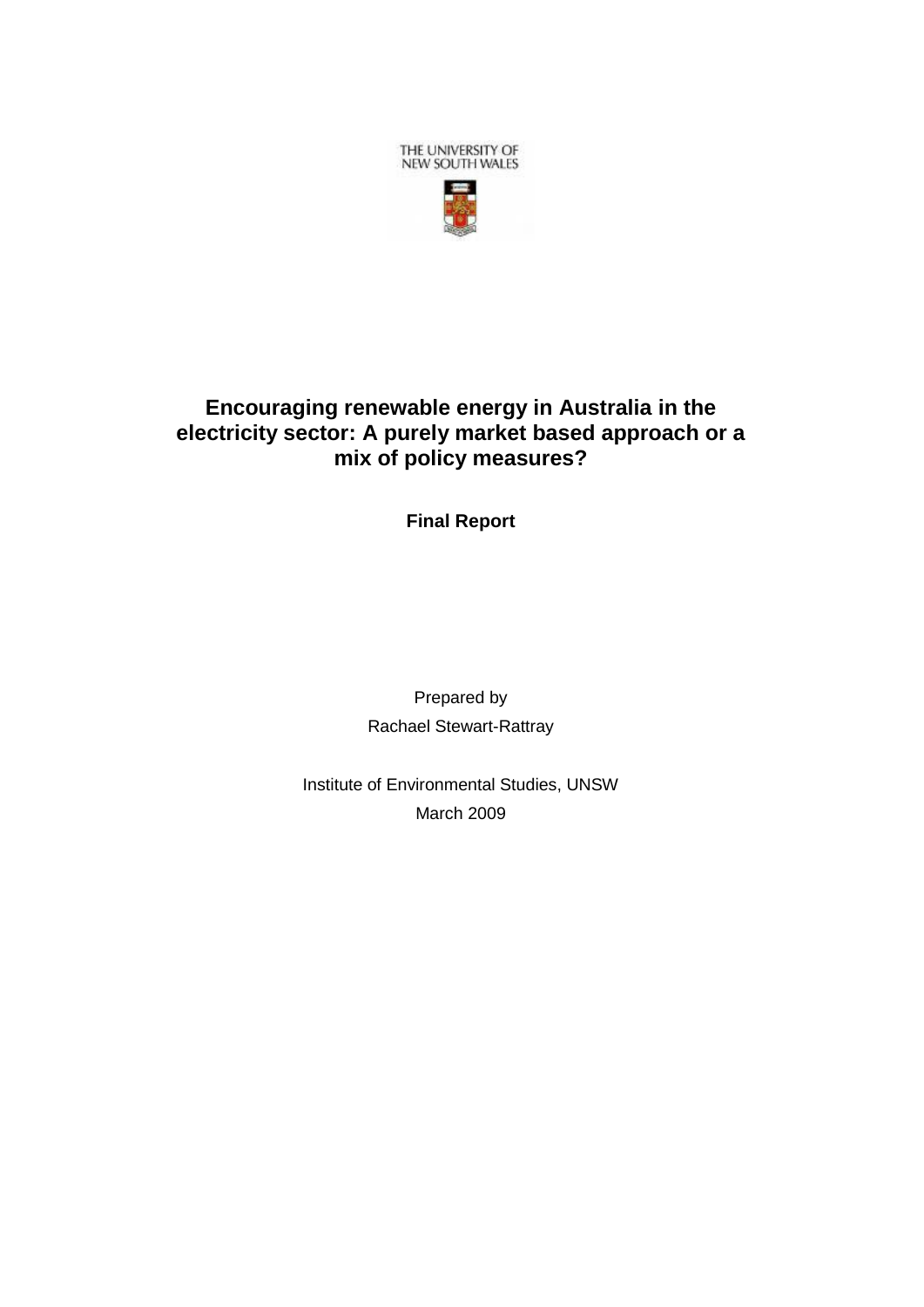THE UNIVERSITY OF
NEW SOUTH WALES

# Encouraging renewable energy in Australia in the electricity sector: A purely market based approach or a mix of policy measures?

**Final Report**

Prepared by

Rachael Stewart-Rattray

Institute of Environmental Studies, UNSW

March 2009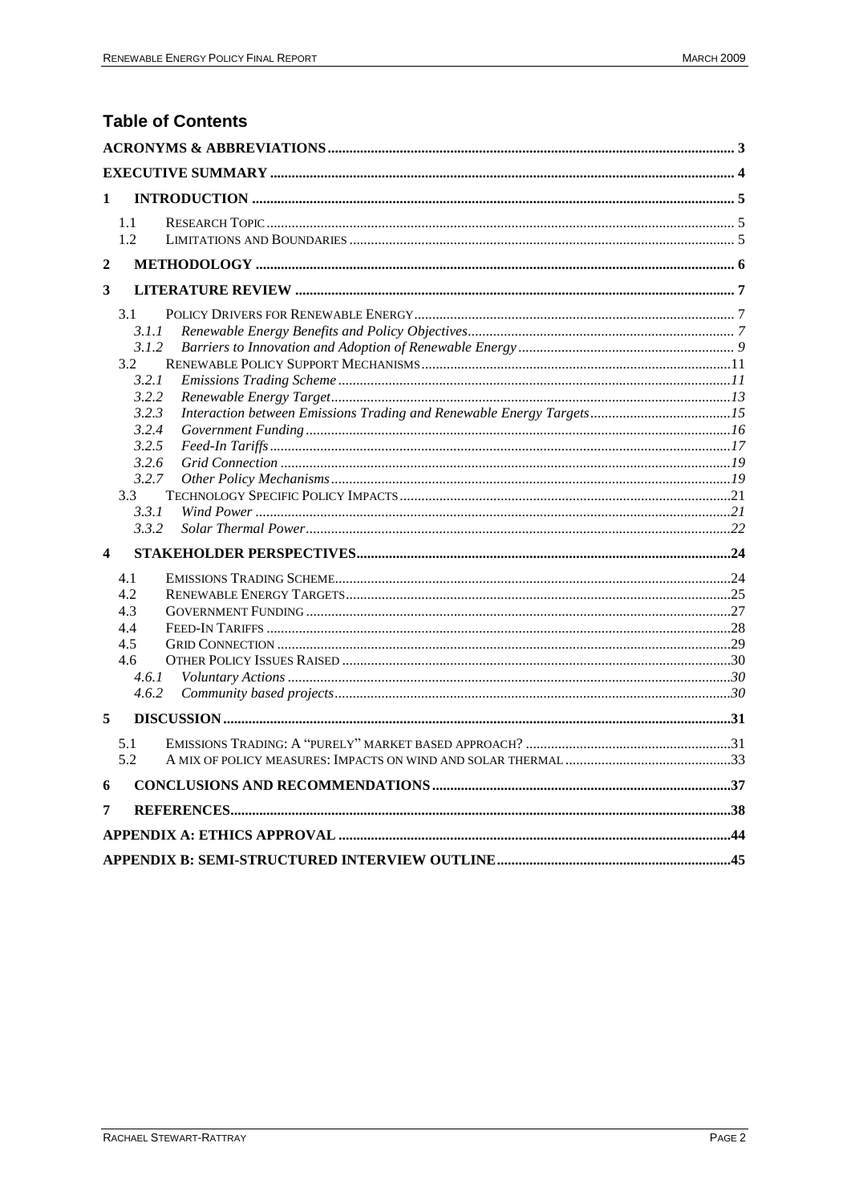## Table of Contents

ACRONYMS & ABBREVIATIONS ..... 3

EXECUTIVE SUMMARY ..... 4

1 INTRODUCTION ..... 5
- 1.1 RESEARCH TOPIC ..... 5
- 1.2 LIMITATIONS AND BOUNDARIES ..... 5

2 METHODOLOGY ..... 6

3 LITERATURE REVIEW ..... 7
- 3.1 POLICY DRIVERS FOR RENEWABLE ENERGY ..... 7
  - *3.1.1 Renewable Energy Benefits and Policy Objectives* ..... 7
  - *3.1.2 Barriers to Innovation and Adoption of Renewable Energy* ..... 9
- 3.2 RENEWABLE POLICY SUPPORT MECHANISMS ..... 11
  - *3.2.1 Emissions Trading Scheme* ..... 11
  - *3.2.2 Renewable Energy Target* ..... 13
  - *3.2.3 Interaction between Emissions Trading and Renewable Energy Targets* ..... 15
  - *3.2.4 Government Funding* ..... 16
  - *3.2.5 Feed-In Tariffs* ..... 17
  - *3.2.6 Grid Connection* ..... 19
  - *3.2.7 Other Policy Mechanisms* ..... 19
- 3.3 TECHNOLOGY SPECIFIC POLICY IMPACTS ..... 21
  - *3.3.1 Wind Power* ..... 21
  - *3.3.2 Solar Thermal Power* ..... 22

4 STAKEHOLDER PERSPECTIVES ..... 24
- 4.1 EMISSIONS TRADING SCHEME ..... 24
- 4.2 RENEWABLE ENERGY TARGETS ..... 25
- 4.3 GOVERNMENT FUNDING ..... 27
- 4.4 FEED-IN TARIFFS ..... 28
- 4.5 GRID CONNECTION ..... 29
- 4.6 OTHER POLICY ISSUES RAISED ..... 30
  - *4.6.1 Voluntary Actions* ..... 30
  - *4.6.2 Community based projects* ..... 30

5 DISCUSSION ..... 31
- 5.1 EMISSIONS TRADING: A "PURELY" MARKET BASED APPROACH? ..... 31
- 5.2 A MIX OF POLICY MEASURES: IMPACTS ON WIND AND SOLAR THERMAL ..... 33

6 CONCLUSIONS AND RECOMMENDATIONS ..... 37

7 REFERENCES ..... 38

APPENDIX A: ETHICS APPROVAL ..... 44

APPENDIX B: SEMI-STRUCTURED INTERVIEW OUTLINE ..... 45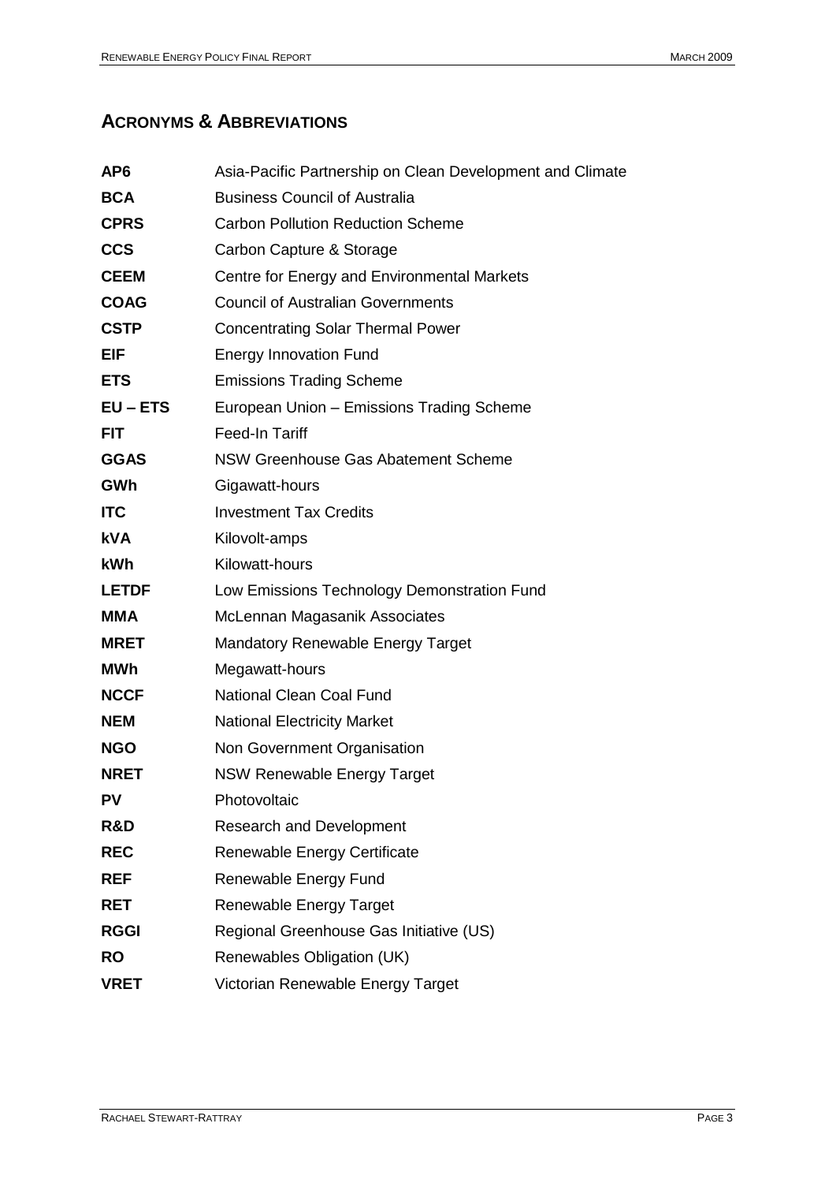## ACRONYMS & ABBREVIATIONS

| | |
|---|---|
| **AP6** | Asia-Pacific Partnership on Clean Development and Climate |
| **BCA** | Business Council of Australia |
| **CPRS** | Carbon Pollution Reduction Scheme |
| **CCS** | Carbon Capture & Storage |
| **CEEM** | Centre for Energy and Environmental Markets |
| **COAG** | Council of Australian Governments |
| **CSTP** | Concentrating Solar Thermal Power |
| **EIF** | Energy Innovation Fund |
| **ETS** | Emissions Trading Scheme |
| **EU – ETS** | European Union – Emissions Trading Scheme |
| **FIT** | Feed-In Tariff |
| **GGAS** | NSW Greenhouse Gas Abatement Scheme |
| **GWh** | Gigawatt-hours |
| **ITC** | Investment Tax Credits |
| **kVA** | Kilovolt-amps |
| **kWh** | Kilowatt-hours |
| **LETDF** | Low Emissions Technology Demonstration Fund |
| **MMA** | McLennan Magasanik Associates |
| **MRET** | Mandatory Renewable Energy Target |
| **MWh** | Megawatt-hours |
| **NCCF** | National Clean Coal Fund |
| **NEM** | National Electricity Market |
| **NGO** | Non Government Organisation |
| **NRET** | NSW Renewable Energy Target |
| **PV** | Photovoltaic |
| **R&D** | Research and Development |
| **REC** | Renewable Energy Certificate |
| **REF** | Renewable Energy Fund |
| **RET** | Renewable Energy Target |
| **RGGI** | Regional Greenhouse Gas Initiative (US) |
| **RO** | Renewables Obligation (UK) |
| **VRET** | Victorian Renewable Energy Target |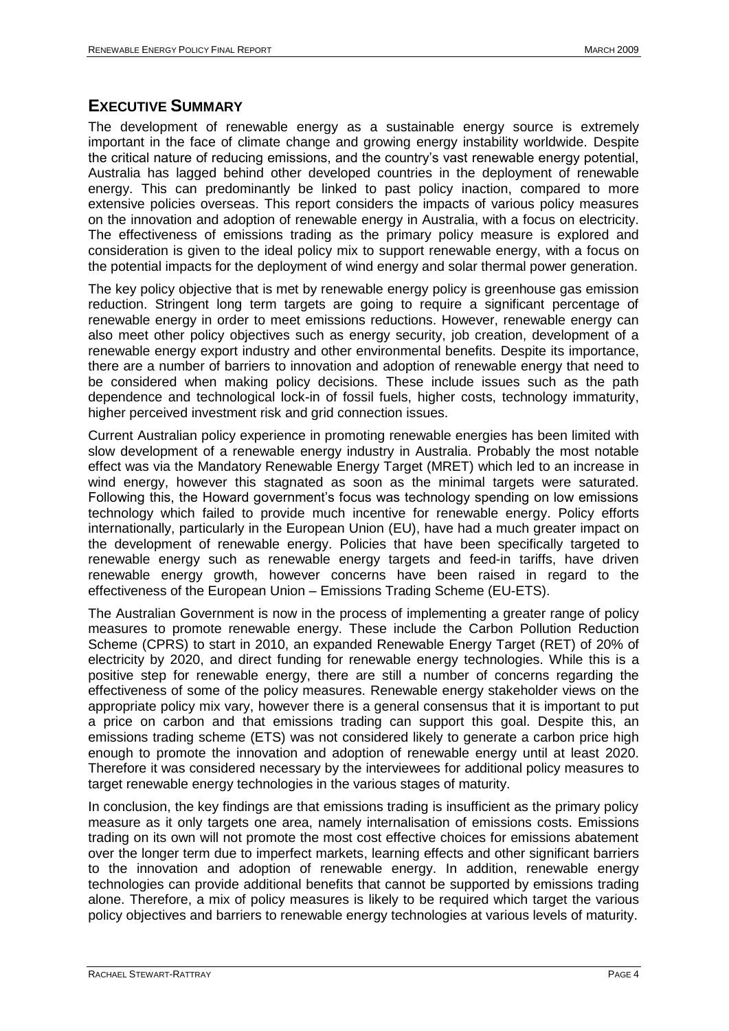## EXECUTIVE SUMMARY

The development of renewable energy as a sustainable energy source is extremely important in the face of climate change and growing energy instability worldwide. Despite the critical nature of reducing emissions, and the country's vast renewable energy potential, Australia has lagged behind other developed countries in the deployment of renewable energy. This can predominantly be linked to past policy inaction, compared to more extensive policies overseas. This report considers the impacts of various policy measures on the innovation and adoption of renewable energy in Australia, with a focus on electricity. The effectiveness of emissions trading as the primary policy measure is explored and consideration is given to the ideal policy mix to support renewable energy, with a focus on the potential impacts for the deployment of wind energy and solar thermal power generation.

The key policy objective that is met by renewable energy policy is greenhouse gas emission reduction. Stringent long term targets are going to require a significant percentage of renewable energy in order to meet emissions reductions. However, renewable energy can also meet other policy objectives such as energy security, job creation, development of a renewable energy export industry and other environmental benefits. Despite its importance, there are a number of barriers to innovation and adoption of renewable energy that need to be considered when making policy decisions. These include issues such as the path dependence and technological lock-in of fossil fuels, higher costs, technology immaturity, higher perceived investment risk and grid connection issues.

Current Australian policy experience in promoting renewable energies has been limited with slow development of a renewable energy industry in Australia. Probably the most notable effect was via the Mandatory Renewable Energy Target (MRET) which led to an increase in wind energy, however this stagnated as soon as the minimal targets were saturated. Following this, the Howard government's focus was technology spending on low emissions technology which failed to provide much incentive for renewable energy. Policy efforts internationally, particularly in the European Union (EU), have had a much greater impact on the development of renewable energy. Policies that have been specifically targeted to renewable energy such as renewable energy targets and feed-in tariffs, have driven renewable energy growth, however concerns have been raised in regard to the effectiveness of the European Union – Emissions Trading Scheme (EU-ETS).

The Australian Government is now in the process of implementing a greater range of policy measures to promote renewable energy. These include the Carbon Pollution Reduction Scheme (CPRS) to start in 2010, an expanded Renewable Energy Target (RET) of 20% of electricity by 2020, and direct funding for renewable energy technologies. While this is a positive step for renewable energy, there are still a number of concerns regarding the effectiveness of some of the policy measures. Renewable energy stakeholder views on the appropriate policy mix vary, however there is a general consensus that it is important to put a price on carbon and that emissions trading can support this goal. Despite this, an emissions trading scheme (ETS) was not considered likely to generate a carbon price high enough to promote the innovation and adoption of renewable energy until at least 2020. Therefore it was considered necessary by the interviewees for additional policy measures to target renewable energy technologies in the various stages of maturity.

In conclusion, the key findings are that emissions trading is insufficient as the primary policy measure as it only targets one area, namely internalisation of emissions costs. Emissions trading on its own will not promote the most cost effective choices for emissions abatement over the longer term due to imperfect markets, learning effects and other significant barriers to the innovation and adoption of renewable energy. In addition, renewable energy technologies can provide additional benefits that cannot be supported by emissions trading alone. Therefore, a mix of policy measures is likely to be required which target the various policy objectives and barriers to renewable energy technologies at various levels of maturity.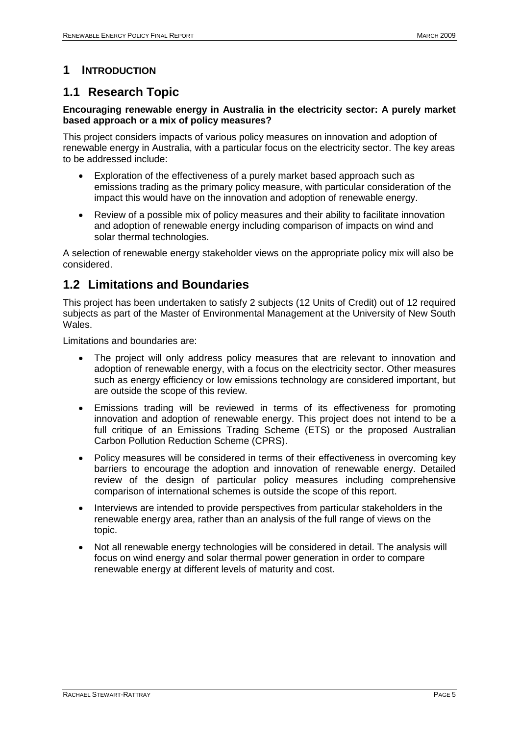# 1 INTRODUCTION

## 1.1 Research Topic

**Encouraging renewable energy in Australia in the electricity sector: A purely market based approach or a mix of policy measures?**

This project considers impacts of various policy measures on innovation and adoption of renewable energy in Australia, with a particular focus on the electricity sector. The key areas to be addressed include:

- Exploration of the effectiveness of a purely market based approach such as emissions trading as the primary policy measure, with particular consideration of the impact this would have on the innovation and adoption of renewable energy.
- Review of a possible mix of policy measures and their ability to facilitate innovation and adoption of renewable energy including comparison of impacts on wind and solar thermal technologies.

A selection of renewable energy stakeholder views on the appropriate policy mix will also be considered.

## 1.2 Limitations and Boundaries

This project has been undertaken to satisfy 2 subjects (12 Units of Credit) out of 12 required subjects as part of the Master of Environmental Management at the University of New South Wales.

Limitations and boundaries are:

- The project will only address policy measures that are relevant to innovation and adoption of renewable energy, with a focus on the electricity sector. Other measures such as energy efficiency or low emissions technology are considered important, but are outside the scope of this review.
- Emissions trading will be reviewed in terms of its effectiveness for promoting innovation and adoption of renewable energy. This project does not intend to be a full critique of an Emissions Trading Scheme (ETS) or the proposed Australian Carbon Pollution Reduction Scheme (CPRS).
- Policy measures will be considered in terms of their effectiveness in overcoming key barriers to encourage the adoption and innovation of renewable energy. Detailed review of the design of particular policy measures including comprehensive comparison of international schemes is outside the scope of this report.
- Interviews are intended to provide perspectives from particular stakeholders in the renewable energy area, rather than an analysis of the full range of views on the topic.
- Not all renewable energy technologies will be considered in detail. The analysis will focus on wind energy and solar thermal power generation in order to compare renewable energy at different levels of maturity and cost.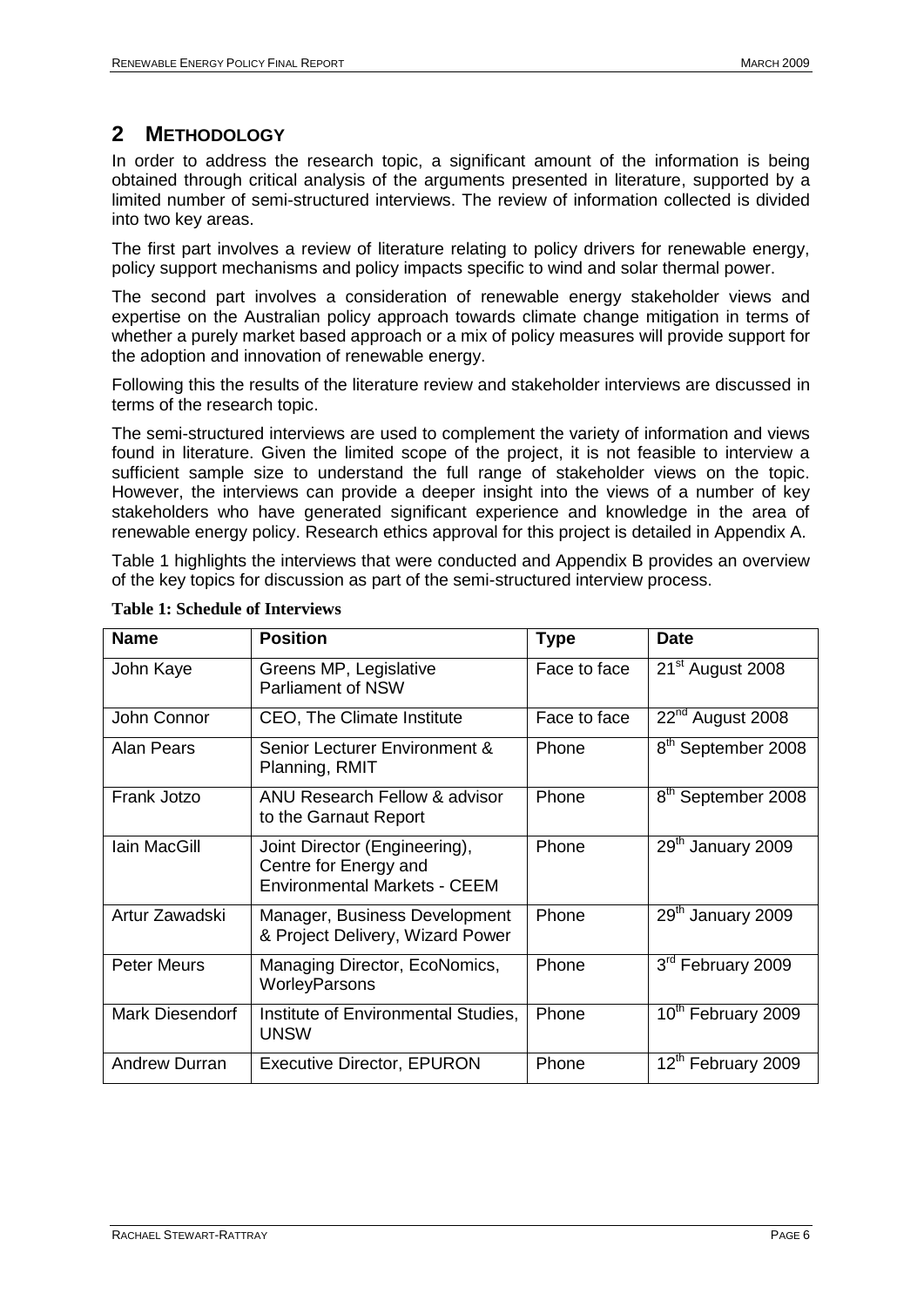## 2 METHODOLOGY

In order to address the research topic, a significant amount of the information is being obtained through critical analysis of the arguments presented in literature, supported by a limited number of semi-structured interviews. The review of information collected is divided into two key areas.

The first part involves a review of literature relating to policy drivers for renewable energy, policy support mechanisms and policy impacts specific to wind and solar thermal power.

The second part involves a consideration of renewable energy stakeholder views and expertise on the Australian policy approach towards climate change mitigation in terms of whether a purely market based approach or a mix of policy measures will provide support for the adoption and innovation of renewable energy.

Following this the results of the literature review and stakeholder interviews are discussed in terms of the research topic.

The semi-structured interviews are used to complement the variety of information and views found in literature. Given the limited scope of the project, it is not feasible to interview a sufficient sample size to understand the full range of stakeholder views on the topic. However, the interviews can provide a deeper insight into the views of a number of key stakeholders who have generated significant experience and knowledge in the area of renewable energy policy. Research ethics approval for this project is detailed in Appendix A.

Table 1 highlights the interviews that were conducted and Appendix B provides an overview of the key topics for discussion as part of the semi-structured interview process.

**Table 1: Schedule of Interviews**

| Name | Position | Type | Date |
|---|---|---|---|
| John Kaye | Greens MP, Legislative Parliament of NSW | Face to face | 21st August 2008 |
| John Connor | CEO, The Climate Institute | Face to face | 22nd August 2008 |
| Alan Pears | Senior Lecturer Environment & Planning, RMIT | Phone | 8th September 2008 |
| Frank Jotzo | ANU Research Fellow & advisor to the Garnaut Report | Phone | 8th September 2008 |
| Iain MacGill | Joint Director (Engineering), Centre for Energy and Environmental Markets - CEEM | Phone | 29th January 2009 |
| Artur Zawadski | Manager, Business Development & Project Delivery, Wizard Power | Phone | 29th January 2009 |
| Peter Meurs | Managing Director, EcoNomics, WorleyParsons | Phone | 3rd February 2009 |
| Mark Diesendorf | Institute of Environmental Studies, UNSW | Phone | 10th February 2009 |
| Andrew Durran | Executive Director, EPURON | Phone | 12th February 2009 |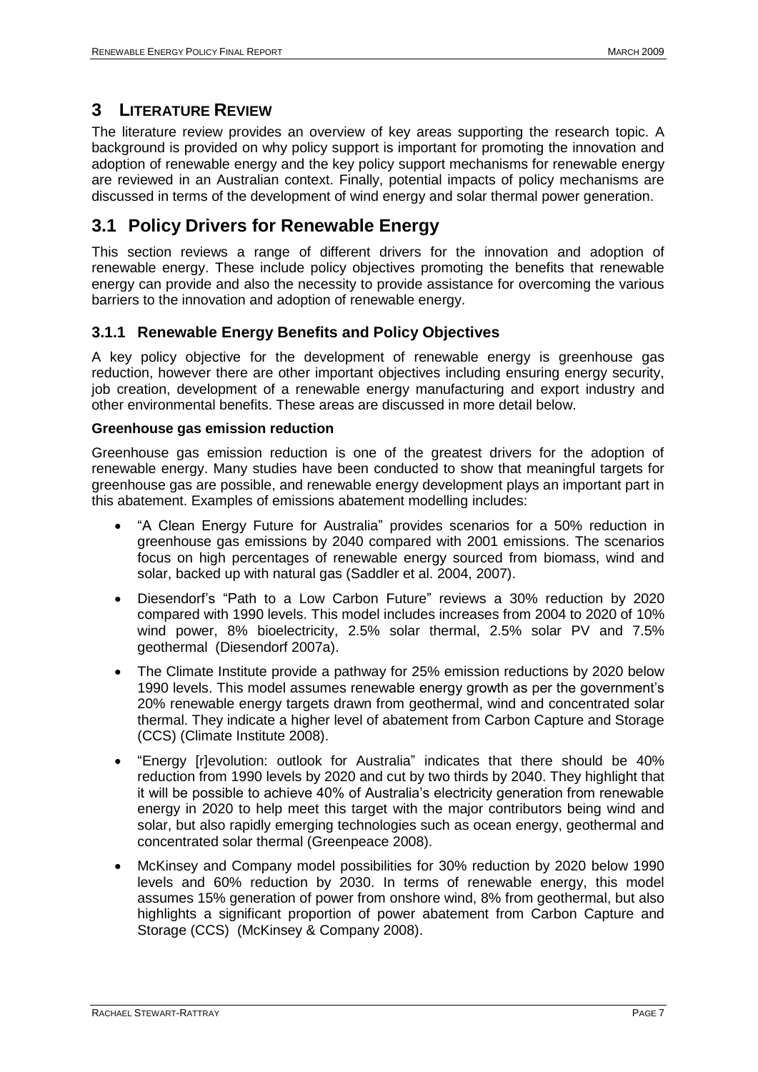# 3 LITERATURE REVIEW

The literature review provides an overview of key areas supporting the research topic. A background is provided on why policy support is important for promoting the innovation and adoption of renewable energy and the key policy support mechanisms for renewable energy are reviewed in an Australian context. Finally, potential impacts of policy mechanisms are discussed in terms of the development of wind energy and solar thermal power generation.

## 3.1 Policy Drivers for Renewable Energy

This section reviews a range of different drivers for the innovation and adoption of renewable energy. These include policy objectives promoting the benefits that renewable energy can provide and also the necessity to provide assistance for overcoming the various barriers to the innovation and adoption of renewable energy.

### 3.1.1 Renewable Energy Benefits and Policy Objectives

A key policy objective for the development of renewable energy is greenhouse gas reduction, however there are other important objectives including ensuring energy security, job creation, development of a renewable energy manufacturing and export industry and other environmental benefits. These areas are discussed in more detail below.

**Greenhouse gas emission reduction**

Greenhouse gas emission reduction is one of the greatest drivers for the adoption of renewable energy. Many studies have been conducted to show that meaningful targets for greenhouse gas are possible, and renewable energy development plays an important part in this abatement. Examples of emissions abatement modelling includes:

- "A Clean Energy Future for Australia" provides scenarios for a 50% reduction in greenhouse gas emissions by 2040 compared with 2001 emissions. The scenarios focus on high percentages of renewable energy sourced from biomass, wind and solar, backed up with natural gas (Saddler et al. 2004, 2007).
- Diesendorf's "Path to a Low Carbon Future" reviews a 30% reduction by 2020 compared with 1990 levels. This model includes increases from 2004 to 2020 of 10% wind power, 8% bioelectricity, 2.5% solar thermal, 2.5% solar PV and 7.5% geothermal (Diesendorf 2007a).
- The Climate Institute provide a pathway for 25% emission reductions by 2020 below 1990 levels. This model assumes renewable energy growth as per the government's 20% renewable energy targets drawn from geothermal, wind and concentrated solar thermal. They indicate a higher level of abatement from Carbon Capture and Storage (CCS) (Climate Institute 2008).
- "Energy [r]evolution: outlook for Australia" indicates that there should be 40% reduction from 1990 levels by 2020 and cut by two thirds by 2040. They highlight that it will be possible to achieve 40% of Australia's electricity generation from renewable energy in 2020 to help meet this target with the major contributors being wind and solar, but also rapidly emerging technologies such as ocean energy, geothermal and concentrated solar thermal (Greenpeace 2008).
- McKinsey and Company model possibilities for 30% reduction by 2020 below 1990 levels and 60% reduction by 2030. In terms of renewable energy, this model assumes 15% generation of power from onshore wind, 8% from geothermal, but also highlights a significant proportion of power abatement from Carbon Capture and Storage (CCS) (McKinsey & Company 2008).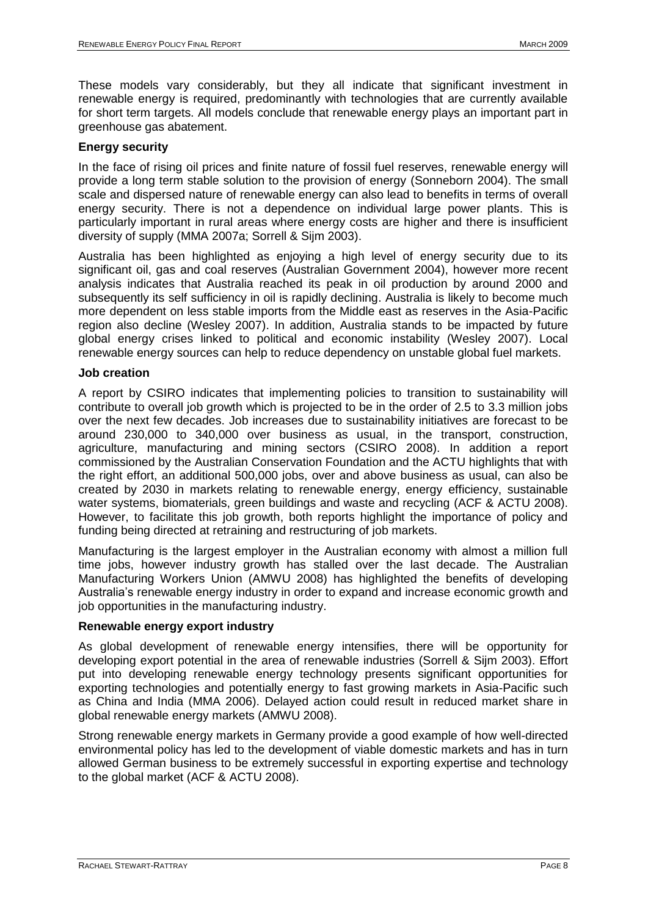These models vary considerably, but they all indicate that significant investment in renewable energy is required, predominantly with technologies that are currently available for short term targets. All models conclude that renewable energy plays an important part in greenhouse gas abatement.

### Energy security

In the face of rising oil prices and finite nature of fossil fuel reserves, renewable energy will provide a long term stable solution to the provision of energy (Sonneborn 2004). The small scale and dispersed nature of renewable energy can also lead to benefits in terms of overall energy security. There is not a dependence on individual large power plants. This is particularly important in rural areas where energy costs are higher and there is insufficient diversity of supply (MMA 2007a; Sorrell & Sijm 2003).

Australia has been highlighted as enjoying a high level of energy security due to its significant oil, gas and coal reserves (Australian Government 2004), however more recent analysis indicates that Australia reached its peak in oil production by around 2000 and subsequently its self sufficiency in oil is rapidly declining. Australia is likely to become much more dependent on less stable imports from the Middle east as reserves in the Asia-Pacific region also decline (Wesley 2007). In addition, Australia stands to be impacted by future global energy crises linked to political and economic instability (Wesley 2007). Local renewable energy sources can help to reduce dependency on unstable global fuel markets.

### Job creation

A report by CSIRO indicates that implementing policies to transition to sustainability will contribute to overall job growth which is projected to be in the order of 2.5 to 3.3 million jobs over the next few decades. Job increases due to sustainability initiatives are forecast to be around 230,000 to 340,000 over business as usual, in the transport, construction, agriculture, manufacturing and mining sectors (CSIRO 2008). In addition a report commissioned by the Australian Conservation Foundation and the ACTU highlights that with the right effort, an additional 500,000 jobs, over and above business as usual, can also be created by 2030 in markets relating to renewable energy, energy efficiency, sustainable water systems, biomaterials, green buildings and waste and recycling (ACF & ACTU 2008). However, to facilitate this job growth, both reports highlight the importance of policy and funding being directed at retraining and restructuring of job markets.

Manufacturing is the largest employer in the Australian economy with almost a million full time jobs, however industry growth has stalled over the last decade. The Australian Manufacturing Workers Union (AMWU 2008) has highlighted the benefits of developing Australia's renewable energy industry in order to expand and increase economic growth and job opportunities in the manufacturing industry.

### Renewable energy export industry

As global development of renewable energy intensifies, there will be opportunity for developing export potential in the area of renewable industries (Sorrell & Sijm 2003). Effort put into developing renewable energy technology presents significant opportunities for exporting technologies and potentially energy to fast growing markets in Asia-Pacific such as China and India (MMA 2006). Delayed action could result in reduced market share in global renewable energy markets (AMWU 2008).

Strong renewable energy markets in Germany provide a good example of how well-directed environmental policy has led to the development of viable domestic markets and has in turn allowed German business to be extremely successful in exporting expertise and technology to the global market (ACF & ACTU 2008).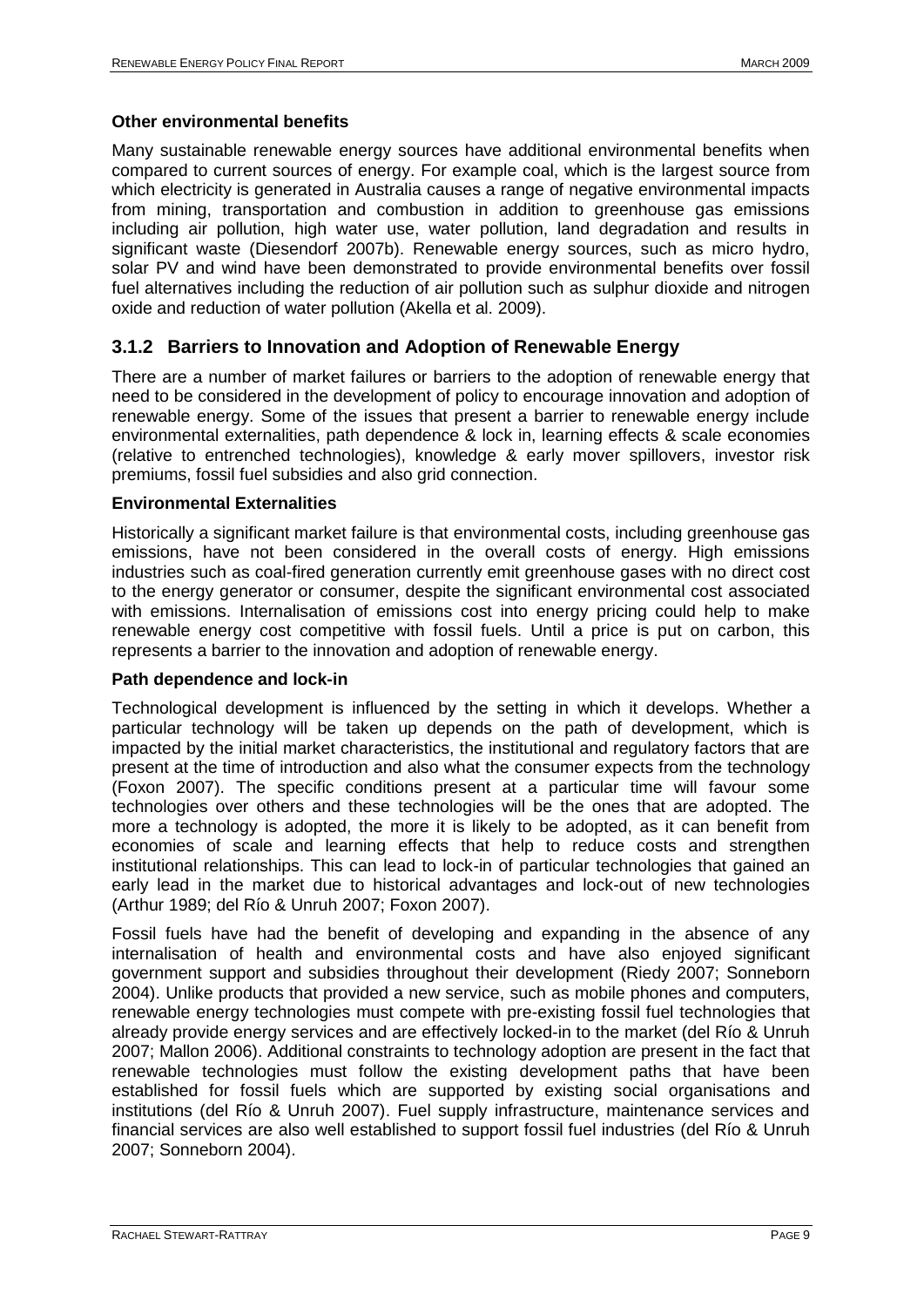**Other environmental benefits**

Many sustainable renewable energy sources have additional environmental benefits when compared to current sources of energy. For example coal, which is the largest source from which electricity is generated in Australia causes a range of negative environmental impacts from mining, transportation and combustion in addition to greenhouse gas emissions including air pollution, high water use, water pollution, land degradation and results in significant waste (Diesendorf 2007b). Renewable energy sources, such as micro hydro, solar PV and wind have been demonstrated to provide environmental benefits over fossil fuel alternatives including the reduction of air pollution such as sulphur dioxide and nitrogen oxide and reduction of water pollution (Akella et al. 2009).

### 3.1.2 Barriers to Innovation and Adoption of Renewable Energy

There are a number of market failures or barriers to the adoption of renewable energy that need to be considered in the development of policy to encourage innovation and adoption of renewable energy. Some of the issues that present a barrier to renewable energy include environmental externalities, path dependence & lock in, learning effects & scale economies (relative to entrenched technologies), knowledge & early mover spillovers, investor risk premiums, fossil fuel subsidies and also grid connection.

**Environmental Externalities**

Historically a significant market failure is that environmental costs, including greenhouse gas emissions, have not been considered in the overall costs of energy. High emissions industries such as coal-fired generation currently emit greenhouse gases with no direct cost to the energy generator or consumer, despite the significant environmental cost associated with emissions. Internalisation of emissions cost into energy pricing could help to make renewable energy cost competitive with fossil fuels. Until a price is put on carbon, this represents a barrier to the innovation and adoption of renewable energy.

**Path dependence and lock-in**

Technological development is influenced by the setting in which it develops. Whether a particular technology will be taken up depends on the path of development, which is impacted by the initial market characteristics, the institutional and regulatory factors that are present at the time of introduction and also what the consumer expects from the technology (Foxon 2007). The specific conditions present at a particular time will favour some technologies over others and these technologies will be the ones that are adopted. The more a technology is adopted, the more it is likely to be adopted, as it can benefit from economies of scale and learning effects that help to reduce costs and strengthen institutional relationships. This can lead to lock-in of particular technologies that gained an early lead in the market due to historical advantages and lock-out of new technologies (Arthur 1989; del Río & Unruh 2007; Foxon 2007).

Fossil fuels have had the benefit of developing and expanding in the absence of any internalisation of health and environmental costs and have also enjoyed significant government support and subsidies throughout their development (Riedy 2007; Sonneborn 2004). Unlike products that provided a new service, such as mobile phones and computers, renewable energy technologies must compete with pre-existing fossil fuel technologies that already provide energy services and are effectively locked-in to the market (del Río & Unruh 2007; Mallon 2006). Additional constraints to technology adoption are present in the fact that renewable technologies must follow the existing development paths that have been established for fossil fuels which are supported by existing social organisations and institutions (del Río & Unruh 2007). Fuel supply infrastructure, maintenance services and financial services are also well established to support fossil fuel industries (del Río & Unruh 2007; Sonneborn 2004).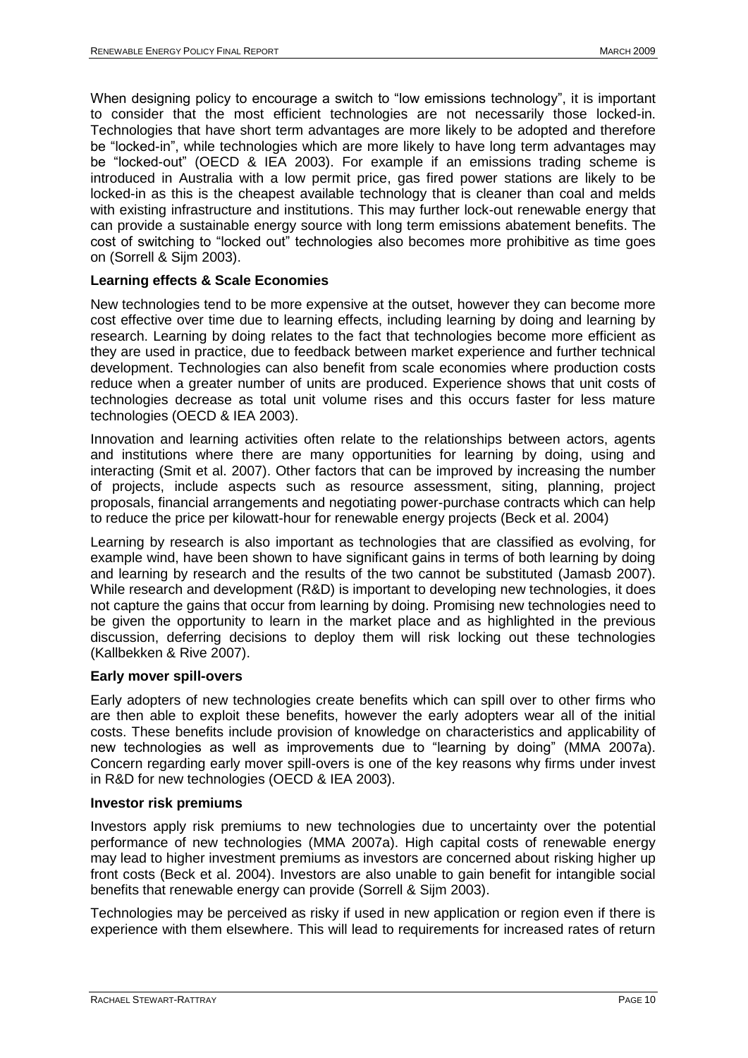When designing policy to encourage a switch to "low emissions technology", it is important to consider that the most efficient technologies are not necessarily those locked-in. Technologies that have short term advantages are more likely to be adopted and therefore be "locked-in", while technologies which are more likely to have long term advantages may be "locked-out" (OECD & IEA 2003). For example if an emissions trading scheme is introduced in Australia with a low permit price, gas fired power stations are likely to be locked-in as this is the cheapest available technology that is cleaner than coal and melds with existing infrastructure and institutions. This may further lock-out renewable energy that can provide a sustainable energy source with long term emissions abatement benefits. The cost of switching to "locked out" technologies also becomes more prohibitive as time goes on (Sorrell & Sijm 2003).

**Learning effects & Scale Economies**

New technologies tend to be more expensive at the outset, however they can become more cost effective over time due to learning effects, including learning by doing and learning by research. Learning by doing relates to the fact that technologies become more efficient as they are used in practice, due to feedback between market experience and further technical development. Technologies can also benefit from scale economies where production costs reduce when a greater number of units are produced. Experience shows that unit costs of technologies decrease as total unit volume rises and this occurs faster for less mature technologies (OECD & IEA 2003).

Innovation and learning activities often relate to the relationships between actors, agents and institutions where there are many opportunities for learning by doing, using and interacting (Smit et al. 2007). Other factors that can be improved by increasing the number of projects, include aspects such as resource assessment, siting, planning, project proposals, financial arrangements and negotiating power-purchase contracts which can help to reduce the price per kilowatt-hour for renewable energy projects (Beck et al. 2004)

Learning by research is also important as technologies that are classified as evolving, for example wind, have been shown to have significant gains in terms of both learning by doing and learning by research and the results of the two cannot be substituted (Jamasb 2007). While research and development (R&D) is important to developing new technologies, it does not capture the gains that occur from learning by doing. Promising new technologies need to be given the opportunity to learn in the market place and as highlighted in the previous discussion, deferring decisions to deploy them will risk locking out these technologies (Kallbekken & Rive 2007).

**Early mover spill-overs**

Early adopters of new technologies create benefits which can spill over to other firms who are then able to exploit these benefits, however the early adopters wear all of the initial costs. These benefits include provision of knowledge on characteristics and applicability of new technologies as well as improvements due to "learning by doing" (MMA 2007a). Concern regarding early mover spill-overs is one of the key reasons why firms under invest in R&D for new technologies (OECD & IEA 2003).

**Investor risk premiums**

Investors apply risk premiums to new technologies due to uncertainty over the potential performance of new technologies (MMA 2007a). High capital costs of renewable energy may lead to higher investment premiums as investors are concerned about risking higher up front costs (Beck et al. 2004). Investors are also unable to gain benefit for intangible social benefits that renewable energy can provide (Sorrell & Sijm 2003).

Technologies may be perceived as risky if used in new application or region even if there is experience with them elsewhere. This will lead to requirements for increased rates of return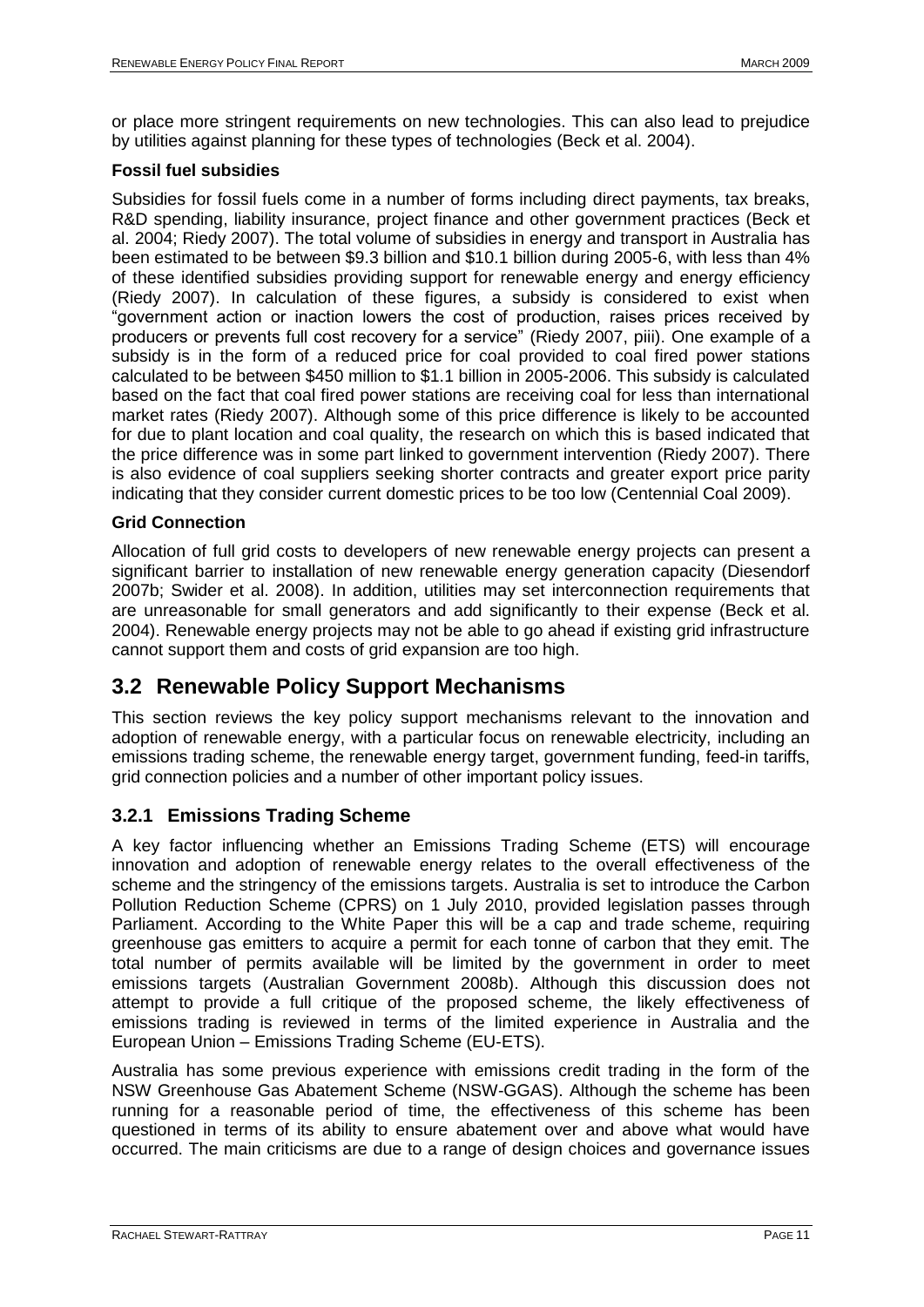or place more stringent requirements on new technologies. This can also lead to prejudice by utilities against planning for these types of technologies (Beck et al. 2004).

**Fossil fuel subsidies**

Subsidies for fossil fuels come in a number of forms including direct payments, tax breaks, R&D spending, liability insurance, project finance and other government practices (Beck et al. 2004; Riedy 2007). The total volume of subsidies in energy and transport in Australia has been estimated to be between $9.3 billion and $10.1 billion during 2005-6, with less than 4% of these identified subsidies providing support for renewable energy and energy efficiency (Riedy 2007). In calculation of these figures, a subsidy is considered to exist when "government action or inaction lowers the cost of production, raises prices received by producers or prevents full cost recovery for a service" (Riedy 2007, piii). One example of a subsidy is in the form of a reduced price for coal provided to coal fired power stations calculated to be between $450 million to $1.1 billion in 2005-2006. This subsidy is calculated based on the fact that coal fired power stations are receiving coal for less than international market rates (Riedy 2007). Although some of this price difference is likely to be accounted for due to plant location and coal quality, the research on which this is based indicated that the price difference was in some part linked to government intervention (Riedy 2007). There is also evidence of coal suppliers seeking shorter contracts and greater export price parity indicating that they consider current domestic prices to be too low (Centennial Coal 2009).

**Grid Connection**

Allocation of full grid costs to developers of new renewable energy projects can present a significant barrier to installation of new renewable energy generation capacity (Diesendorf 2007b; Swider et al. 2008). In addition, utilities may set interconnection requirements that are unreasonable for small generators and add significantly to their expense (Beck et al. 2004). Renewable energy projects may not be able to go ahead if existing grid infrastructure cannot support them and costs of grid expansion are too high.

## 3.2 Renewable Policy Support Mechanisms

This section reviews the key policy support mechanisms relevant to the innovation and adoption of renewable energy, with a particular focus on renewable electricity, including an emissions trading scheme, the renewable energy target, government funding, feed-in tariffs, grid connection policies and a number of other important policy issues.

### 3.2.1 Emissions Trading Scheme

A key factor influencing whether an Emissions Trading Scheme (ETS) will encourage innovation and adoption of renewable energy relates to the overall effectiveness of the scheme and the stringency of the emissions targets. Australia is set to introduce the Carbon Pollution Reduction Scheme (CPRS) on 1 July 2010, provided legislation passes through Parliament. According to the White Paper this will be a cap and trade scheme, requiring greenhouse gas emitters to acquire a permit for each tonne of carbon that they emit. The total number of permits available will be limited by the government in order to meet emissions targets (Australian Government 2008b). Although this discussion does not attempt to provide a full critique of the proposed scheme, the likely effectiveness of emissions trading is reviewed in terms of the limited experience in Australia and the European Union – Emissions Trading Scheme (EU-ETS).

Australia has some previous experience with emissions credit trading in the form of the NSW Greenhouse Gas Abatement Scheme (NSW-GGAS). Although the scheme has been running for a reasonable period of time, the effectiveness of this scheme has been questioned in terms of its ability to ensure abatement over and above what would have occurred. The main criticisms are due to a range of design choices and governance issues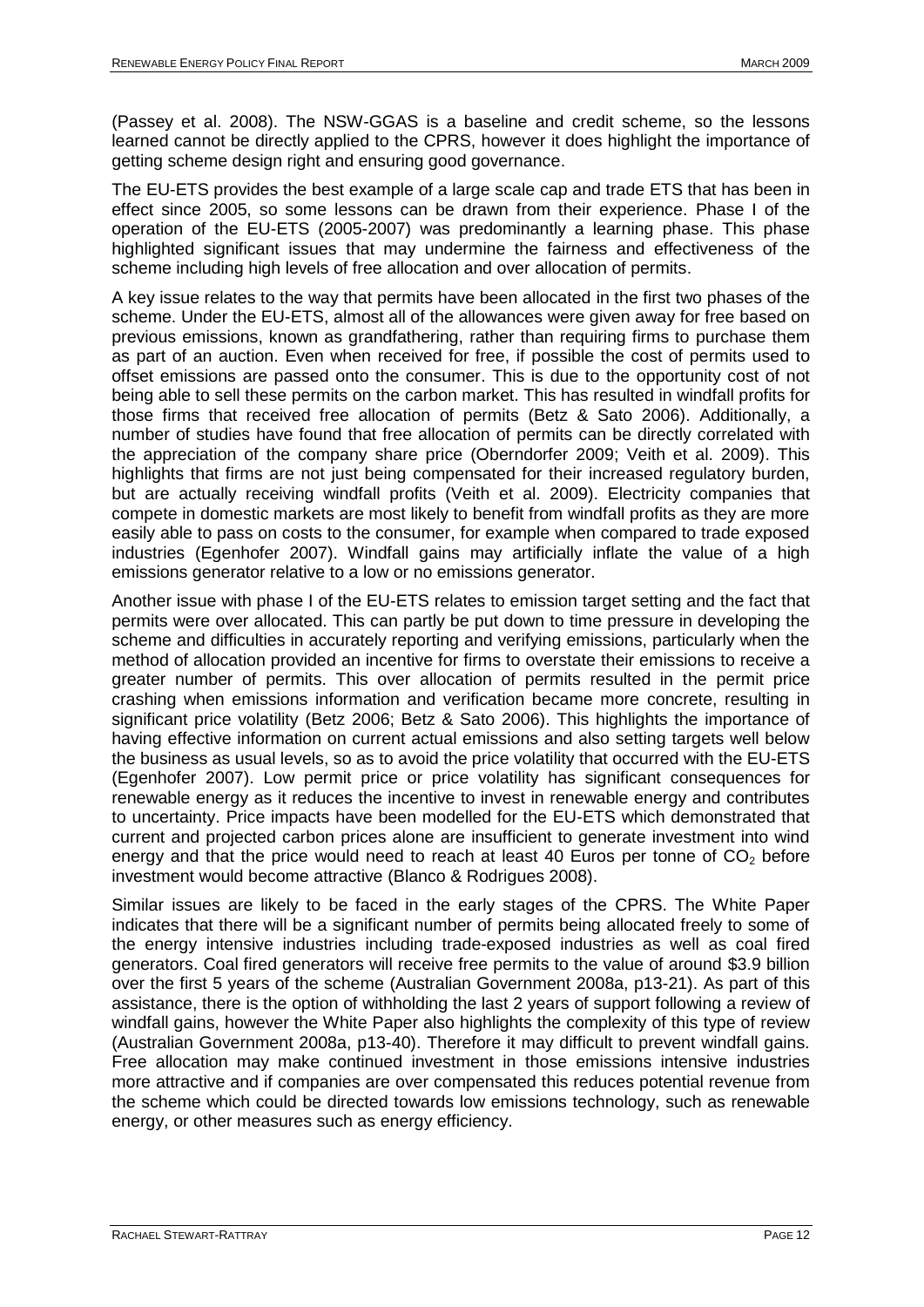(Passey et al. 2008). The NSW-GGAS is a baseline and credit scheme, so the lessons learned cannot be directly applied to the CPRS, however it does highlight the importance of getting scheme design right and ensuring good governance.

The EU-ETS provides the best example of a large scale cap and trade ETS that has been in effect since 2005, so some lessons can be drawn from their experience. Phase I of the operation of the EU-ETS (2005-2007) was predominantly a learning phase. This phase highlighted significant issues that may undermine the fairness and effectiveness of the scheme including high levels of free allocation and over allocation of permits.

A key issue relates to the way that permits have been allocated in the first two phases of the scheme. Under the EU-ETS, almost all of the allowances were given away for free based on previous emissions, known as grandfathering, rather than requiring firms to purchase them as part of an auction. Even when received for free, if possible the cost of permits used to offset emissions are passed onto the consumer. This is due to the opportunity cost of not being able to sell these permits on the carbon market. This has resulted in windfall profits for those firms that received free allocation of permits (Betz & Sato 2006). Additionally, a number of studies have found that free allocation of permits can be directly correlated with the appreciation of the company share price (Oberndorfer 2009; Veith et al. 2009). This highlights that firms are not just being compensated for their increased regulatory burden, but are actually receiving windfall profits (Veith et al. 2009). Electricity companies that compete in domestic markets are most likely to benefit from windfall profits as they are more easily able to pass on costs to the consumer, for example when compared to trade exposed industries (Egenhofer 2007). Windfall gains may artificially inflate the value of a high emissions generator relative to a low or no emissions generator.

Another issue with phase I of the EU-ETS relates to emission target setting and the fact that permits were over allocated. This can partly be put down to time pressure in developing the scheme and difficulties in accurately reporting and verifying emissions, particularly when the method of allocation provided an incentive for firms to overstate their emissions to receive a greater number of permits. This over allocation of permits resulted in the permit price crashing when emissions information and verification became more concrete, resulting in significant price volatility (Betz 2006; Betz & Sato 2006). This highlights the importance of having effective information on current actual emissions and also setting targets well below the business as usual levels, so as to avoid the price volatility that occurred with the EU-ETS (Egenhofer 2007). Low permit price or price volatility has significant consequences for renewable energy as it reduces the incentive to invest in renewable energy and contributes to uncertainty. Price impacts have been modelled for the EU-ETS which demonstrated that current and projected carbon prices alone are insufficient to generate investment into wind energy and that the price would need to reach at least 40 Euros per tonne of $CO_2$ before investment would become attractive (Blanco & Rodrigues 2008).

Similar issues are likely to be faced in the early stages of the CPRS. The White Paper indicates that there will be a significant number of permits being allocated freely to some of the energy intensive industries including trade-exposed industries as well as coal fired generators. Coal fired generators will receive free permits to the value of around $3.9 billion over the first 5 years of the scheme (Australian Government 2008a, p13-21). As part of this assistance, there is the option of withholding the last 2 years of support following a review of windfall gains, however the White Paper also highlights the complexity of this type of review (Australian Government 2008a, p13-40). Therefore it may difficult to prevent windfall gains. Free allocation may make continued investment in those emissions intensive industries more attractive and if companies are over compensated this reduces potential revenue from the scheme which could be directed towards low emissions technology, such as renewable energy, or other measures such as energy efficiency.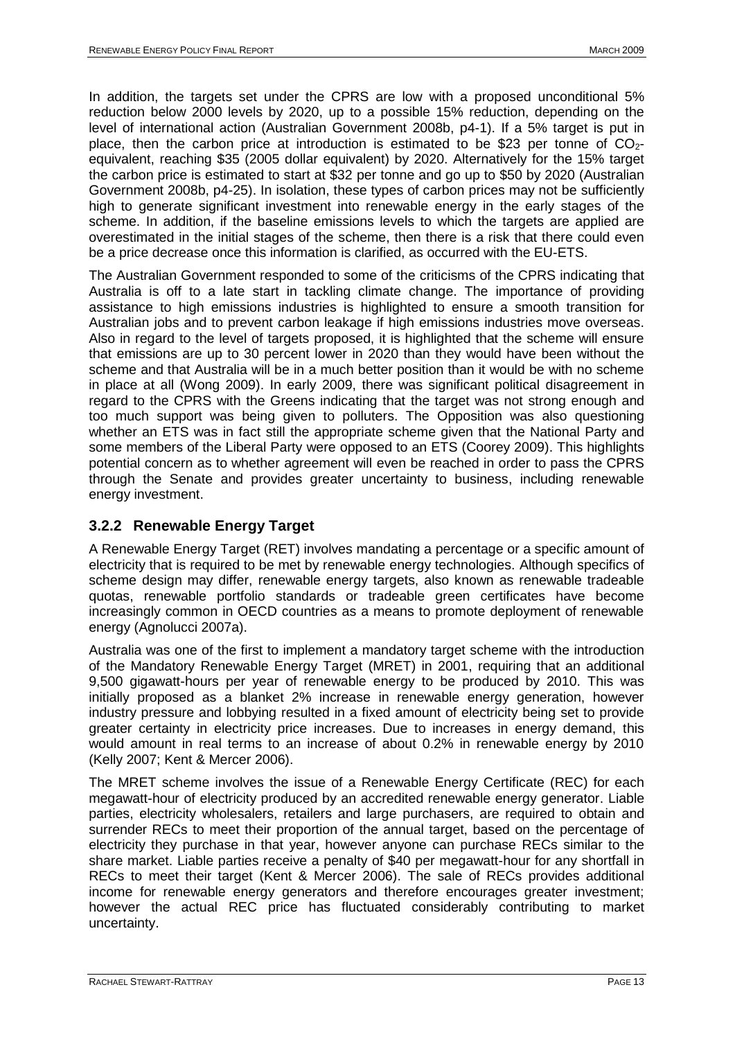In addition, the targets set under the CPRS are low with a proposed unconditional 5% reduction below 2000 levels by 2020, up to a possible 15% reduction, depending on the level of international action (Australian Government 2008b, p4-1). If a 5% target is put in place, then the carbon price at introduction is estimated to be \$23 per tonne of $CO_2$-equivalent, reaching \$35 (2005 dollar equivalent) by 2020. Alternatively for the 15% target the carbon price is estimated to start at \$32 per tonne and go up to \$50 by 2020 (Australian Government 2008b, p4-25). In isolation, these types of carbon prices may not be sufficiently high to generate significant investment into renewable energy in the early stages of the scheme. In addition, if the baseline emissions levels to which the targets are applied are overestimated in the initial stages of the scheme, then there is a risk that there could even be a price decrease once this information is clarified, as occurred with the EU-ETS.

The Australian Government responded to some of the criticisms of the CPRS indicating that Australia is off to a late start in tackling climate change. The importance of providing assistance to high emissions industries is highlighted to ensure a smooth transition for Australian jobs and to prevent carbon leakage if high emissions industries move overseas. Also in regard to the level of targets proposed, it is highlighted that the scheme will ensure that emissions are up to 30 percent lower in 2020 than they would have been without the scheme and that Australia will be in a much better position than it would be with no scheme in place at all (Wong 2009). In early 2009, there was significant political disagreement in regard to the CPRS with the Greens indicating that the target was not strong enough and too much support was being given to polluters. The Opposition was also questioning whether an ETS was in fact still the appropriate scheme given that the National Party and some members of the Liberal Party were opposed to an ETS (Coorey 2009). This highlights potential concern as to whether agreement will even be reached in order to pass the CPRS through the Senate and provides greater uncertainty to business, including renewable energy investment.

### 3.2.2 Renewable Energy Target

A Renewable Energy Target (RET) involves mandating a percentage or a specific amount of electricity that is required to be met by renewable energy technologies. Although specifics of scheme design may differ, renewable energy targets, also known as renewable tradeable quotas, renewable portfolio standards or tradeable green certificates have become increasingly common in OECD countries as a means to promote deployment of renewable energy (Agnolucci 2007a).

Australia was one of the first to implement a mandatory target scheme with the introduction of the Mandatory Renewable Energy Target (MRET) in 2001, requiring that an additional 9,500 gigawatt-hours per year of renewable energy to be produced by 2010. This was initially proposed as a blanket 2% increase in renewable energy generation, however industry pressure and lobbying resulted in a fixed amount of electricity being set to provide greater certainty in electricity price increases. Due to increases in energy demand, this would amount in real terms to an increase of about 0.2% in renewable energy by 2010 (Kelly 2007; Kent & Mercer 2006).

The MRET scheme involves the issue of a Renewable Energy Certificate (REC) for each megawatt-hour of electricity produced by an accredited renewable energy generator. Liable parties, electricity wholesalers, retailers and large purchasers, are required to obtain and surrender RECs to meet their proportion of the annual target, based on the percentage of electricity they purchase in that year, however anyone can purchase RECs similar to the share market. Liable parties receive a penalty of \$40 per megawatt-hour for any shortfall in RECs to meet their target (Kent & Mercer 2006). The sale of RECs provides additional income for renewable energy generators and therefore encourages greater investment; however the actual REC price has fluctuated considerably contributing to market uncertainty.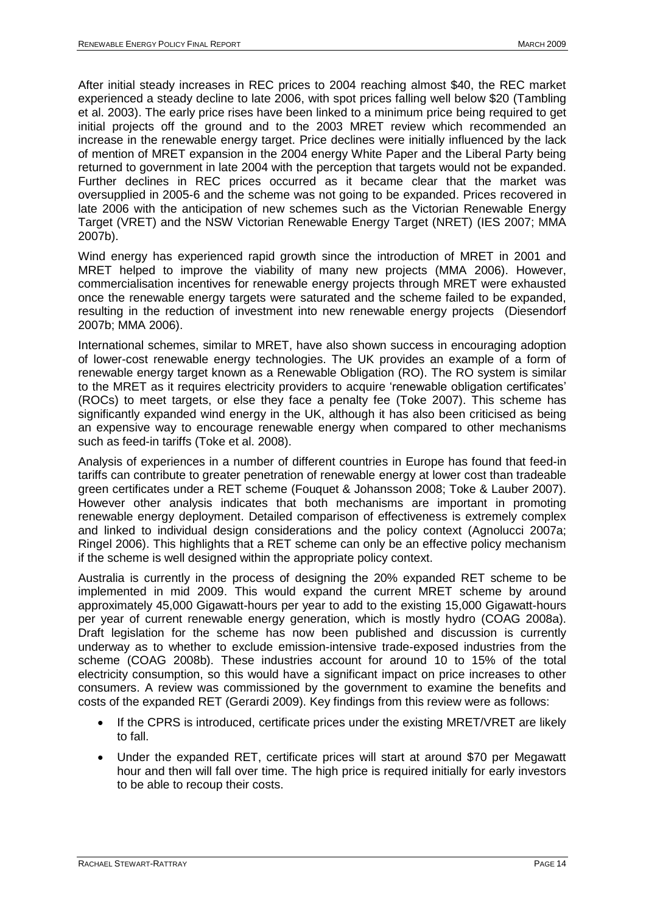After initial steady increases in REC prices to 2004 reaching almost $40, the REC market experienced a steady decline to late 2006, with spot prices falling well below $20 (Tambling et al. 2003). The early price rises have been linked to a minimum price being required to get initial projects off the ground and to the 2003 MRET review which recommended an increase in the renewable energy target. Price declines were initially influenced by the lack of mention of MRET expansion in the 2004 energy White Paper and the Liberal Party being returned to government in late 2004 with the perception that targets would not be expanded. Further declines in REC prices occurred as it became clear that the market was oversupplied in 2005-6 and the scheme was not going to be expanded. Prices recovered in late 2006 with the anticipation of new schemes such as the Victorian Renewable Energy Target (VRET) and the NSW Victorian Renewable Energy Target (NRET) (IES 2007; MMA 2007b).

Wind energy has experienced rapid growth since the introduction of MRET in 2001 and MRET helped to improve the viability of many new projects (MMA 2006). However, commercialisation incentives for renewable energy projects through MRET were exhausted once the renewable energy targets were saturated and the scheme failed to be expanded, resulting in the reduction of investment into new renewable energy projects (Diesendorf 2007b; MMA 2006).

International schemes, similar to MRET, have also shown success in encouraging adoption of lower-cost renewable energy technologies. The UK provides an example of a form of renewable energy target known as a Renewable Obligation (RO). The RO system is similar to the MRET as it requires electricity providers to acquire 'renewable obligation certificates' (ROCs) to meet targets, or else they face a penalty fee (Toke 2007). This scheme has significantly expanded wind energy in the UK, although it has also been criticised as being an expensive way to encourage renewable energy when compared to other mechanisms such as feed-in tariffs (Toke et al. 2008).

Analysis of experiences in a number of different countries in Europe has found that feed-in tariffs can contribute to greater penetration of renewable energy at lower cost than tradeable green certificates under a RET scheme (Fouquet & Johansson 2008; Toke & Lauber 2007). However other analysis indicates that both mechanisms are important in promoting renewable energy deployment. Detailed comparison of effectiveness is extremely complex and linked to individual design considerations and the policy context (Agnolucci 2007a; Ringel 2006). This highlights that a RET scheme can only be an effective policy mechanism if the scheme is well designed within the appropriate policy context.

Australia is currently in the process of designing the 20% expanded RET scheme to be implemented in mid 2009. This would expand the current MRET scheme by around approximately 45,000 Gigawatt-hours per year to add to the existing 15,000 Gigawatt-hours per year of current renewable energy generation, which is mostly hydro (COAG 2008a). Draft legislation for the scheme has now been published and discussion is currently underway as to whether to exclude emission-intensive trade-exposed industries from the scheme (COAG 2008b). These industries account for around 10 to 15% of the total electricity consumption, so this would have a significant impact on price increases to other consumers. A review was commissioned by the government to examine the benefits and costs of the expanded RET (Gerardi 2009). Key findings from this review were as follows:

- If the CPRS is introduced, certificate prices under the existing MRET/VRET are likely to fall.
- Under the expanded RET, certificate prices will start at around $70 per Megawatt hour and then will fall over time. The high price is required initially for early investors to be able to recoup their costs.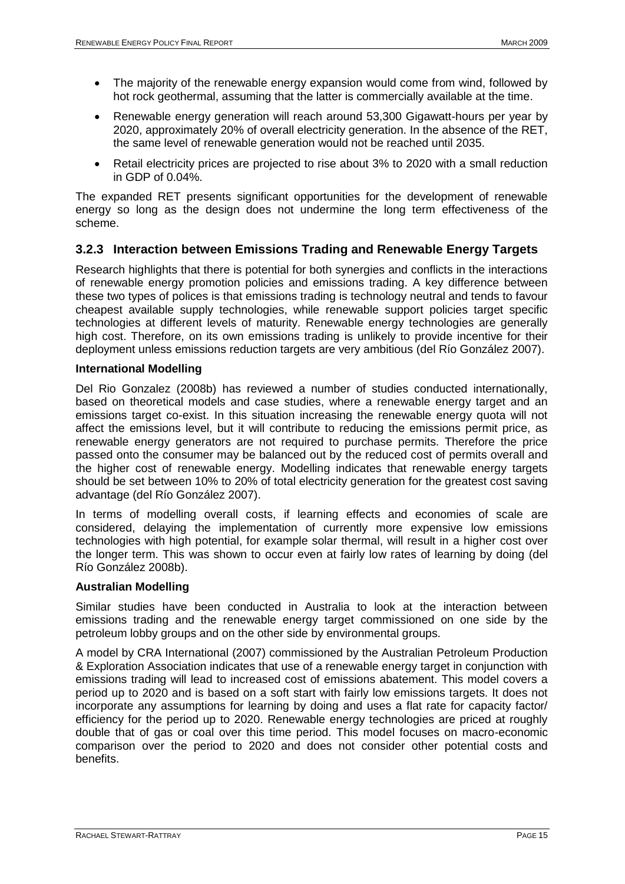- The majority of the renewable energy expansion would come from wind, followed by hot rock geothermal, assuming that the latter is commercially available at the time.
- Renewable energy generation will reach around 53,300 Gigawatt-hours per year by 2020, approximately 20% of overall electricity generation. In the absence of the RET, the same level of renewable generation would not be reached until 2035.
- Retail electricity prices are projected to rise about 3% to 2020 with a small reduction in GDP of 0.04%.

The expanded RET presents significant opportunities for the development of renewable energy so long as the design does not undermine the long term effectiveness of the scheme.

### 3.2.3 Interaction between Emissions Trading and Renewable Energy Targets

Research highlights that there is potential for both synergies and conflicts in the interactions of renewable energy promotion policies and emissions trading. A key difference between these two types of polices is that emissions trading is technology neutral and tends to favour cheapest available supply technologies, while renewable support policies target specific technologies at different levels of maturity. Renewable energy technologies are generally high cost. Therefore, on its own emissions trading is unlikely to provide incentive for their deployment unless emissions reduction targets are very ambitious (del Río González 2007).

**International Modelling**

Del Rio Gonzalez (2008b) has reviewed a number of studies conducted internationally, based on theoretical models and case studies, where a renewable energy target and an emissions target co-exist. In this situation increasing the renewable energy quota will not affect the emissions level, but it will contribute to reducing the emissions permit price, as renewable energy generators are not required to purchase permits. Therefore the price passed onto the consumer may be balanced out by the reduced cost of permits overall and the higher cost of renewable energy. Modelling indicates that renewable energy targets should be set between 10% to 20% of total electricity generation for the greatest cost saving advantage (del Río González 2007).

In terms of modelling overall costs, if learning effects and economies of scale are considered, delaying the implementation of currently more expensive low emissions technologies with high potential, for example solar thermal, will result in a higher cost over the longer term. This was shown to occur even at fairly low rates of learning by doing (del Río González 2008b).

**Australian Modelling**

Similar studies have been conducted in Australia to look at the interaction between emissions trading and the renewable energy target commissioned on one side by the petroleum lobby groups and on the other side by environmental groups.

A model by CRA International (2007) commissioned by the Australian Petroleum Production & Exploration Association indicates that use of a renewable energy target in conjunction with emissions trading will lead to increased cost of emissions abatement. This model covers a period up to 2020 and is based on a soft start with fairly low emissions targets. It does not incorporate any assumptions for learning by doing and uses a flat rate for capacity factor/ efficiency for the period up to 2020. Renewable energy technologies are priced at roughly double that of gas or coal over this time period. This model focuses on macro-economic comparison over the period to 2020 and does not consider other potential costs and benefits.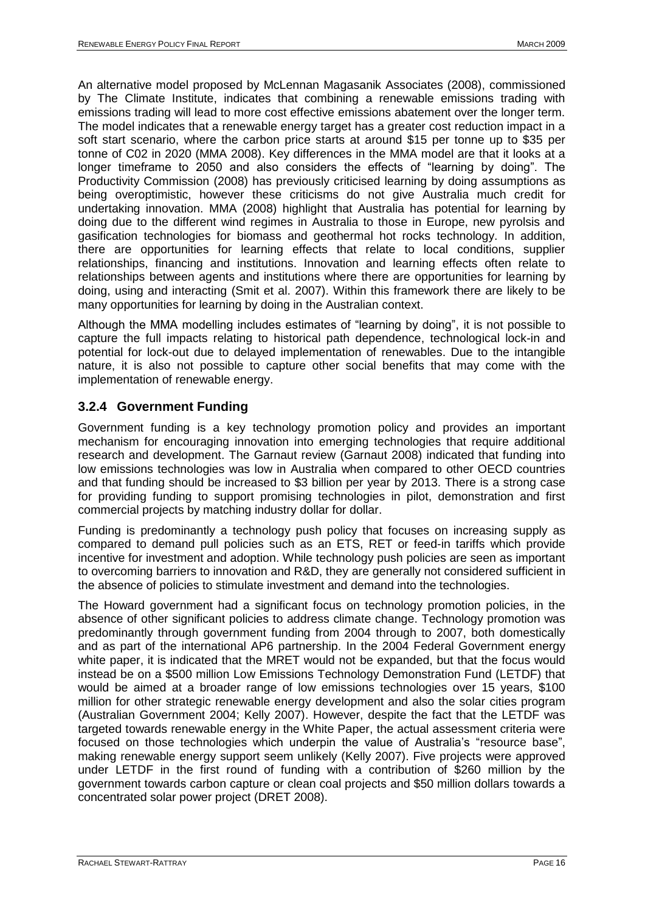An alternative model proposed by McLennan Magasanik Associates (2008), commissioned by The Climate Institute, indicates that combining a renewable emissions trading with emissions trading will lead to more cost effective emissions abatement over the longer term. The model indicates that a renewable energy target has a greater cost reduction impact in a soft start scenario, where the carbon price starts at around \$15 per tonne up to \$35 per tonne of C02 in 2020 (MMA 2008). Key differences in the MMA model are that it looks at a longer timeframe to 2050 and also considers the effects of "learning by doing". The Productivity Commission (2008) has previously criticised learning by doing assumptions as being overoptimistic, however these criticisms do not give Australia much credit for undertaking innovation. MMA (2008) highlight that Australia has potential for learning by doing due to the different wind regimes in Australia to those in Europe, new pyrolsis and gasification technologies for biomass and geothermal hot rocks technology. In addition, there are opportunities for learning effects that relate to local conditions, supplier relationships, financing and institutions. Innovation and learning effects often relate to relationships between agents and institutions where there are opportunities for learning by doing, using and interacting (Smit et al. 2007). Within this framework there are likely to be many opportunities for learning by doing in the Australian context.

Although the MMA modelling includes estimates of "learning by doing", it is not possible to capture the full impacts relating to historical path dependence, technological lock-in and potential for lock-out due to delayed implementation of renewables. Due to the intangible nature, it is also not possible to capture other social benefits that may come with the implementation of renewable energy.

### 3.2.4 Government Funding

Government funding is a key technology promotion policy and provides an important mechanism for encouraging innovation into emerging technologies that require additional research and development. The Garnaut review (Garnaut 2008) indicated that funding into low emissions technologies was low in Australia when compared to other OECD countries and that funding should be increased to \$3 billion per year by 2013. There is a strong case for providing funding to support promising technologies in pilot, demonstration and first commercial projects by matching industry dollar for dollar.

Funding is predominantly a technology push policy that focuses on increasing supply as compared to demand pull policies such as an ETS, RET or feed-in tariffs which provide incentive for investment and adoption. While technology push policies are seen as important to overcoming barriers to innovation and R&D, they are generally not considered sufficient in the absence of policies to stimulate investment and demand into the technologies.

The Howard government had a significant focus on technology promotion policies, in the absence of other significant policies to address climate change. Technology promotion was predominantly through government funding from 2004 through to 2007, both domestically and as part of the international AP6 partnership. In the 2004 Federal Government energy white paper, it is indicated that the MRET would not be expanded, but that the focus would instead be on a \$500 million Low Emissions Technology Demonstration Fund (LETDF) that would be aimed at a broader range of low emissions technologies over 15 years, \$100 million for other strategic renewable energy development and also the solar cities program (Australian Government 2004; Kelly 2007). However, despite the fact that the LETDF was targeted towards renewable energy in the White Paper, the actual assessment criteria were focused on those technologies which underpin the value of Australia's "resource base", making renewable energy support seem unlikely (Kelly 2007). Five projects were approved under LETDF in the first round of funding with a contribution of \$260 million by the government towards carbon capture or clean coal projects and \$50 million dollars towards a concentrated solar power project (DRET 2008).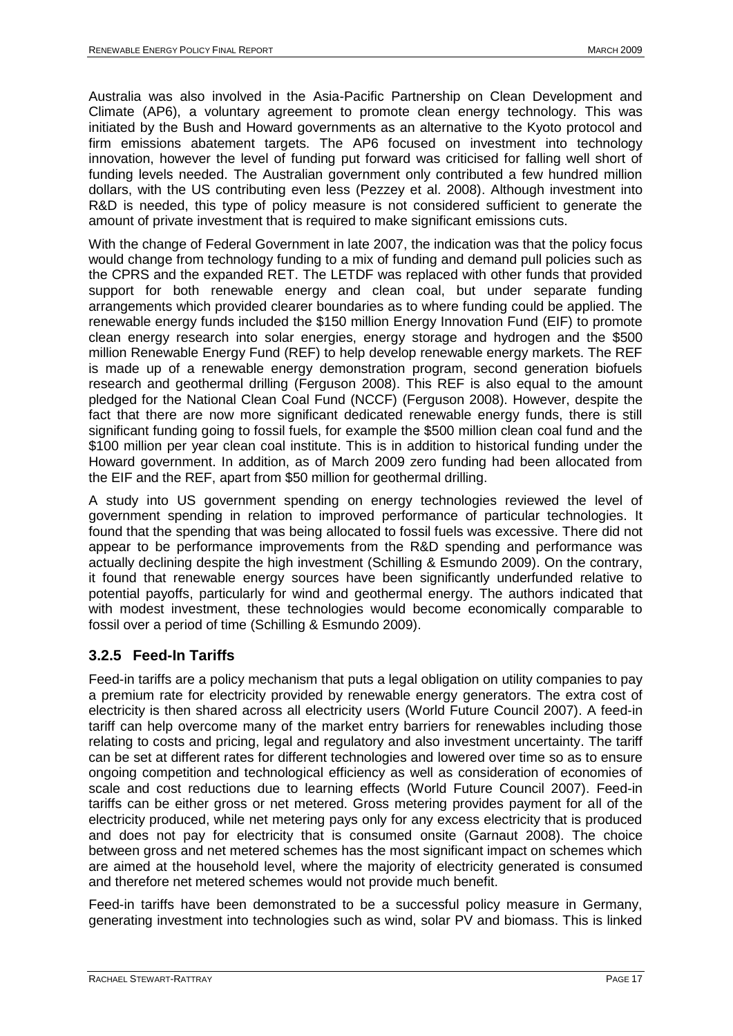Australia was also involved in the Asia-Pacific Partnership on Clean Development and Climate (AP6), a voluntary agreement to promote clean energy technology. This was initiated by the Bush and Howard governments as an alternative to the Kyoto protocol and firm emissions abatement targets. The AP6 focused on investment into technology innovation, however the level of funding put forward was criticised for falling well short of funding levels needed. The Australian government only contributed a few hundred million dollars, with the US contributing even less (Pezzey et al. 2008). Although investment into R&D is needed, this type of policy measure is not considered sufficient to generate the amount of private investment that is required to make significant emissions cuts.

With the change of Federal Government in late 2007, the indication was that the policy focus would change from technology funding to a mix of funding and demand pull policies such as the CPRS and the expanded RET. The LETDF was replaced with other funds that provided support for both renewable energy and clean coal, but under separate funding arrangements which provided clearer boundaries as to where funding could be applied. The renewable energy funds included the $150 million Energy Innovation Fund (EIF) to promote clean energy research into solar energies, energy storage and hydrogen and the $500 million Renewable Energy Fund (REF) to help develop renewable energy markets. The REF is made up of a renewable energy demonstration program, second generation biofuels research and geothermal drilling (Ferguson 2008). This REF is also equal to the amount pledged for the National Clean Coal Fund (NCCF) (Ferguson 2008). However, despite the fact that there are now more significant dedicated renewable energy funds, there is still significant funding going to fossil fuels, for example the $500 million clean coal fund and the $100 million per year clean coal institute. This is in addition to historical funding under the Howard government. In addition, as of March 2009 zero funding had been allocated from the EIF and the REF, apart from $50 million for geothermal drilling.

A study into US government spending on energy technologies reviewed the level of government spending in relation to improved performance of particular technologies. It found that the spending that was being allocated to fossil fuels was excessive. There did not appear to be performance improvements from the R&D spending and performance was actually declining despite the high investment (Schilling & Esmundo 2009). On the contrary, it found that renewable energy sources have been significantly underfunded relative to potential payoffs, particularly for wind and geothermal energy. The authors indicated that with modest investment, these technologies would become economically comparable to fossil over a period of time (Schilling & Esmundo 2009).

### 3.2.5 Feed-In Tariffs

Feed-in tariffs are a policy mechanism that puts a legal obligation on utility companies to pay a premium rate for electricity provided by renewable energy generators. The extra cost of electricity is then shared across all electricity users (World Future Council 2007). A feed-in tariff can help overcome many of the market entry barriers for renewables including those relating to costs and pricing, legal and regulatory and also investment uncertainty. The tariff can be set at different rates for different technologies and lowered over time so as to ensure ongoing competition and technological efficiency as well as consideration of economies of scale and cost reductions due to learning effects (World Future Council 2007). Feed-in tariffs can be either gross or net metered. Gross metering provides payment for all of the electricity produced, while net metering pays only for any excess electricity that is produced and does not pay for electricity that is consumed onsite (Garnaut 2008). The choice between gross and net metered schemes has the most significant impact on schemes which are aimed at the household level, where the majority of electricity generated is consumed and therefore net metered schemes would not provide much benefit.

Feed-in tariffs have been demonstrated to be a successful policy measure in Germany, generating investment into technologies such as wind, solar PV and biomass. This is linked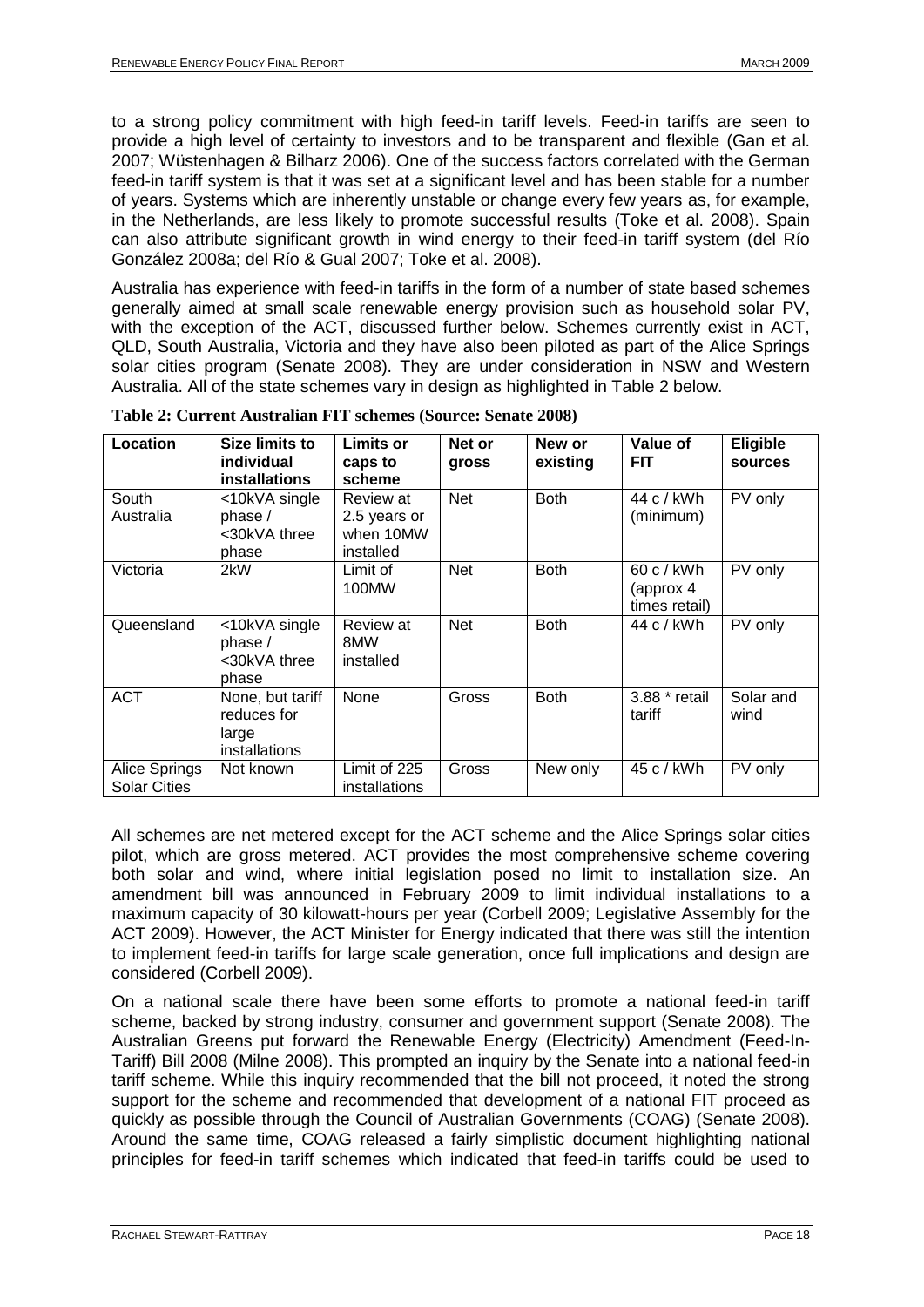to a strong policy commitment with high feed-in tariff levels. Feed-in tariffs are seen to provide a high level of certainty to investors and to be transparent and flexible (Gan et al. 2007; Wüstenhagen & Bilharz 2006). One of the success factors correlated with the German feed-in tariff system is that it was set at a significant level and has been stable for a number of years. Systems which are inherently unstable or change every few years as, for example, in the Netherlands, are less likely to promote successful results (Toke et al. 2008). Spain can also attribute significant growth in wind energy to their feed-in tariff system (del Río González 2008a; del Río & Gual 2007; Toke et al. 2008).

Australia has experience with feed-in tariffs in the form of a number of state based schemes generally aimed at small scale renewable energy provision such as household solar PV, with the exception of the ACT, discussed further below. Schemes currently exist in ACT, QLD, South Australia, Victoria and they have also been piloted as part of the Alice Springs solar cities program (Senate 2008). They are under consideration in NSW and Western Australia. All of the state schemes vary in design as highlighted in Table 2 below.

**Table 2: Current Australian FIT schemes (Source: Senate 2008)**

| Location | Size limits to individual installations | Limits or caps to scheme | Net or gross | New or existing | Value of FIT | Eligible sources |
|---|---|---|---|---|---|---|
| South Australia | <10kVA single phase / <30kVA three phase | Review at 2.5 years or when 10MW installed | Net | Both | 44 c / kWh (minimum) | PV only |
| Victoria | 2kW | Limit of 100MW | Net | Both | 60 c / kWh (approx 4 times retail) | PV only |
| Queensland | <10kVA single phase / <30kVA three phase | Review at 8MW installed | Net | Both | 44 c / kWh | PV only |
| ACT | None, but tariff reduces for large installations | None | Gross | Both | 3.88 * retail tariff | Solar and wind |
| Alice Springs Solar Cities | Not known | Limit of 225 installations | Gross | New only | 45 c / kWh | PV only |

All schemes are net metered except for the ACT scheme and the Alice Springs solar cities pilot, which are gross metered. ACT provides the most comprehensive scheme covering both solar and wind, where initial legislation posed no limit to installation size. An amendment bill was announced in February 2009 to limit individual installations to a maximum capacity of 30 kilowatt-hours per year (Corbell 2009; Legislative Assembly for the ACT 2009). However, the ACT Minister for Energy indicated that there was still the intention to implement feed-in tariffs for large scale generation, once full implications and design are considered (Corbell 2009).

On a national scale there have been some efforts to promote a national feed-in tariff scheme, backed by strong industry, consumer and government support (Senate 2008). The Australian Greens put forward the Renewable Energy (Electricity) Amendment (Feed-In-Tariff) Bill 2008 (Milne 2008). This prompted an inquiry by the Senate into a national feed-in tariff scheme. While this inquiry recommended that the bill not proceed, it noted the strong support for the scheme and recommended that development of a national FIT proceed as quickly as possible through the Council of Australian Governments (COAG) (Senate 2008). Around the same time, COAG released a fairly simplistic document highlighting national principles for feed-in tariff schemes which indicated that feed-in tariffs could be used to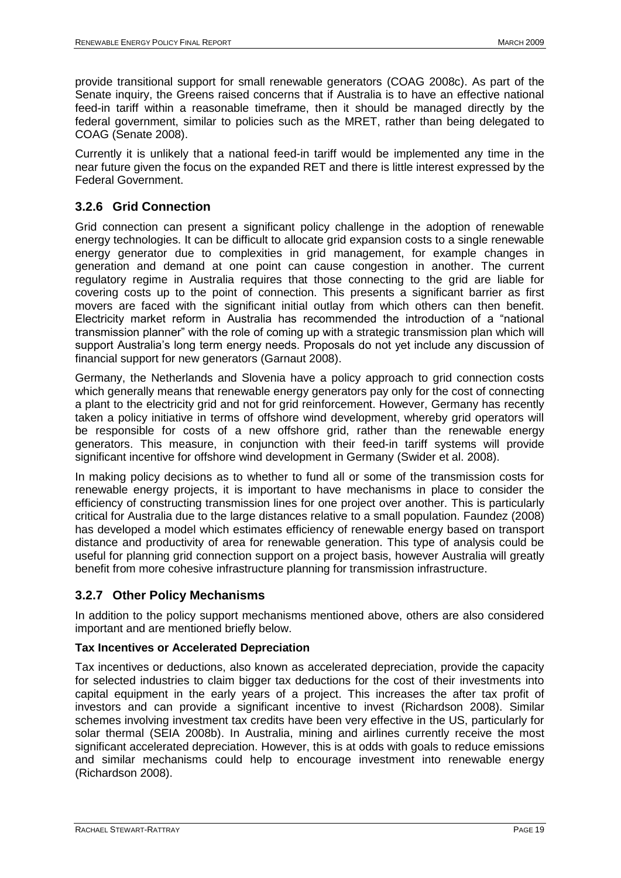provide transitional support for small renewable generators (COAG 2008c). As part of the Senate inquiry, the Greens raised concerns that if Australia is to have an effective national feed-in tariff within a reasonable timeframe, then it should be managed directly by the federal government, similar to policies such as the MRET, rather than being delegated to COAG (Senate 2008).

Currently it is unlikely that a national feed-in tariff would be implemented any time in the near future given the focus on the expanded RET and there is little interest expressed by the Federal Government.

### 3.2.6 Grid Connection

Grid connection can present a significant policy challenge in the adoption of renewable energy technologies. It can be difficult to allocate grid expansion costs to a single renewable energy generator due to complexities in grid management, for example changes in generation and demand at one point can cause congestion in another. The current regulatory regime in Australia requires that those connecting to the grid are liable for covering costs up to the point of connection. This presents a significant barrier as first movers are faced with the significant initial outlay from which others can then benefit. Electricity market reform in Australia has recommended the introduction of a "national transmission planner" with the role of coming up with a strategic transmission plan which will support Australia's long term energy needs. Proposals do not yet include any discussion of financial support for new generators (Garnaut 2008).

Germany, the Netherlands and Slovenia have a policy approach to grid connection costs which generally means that renewable energy generators pay only for the cost of connecting a plant to the electricity grid and not for grid reinforcement. However, Germany has recently taken a policy initiative in terms of offshore wind development, whereby grid operators will be responsible for costs of a new offshore grid, rather than the renewable energy generators. This measure, in conjunction with their feed-in tariff systems will provide significant incentive for offshore wind development in Germany (Swider et al. 2008).

In making policy decisions as to whether to fund all or some of the transmission costs for renewable energy projects, it is important to have mechanisms in place to consider the efficiency of constructing transmission lines for one project over another. This is particularly critical for Australia due to the large distances relative to a small population. Faundez (2008) has developed a model which estimates efficiency of renewable energy based on transport distance and productivity of area for renewable generation. This type of analysis could be useful for planning grid connection support on a project basis, however Australia will greatly benefit from more cohesive infrastructure planning for transmission infrastructure.

### 3.2.7 Other Policy Mechanisms

In addition to the policy support mechanisms mentioned above, others are also considered important and are mentioned briefly below.

**Tax Incentives or Accelerated Depreciation**

Tax incentives or deductions, also known as accelerated depreciation, provide the capacity for selected industries to claim bigger tax deductions for the cost of their investments into capital equipment in the early years of a project. This increases the after tax profit of investors and can provide a significant incentive to invest (Richardson 2008). Similar schemes involving investment tax credits have been very effective in the US, particularly for solar thermal (SEIA 2008b). In Australia, mining and airlines currently receive the most significant accelerated depreciation. However, this is at odds with goals to reduce emissions and similar mechanisms could help to encourage investment into renewable energy (Richardson 2008).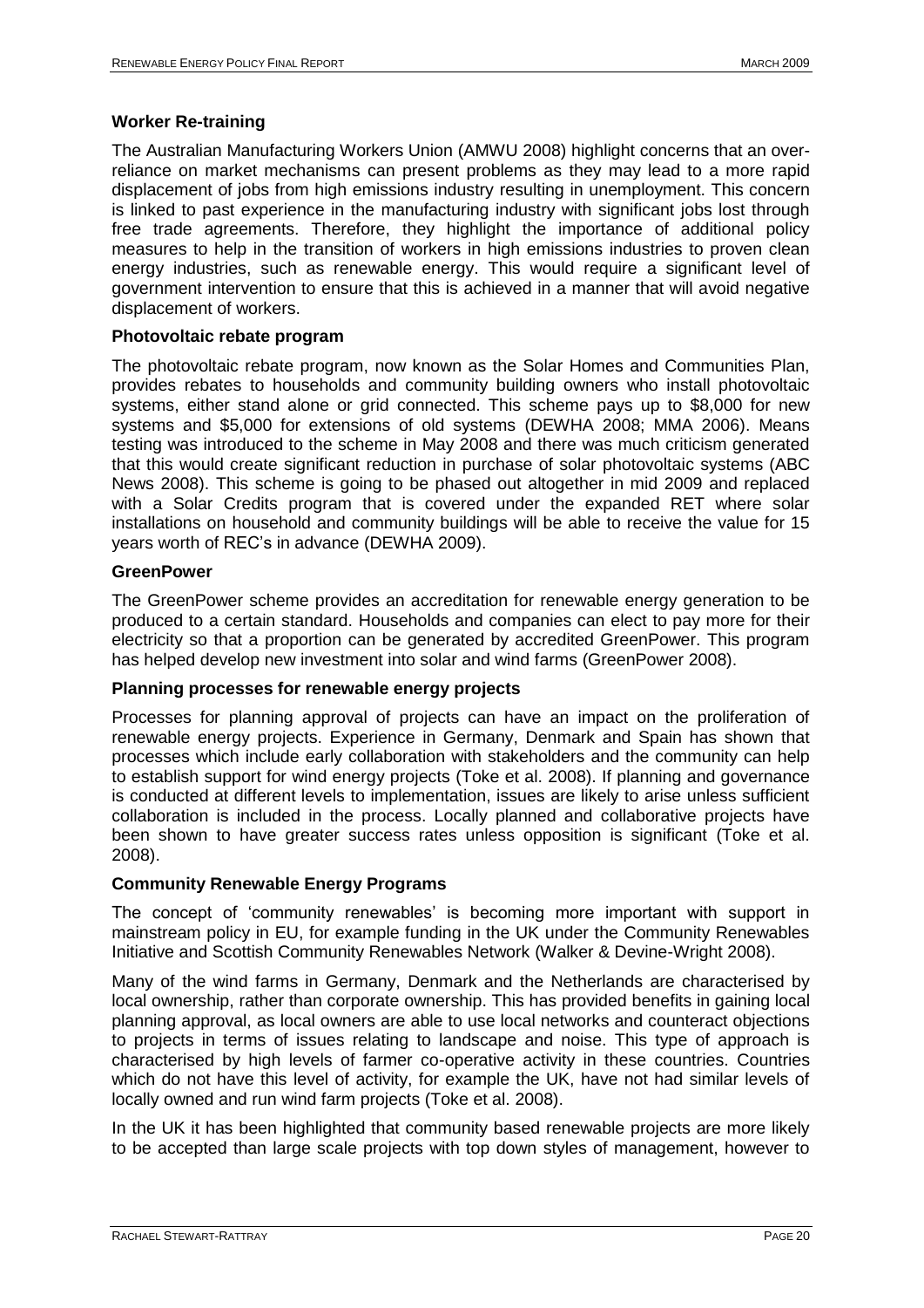### Worker Re-training

The Australian Manufacturing Workers Union (AMWU 2008) highlight concerns that an over-reliance on market mechanisms can present problems as they may lead to a more rapid displacement of jobs from high emissions industry resulting in unemployment. This concern is linked to past experience in the manufacturing industry with significant jobs lost through free trade agreements. Therefore, they highlight the importance of additional policy measures to help in the transition of workers in high emissions industries to proven clean energy industries, such as renewable energy. This would require a significant level of government intervention to ensure that this is achieved in a manner that will avoid negative displacement of workers.

### Photovoltaic rebate program

The photovoltaic rebate program, now known as the Solar Homes and Communities Plan, provides rebates to households and community building owners who install photovoltaic systems, either stand alone or grid connected. This scheme pays up to $8,000 for new systems and $5,000 for extensions of old systems (DEWHA 2008; MMA 2006). Means testing was introduced to the scheme in May 2008 and there was much criticism generated that this would create significant reduction in purchase of solar photovoltaic systems (ABC News 2008). This scheme is going to be phased out altogether in mid 2009 and replaced with a Solar Credits program that is covered under the expanded RET where solar installations on household and community buildings will be able to receive the value for 15 years worth of REC's in advance (DEWHA 2009).

### GreenPower

The GreenPower scheme provides an accreditation for renewable energy generation to be produced to a certain standard. Households and companies can elect to pay more for their electricity so that a proportion can be generated by accredited GreenPower. This program has helped develop new investment into solar and wind farms (GreenPower 2008).

### Planning processes for renewable energy projects

Processes for planning approval of projects can have an impact on the proliferation of renewable energy projects. Experience in Germany, Denmark and Spain has shown that processes which include early collaboration with stakeholders and the community can help to establish support for wind energy projects (Toke et al. 2008). If planning and governance is conducted at different levels to implementation, issues are likely to arise unless sufficient collaboration is included in the process. Locally planned and collaborative projects have been shown to have greater success rates unless opposition is significant (Toke et al. 2008).

### Community Renewable Energy Programs

The concept of 'community renewables' is becoming more important with support in mainstream policy in EU, for example funding in the UK under the Community Renewables Initiative and Scottish Community Renewables Network (Walker & Devine-Wright 2008).

Many of the wind farms in Germany, Denmark and the Netherlands are characterised by local ownership, rather than corporate ownership. This has provided benefits in gaining local planning approval, as local owners are able to use local networks and counteract objections to projects in terms of issues relating to landscape and noise. This type of approach is characterised by high levels of farmer co-operative activity in these countries. Countries which do not have this level of activity, for example the UK, have not had similar levels of locally owned and run wind farm projects (Toke et al. 2008).

In the UK it has been highlighted that community based renewable projects are more likely to be accepted than large scale projects with top down styles of management, however to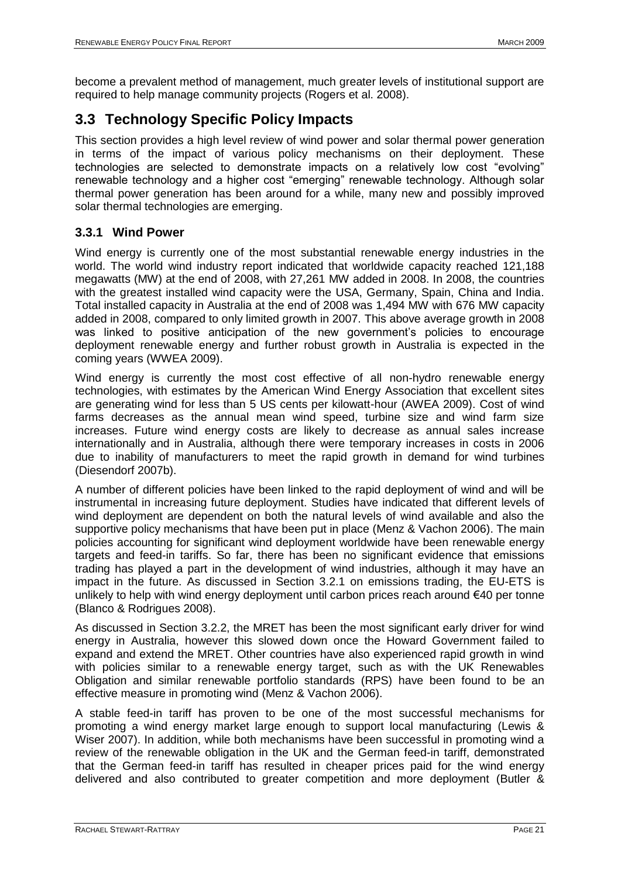become a prevalent method of management, much greater levels of institutional support are required to help manage community projects (Rogers et al. 2008).

## 3.3 Technology Specific Policy Impacts

This section provides a high level review of wind power and solar thermal power generation in terms of the impact of various policy mechanisms on their deployment. These technologies are selected to demonstrate impacts on a relatively low cost "evolving" renewable technology and a higher cost "emerging" renewable technology. Although solar thermal power generation has been around for a while, many new and possibly improved solar thermal technologies are emerging.

### 3.3.1 Wind Power

Wind energy is currently one of the most substantial renewable energy industries in the world. The world wind industry report indicated that worldwide capacity reached 121,188 megawatts (MW) at the end of 2008, with 27,261 MW added in 2008. In 2008, the countries with the greatest installed wind capacity were the USA, Germany, Spain, China and India. Total installed capacity in Australia at the end of 2008 was 1,494 MW with 676 MW capacity added in 2008, compared to only limited growth in 2007. This above average growth in 2008 was linked to positive anticipation of the new government's policies to encourage deployment renewable energy and further robust growth in Australia is expected in the coming years (WWEA 2009).

Wind energy is currently the most cost effective of all non-hydro renewable energy technologies, with estimates by the American Wind Energy Association that excellent sites are generating wind for less than 5 US cents per kilowatt-hour (AWEA 2009). Cost of wind farms decreases as the annual mean wind speed, turbine size and wind farm size increases. Future wind energy costs are likely to decrease as annual sales increase internationally and in Australia, although there were temporary increases in costs in 2006 due to inability of manufacturers to meet the rapid growth in demand for wind turbines (Diesendorf 2007b).

A number of different policies have been linked to the rapid deployment of wind and will be instrumental in increasing future deployment. Studies have indicated that different levels of wind deployment are dependent on both the natural levels of wind available and also the supportive policy mechanisms that have been put in place (Menz & Vachon 2006). The main policies accounting for significant wind deployment worldwide have been renewable energy targets and feed-in tariffs. So far, there has been no significant evidence that emissions trading has played a part in the development of wind industries, although it may have an impact in the future. As discussed in Section 3.2.1 on emissions trading, the EU-ETS is unlikely to help with wind energy deployment until carbon prices reach around €40 per tonne (Blanco & Rodrigues 2008).

As discussed in Section 3.2.2, the MRET has been the most significant early driver for wind energy in Australia, however this slowed down once the Howard Government failed to expand and extend the MRET. Other countries have also experienced rapid growth in wind with policies similar to a renewable energy target, such as with the UK Renewables Obligation and similar renewable portfolio standards (RPS) have been found to be an effective measure in promoting wind (Menz & Vachon 2006).

A stable feed-in tariff has proven to be one of the most successful mechanisms for promoting a wind energy market large enough to support local manufacturing (Lewis & Wiser 2007). In addition, while both mechanisms have been successful in promoting wind a review of the renewable obligation in the UK and the German feed-in tariff, demonstrated that the German feed-in tariff has resulted in cheaper prices paid for the wind energy delivered and also contributed to greater competition and more deployment (Butler &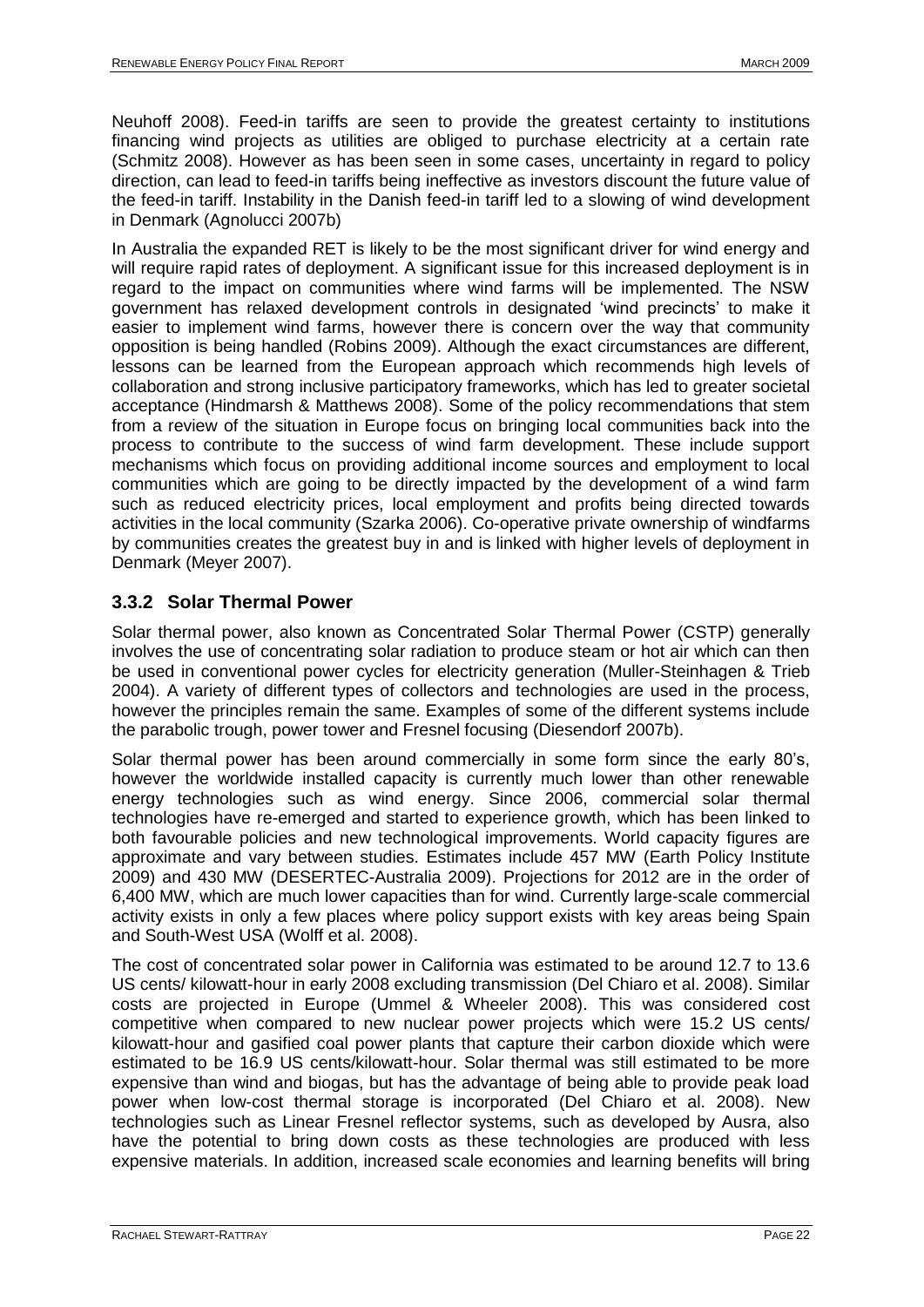Neuhoff 2008). Feed-in tariffs are seen to provide the greatest certainty to institutions financing wind projects as utilities are obliged to purchase electricity at a certain rate (Schmitz 2008). However as has been seen in some cases, uncertainty in regard to policy direction, can lead to feed-in tariffs being ineffective as investors discount the future value of the feed-in tariff. Instability in the Danish feed-in tariff led to a slowing of wind development in Denmark (Agnolucci 2007b)

In Australia the expanded RET is likely to be the most significant driver for wind energy and will require rapid rates of deployment. A significant issue for this increased deployment is in regard to the impact on communities where wind farms will be implemented. The NSW government has relaxed development controls in designated 'wind precincts' to make it easier to implement wind farms, however there is concern over the way that community opposition is being handled (Robins 2009). Although the exact circumstances are different, lessons can be learned from the European approach which recommends high levels of collaboration and strong inclusive participatory frameworks, which has led to greater societal acceptance (Hindmarsh & Matthews 2008). Some of the policy recommendations that stem from a review of the situation in Europe focus on bringing local communities back into the process to contribute to the success of wind farm development. These include support mechanisms which focus on providing additional income sources and employment to local communities which are going to be directly impacted by the development of a wind farm such as reduced electricity prices, local employment and profits being directed towards activities in the local community (Szarka 2006). Co-operative private ownership of windfarms by communities creates the greatest buy in and is linked with higher levels of deployment in Denmark (Meyer 2007).

### 3.3.2 Solar Thermal Power

Solar thermal power, also known as Concentrated Solar Thermal Power (CSTP) generally involves the use of concentrating solar radiation to produce steam or hot air which can then be used in conventional power cycles for electricity generation (Muller-Steinhagen & Trieb 2004). A variety of different types of collectors and technologies are used in the process, however the principles remain the same. Examples of some of the different systems include the parabolic trough, power tower and Fresnel focusing (Diesendorf 2007b).

Solar thermal power has been around commercially in some form since the early 80's, however the worldwide installed capacity is currently much lower than other renewable energy technologies such as wind energy. Since 2006, commercial solar thermal technologies have re-emerged and started to experience growth, which has been linked to both favourable policies and new technological improvements. World capacity figures are approximate and vary between studies. Estimates include 457 MW (Earth Policy Institute 2009) and 430 MW (DESERTEC-Australia 2009). Projections for 2012 are in the order of 6,400 MW, which are much lower capacities than for wind. Currently large-scale commercial activity exists in only a few places where policy support exists with key areas being Spain and South-West USA (Wolff et al. 2008).

The cost of concentrated solar power in California was estimated to be around 12.7 to 13.6 US cents/ kilowatt-hour in early 2008 excluding transmission (Del Chiaro et al. 2008). Similar costs are projected in Europe (Ummel & Wheeler 2008). This was considered cost competitive when compared to new nuclear power projects which were 15.2 US cents/ kilowatt-hour and gasified coal power plants that capture their carbon dioxide which were estimated to be 16.9 US cents/kilowatt-hour. Solar thermal was still estimated to be more expensive than wind and biogas, but has the advantage of being able to provide peak load power when low-cost thermal storage is incorporated (Del Chiaro et al. 2008). New technologies such as Linear Fresnel reflector systems, such as developed by Ausra, also have the potential to bring down costs as these technologies are produced with less expensive materials. In addition, increased scale economies and learning benefits will bring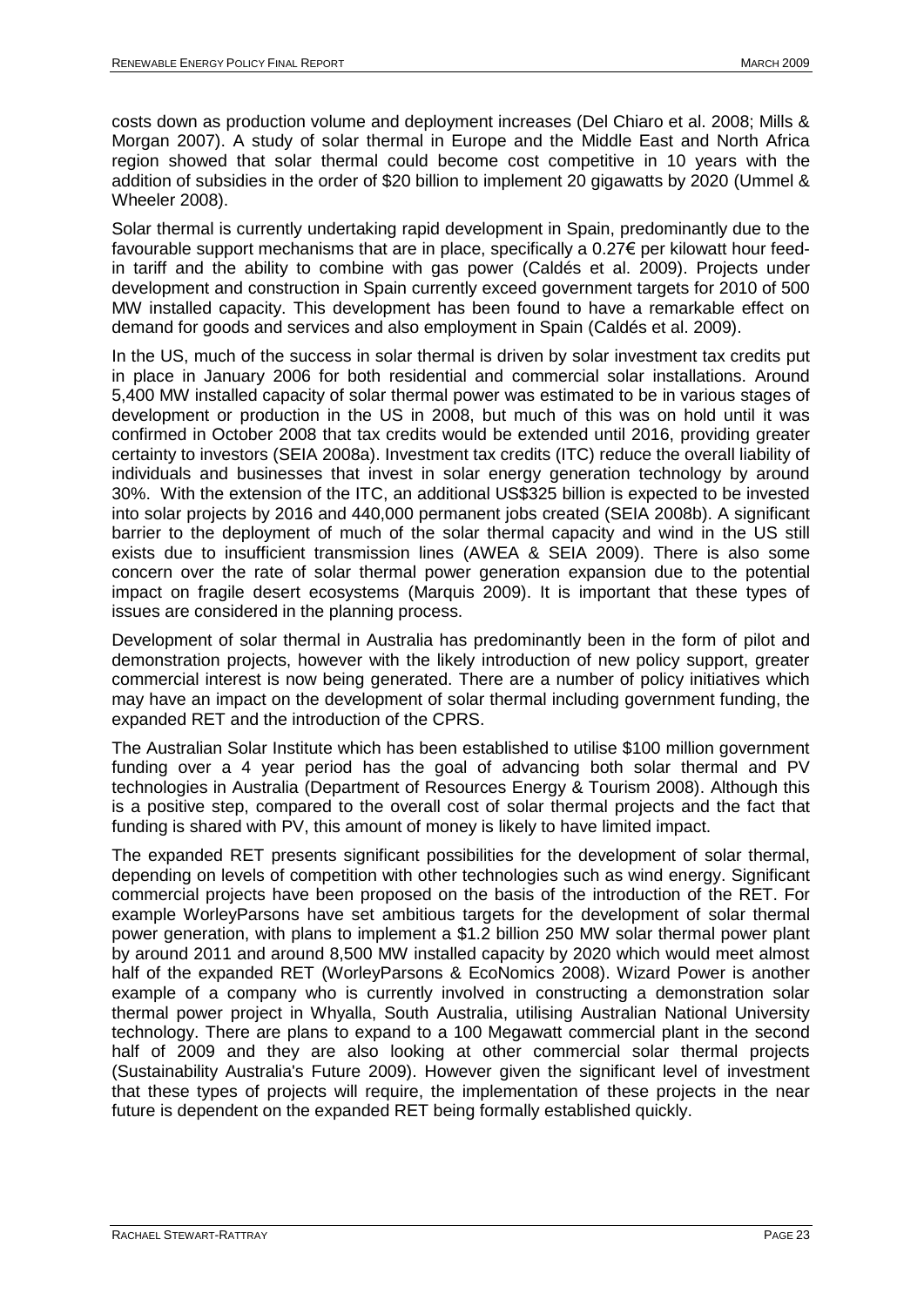costs down as production volume and deployment increases (Del Chiaro et al. 2008; Mills & Morgan 2007). A study of solar thermal in Europe and the Middle East and North Africa region showed that solar thermal could become cost competitive in 10 years with the addition of subsidies in the order of $20 billion to implement 20 gigawatts by 2020 (Ummel & Wheeler 2008).

Solar thermal is currently undertaking rapid development in Spain, predominantly due to the favourable support mechanisms that are in place, specifically a 0.27€ per kilowatt hour feed-in tariff and the ability to combine with gas power (Caldés et al. 2009). Projects under development and construction in Spain currently exceed government targets for 2010 of 500 MW installed capacity. This development has been found to have a remarkable effect on demand for goods and services and also employment in Spain (Caldés et al. 2009).

In the US, much of the success in solar thermal is driven by solar investment tax credits put in place in January 2006 for both residential and commercial solar installations. Around 5,400 MW installed capacity of solar thermal power was estimated to be in various stages of development or production in the US in 2008, but much of this was on hold until it was confirmed in October 2008 that tax credits would be extended until 2016, providing greater certainty to investors (SEIA 2008a). Investment tax credits (ITC) reduce the overall liability of individuals and businesses that invest in solar energy generation technology by around 30%. With the extension of the ITC, an additional US$325 billion is expected to be invested into solar projects by 2016 and 440,000 permanent jobs created (SEIA 2008b). A significant barrier to the deployment of much of the solar thermal capacity and wind in the US still exists due to insufficient transmission lines (AWEA & SEIA 2009). There is also some concern over the rate of solar thermal power generation expansion due to the potential impact on fragile desert ecosystems (Marquis 2009). It is important that these types of issues are considered in the planning process.

Development of solar thermal in Australia has predominantly been in the form of pilot and demonstration projects, however with the likely introduction of new policy support, greater commercial interest is now being generated. There are a number of policy initiatives which may have an impact on the development of solar thermal including government funding, the expanded RET and the introduction of the CPRS.

The Australian Solar Institute which has been established to utilise $100 million government funding over a 4 year period has the goal of advancing both solar thermal and PV technologies in Australia (Department of Resources Energy & Tourism 2008). Although this is a positive step, compared to the overall cost of solar thermal projects and the fact that funding is shared with PV, this amount of money is likely to have limited impact.

The expanded RET presents significant possibilities for the development of solar thermal, depending on levels of competition with other technologies such as wind energy. Significant commercial projects have been proposed on the basis of the introduction of the RET. For example WorleyParsons have set ambitious targets for the development of solar thermal power generation, with plans to implement a $1.2 billion 250 MW solar thermal power plant by around 2011 and around 8,500 MW installed capacity by 2020 which would meet almost half of the expanded RET (WorleyParsons & EcoNomics 2008). Wizard Power is another example of a company who is currently involved in constructing a demonstration solar thermal power project in Whyalla, South Australia, utilising Australian National University technology. There are plans to expand to a 100 Megawatt commercial plant in the second half of 2009 and they are also looking at other commercial solar thermal projects (Sustainability Australia's Future 2009). However given the significant level of investment that these types of projects will require, the implementation of these projects in the near future is dependent on the expanded RET being formally established quickly.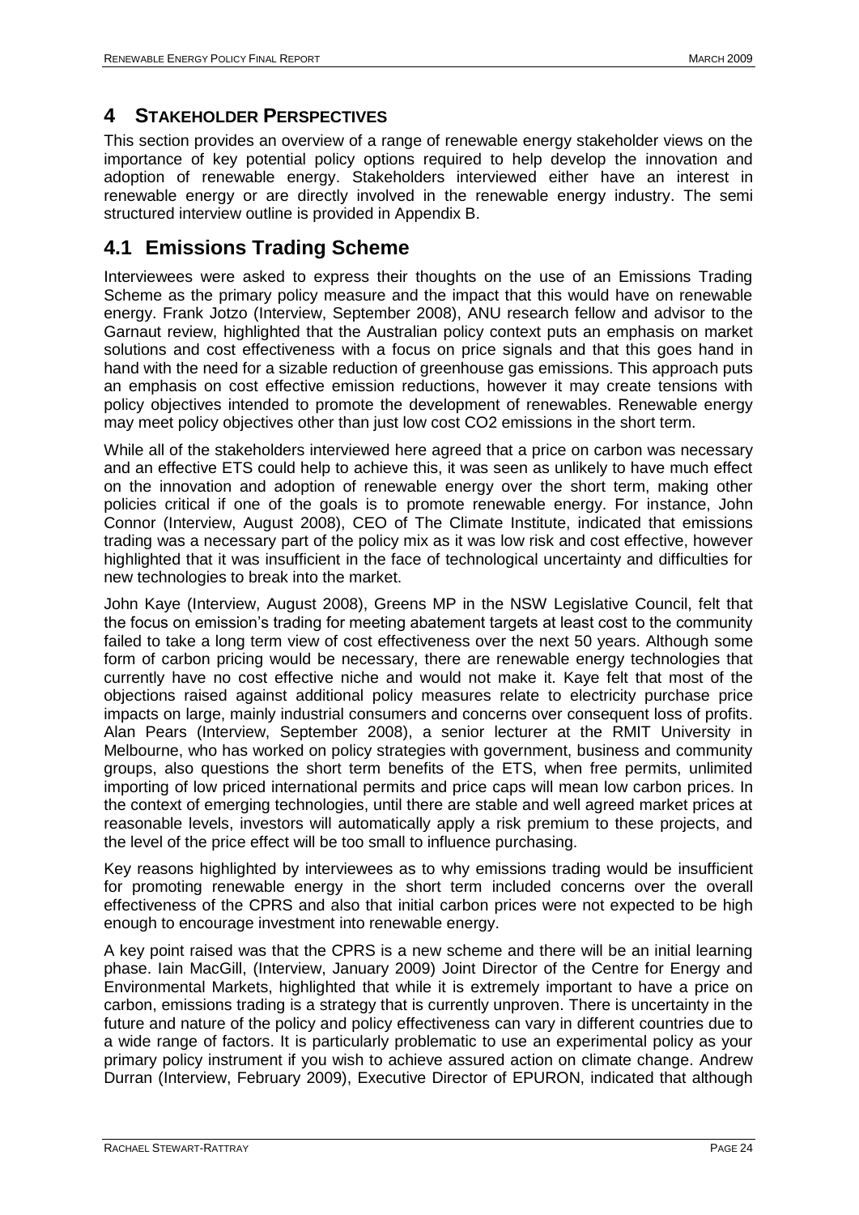# 4 Stakeholder Perspectives

This section provides an overview of a range of renewable energy stakeholder views on the importance of key potential policy options required to help develop the innovation and adoption of renewable energy. Stakeholders interviewed either have an interest in renewable energy or are directly involved in the renewable energy industry. The semi structured interview outline is provided in Appendix B.

## 4.1 Emissions Trading Scheme

Interviewees were asked to express their thoughts on the use of an Emissions Trading Scheme as the primary policy measure and the impact that this would have on renewable energy. Frank Jotzo (Interview, September 2008), ANU research fellow and advisor to the Garnaut review, highlighted that the Australian policy context puts an emphasis on market solutions and cost effectiveness with a focus on price signals and that this goes hand in hand with the need for a sizable reduction of greenhouse gas emissions. This approach puts an emphasis on cost effective emission reductions, however it may create tensions with policy objectives intended to promote the development of renewables. Renewable energy may meet policy objectives other than just low cost $CO_2$ emissions in the short term.

While all of the stakeholders interviewed here agreed that a price on carbon was necessary and an effective ETS could help to achieve this, it was seen as unlikely to have much effect on the innovation and adoption of renewable energy over the short term, making other policies critical if one of the goals is to promote renewable energy. For instance, John Connor (Interview, August 2008), CEO of The Climate Institute, indicated that emissions trading was a necessary part of the policy mix as it was low risk and cost effective, however highlighted that it was insufficient in the face of technological uncertainty and difficulties for new technologies to break into the market.

John Kaye (Interview, August 2008), Greens MP in the NSW Legislative Council, felt that the focus on emission's trading for meeting abatement targets at least cost to the community failed to take a long term view of cost effectiveness over the next 50 years. Although some form of carbon pricing would be necessary, there are renewable energy technologies that currently have no cost effective niche and would not make it. Kaye felt that most of the objections raised against additional policy measures relate to electricity purchase price impacts on large, mainly industrial consumers and concerns over consequent loss of profits. Alan Pears (Interview, September 2008), a senior lecturer at the RMIT University in Melbourne, who has worked on policy strategies with government, business and community groups, also questions the short term benefits of the ETS, when free permits, unlimited importing of low priced international permits and price caps will mean low carbon prices. In the context of emerging technologies, until there are stable and well agreed market prices at reasonable levels, investors will automatically apply a risk premium to these projects, and the level of the price effect will be too small to influence purchasing.

Key reasons highlighted by interviewees as to why emissions trading would be insufficient for promoting renewable energy in the short term included concerns over the overall effectiveness of the CPRS and also that initial carbon prices were not expected to be high enough to encourage investment into renewable energy.

A key point raised was that the CPRS is a new scheme and there will be an initial learning phase. Iain MacGill, (Interview, January 2009) Joint Director of the Centre for Energy and Environmental Markets, highlighted that while it is extremely important to have a price on carbon, emissions trading is a strategy that is currently unproven. There is uncertainty in the future and nature of the policy and policy effectiveness can vary in different countries due to a wide range of factors. It is particularly problematic to use an experimental policy as your primary policy instrument if you wish to achieve assured action on climate change. Andrew Durran (Interview, February 2009), Executive Director of EPURON, indicated that although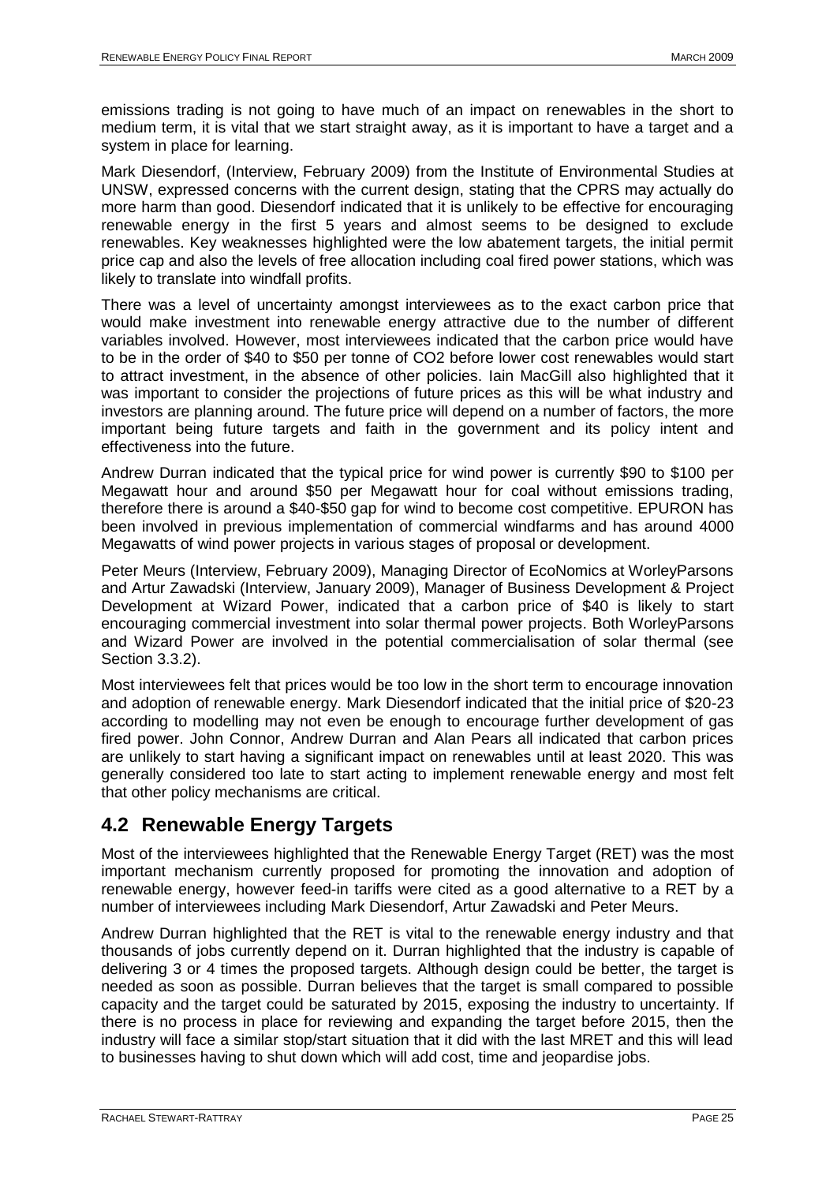emissions trading is not going to have much of an impact on renewables in the short to medium term, it is vital that we start straight away, as it is important to have a target and a system in place for learning.

Mark Diesendorf, (Interview, February 2009) from the Institute of Environmental Studies at UNSW, expressed concerns with the current design, stating that the CPRS may actually do more harm than good. Diesendorf indicated that it is unlikely to be effective for encouraging renewable energy in the first 5 years and almost seems to be designed to exclude renewables. Key weaknesses highlighted were the low abatement targets, the initial permit price cap and also the levels of free allocation including coal fired power stations, which was likely to translate into windfall profits.

There was a level of uncertainty amongst interviewees as to the exact carbon price that would make investment into renewable energy attractive due to the number of different variables involved. However, most interviewees indicated that the carbon price would have to be in the order of $40 to $50 per tonne of CO2 before lower cost renewables would start to attract investment, in the absence of other policies. Iain MacGill also highlighted that it was important to consider the projections of future prices as this will be what industry and investors are planning around. The future price will depend on a number of factors, the more important being future targets and faith in the government and its policy intent and effectiveness into the future.

Andrew Durran indicated that the typical price for wind power is currently $90 to $100 per Megawatt hour and around $50 per Megawatt hour for coal without emissions trading, therefore there is around a $40-$50 gap for wind to become cost competitive. EPURON has been involved in previous implementation of commercial windfarms and has around 4000 Megawatts of wind power projects in various stages of proposal or development.

Peter Meurs (Interview, February 2009), Managing Director of EcoNomics at WorleyParsons and Artur Zawadski (Interview, January 2009), Manager of Business Development & Project Development at Wizard Power, indicated that a carbon price of $40 is likely to start encouraging commercial investment into solar thermal power projects. Both WorleyParsons and Wizard Power are involved in the potential commercialisation of solar thermal (see Section 3.3.2).

Most interviewees felt that prices would be too low in the short term to encourage innovation and adoption of renewable energy. Mark Diesendorf indicated that the initial price of $20-23 according to modelling may not even be enough to encourage further development of gas fired power. John Connor, Andrew Durran and Alan Pears all indicated that carbon prices are unlikely to start having a significant impact on renewables until at least 2020. This was generally considered too late to start acting to implement renewable energy and most felt that other policy mechanisms are critical.

## 4.2 Renewable Energy Targets

Most of the interviewees highlighted that the Renewable Energy Target (RET) was the most important mechanism currently proposed for promoting the innovation and adoption of renewable energy, however feed-in tariffs were cited as a good alternative to a RET by a number of interviewees including Mark Diesendorf, Artur Zawadski and Peter Meurs.

Andrew Durran highlighted that the RET is vital to the renewable energy industry and that thousands of jobs currently depend on it. Durran highlighted that the industry is capable of delivering 3 or 4 times the proposed targets. Although design could be better, the target is needed as soon as possible. Durran believes that the target is small compared to possible capacity and the target could be saturated by 2015, exposing the industry to uncertainty. If there is no process in place for reviewing and expanding the target before 2015, then the industry will face a similar stop/start situation that it did with the last MRET and this will lead to businesses having to shut down which will add cost, time and jeopardise jobs.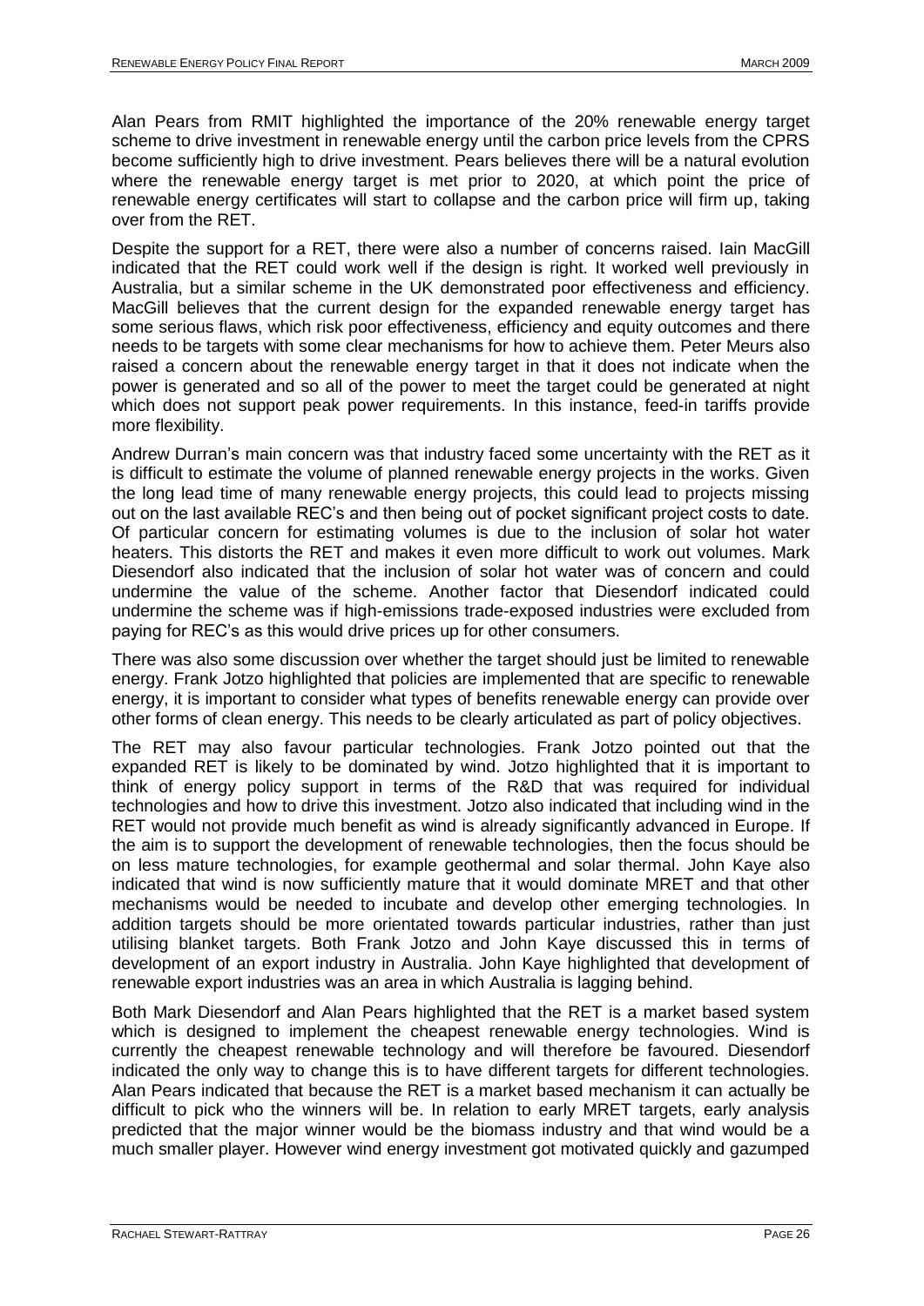Alan Pears from RMIT highlighted the importance of the 20% renewable energy target scheme to drive investment in renewable energy until the carbon price levels from the CPRS become sufficiently high to drive investment. Pears believes there will be a natural evolution where the renewable energy target is met prior to 2020, at which point the price of renewable energy certificates will start to collapse and the carbon price will firm up, taking over from the RET.

Despite the support for a RET, there were also a number of concerns raised. Iain MacGill indicated that the RET could work well if the design is right. It worked well previously in Australia, but a similar scheme in the UK demonstrated poor effectiveness and efficiency. MacGill believes that the current design for the expanded renewable energy target has some serious flaws, which risk poor effectiveness, efficiency and equity outcomes and there needs to be targets with some clear mechanisms for how to achieve them. Peter Meurs also raised a concern about the renewable energy target in that it does not indicate when the power is generated and so all of the power to meet the target could be generated at night which does not support peak power requirements. In this instance, feed-in tariffs provide more flexibility.

Andrew Durran's main concern was that industry faced some uncertainty with the RET as it is difficult to estimate the volume of planned renewable energy projects in the works. Given the long lead time of many renewable energy projects, this could lead to projects missing out on the last available REC's and then being out of pocket significant project costs to date. Of particular concern for estimating volumes is due to the inclusion of solar hot water heaters. This distorts the RET and makes it even more difficult to work out volumes. Mark Diesendorf also indicated that the inclusion of solar hot water was of concern and could undermine the value of the scheme. Another factor that Diesendorf indicated could undermine the scheme was if high-emissions trade-exposed industries were excluded from paying for REC's as this would drive prices up for other consumers.

There was also some discussion over whether the target should just be limited to renewable energy. Frank Jotzo highlighted that policies are implemented that are specific to renewable energy, it is important to consider what types of benefits renewable energy can provide over other forms of clean energy. This needs to be clearly articulated as part of policy objectives.

The RET may also favour particular technologies. Frank Jotzo pointed out that the expanded RET is likely to be dominated by wind. Jotzo highlighted that it is important to think of energy policy support in terms of the R&D that was required for individual technologies and how to drive this investment. Jotzo also indicated that including wind in the RET would not provide much benefit as wind is already significantly advanced in Europe. If the aim is to support the development of renewable technologies, then the focus should be on less mature technologies, for example geothermal and solar thermal. John Kaye also indicated that wind is now sufficiently mature that it would dominate MRET and that other mechanisms would be needed to incubate and develop other emerging technologies. In addition targets should be more orientated towards particular industries, rather than just utilising blanket targets. Both Frank Jotzo and John Kaye discussed this in terms of development of an export industry in Australia. John Kaye highlighted that development of renewable export industries was an area in which Australia is lagging behind.

Both Mark Diesendorf and Alan Pears highlighted that the RET is a market based system which is designed to implement the cheapest renewable energy technologies. Wind is currently the cheapest renewable technology and will therefore be favoured. Diesendorf indicated the only way to change this is to have different targets for different technologies. Alan Pears indicated that because the RET is a market based mechanism it can actually be difficult to pick who the winners will be. In relation to early MRET targets, early analysis predicted that the major winner would be the biomass industry and that wind would be a much smaller player. However wind energy investment got motivated quickly and gazumped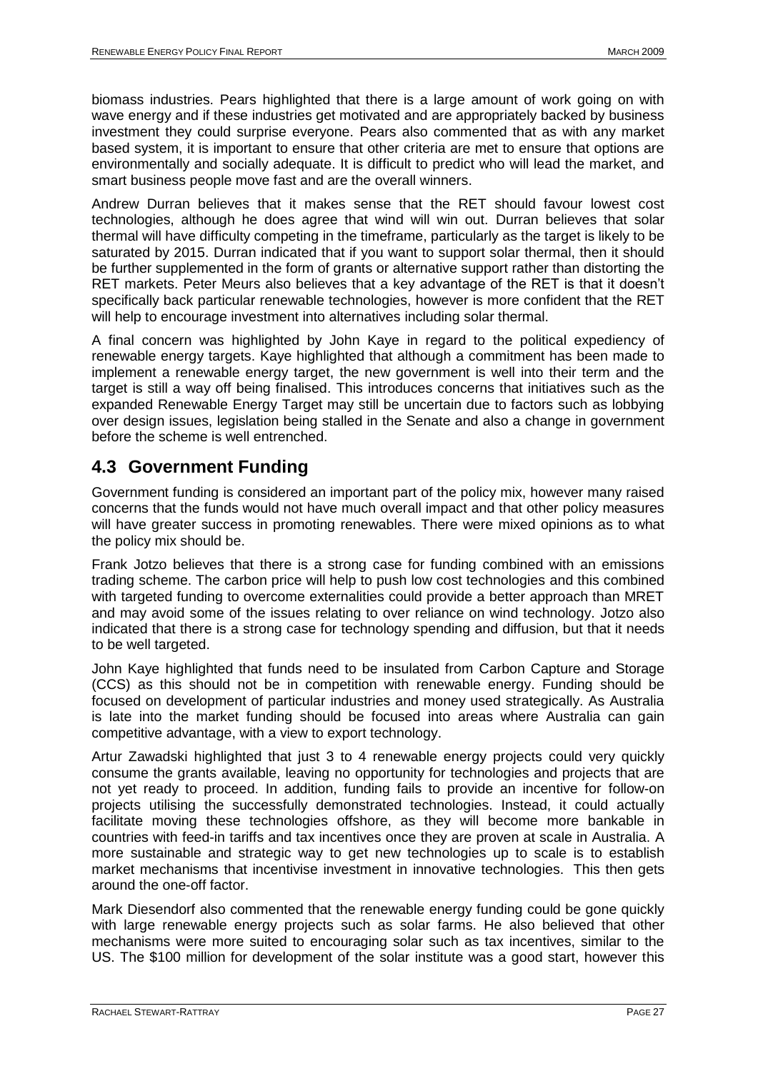biomass industries. Pears highlighted that there is a large amount of work going on with wave energy and if these industries get motivated and are appropriately backed by business investment they could surprise everyone. Pears also commented that as with any market based system, it is important to ensure that other criteria are met to ensure that options are environmentally and socially adequate. It is difficult to predict who will lead the market, and smart business people move fast and are the overall winners.

Andrew Durran believes that it makes sense that the RET should favour lowest cost technologies, although he does agree that wind will win out. Durran believes that solar thermal will have difficulty competing in the timeframe, particularly as the target is likely to be saturated by 2015. Durran indicated that if you want to support solar thermal, then it should be further supplemented in the form of grants or alternative support rather than distorting the RET markets. Peter Meurs also believes that a key advantage of the RET is that it doesn't specifically back particular renewable technologies, however is more confident that the RET will help to encourage investment into alternatives including solar thermal.

A final concern was highlighted by John Kaye in regard to the political expediency of renewable energy targets. Kaye highlighted that although a commitment has been made to implement a renewable energy target, the new government is well into their term and the target is still a way off being finalised. This introduces concerns that initiatives such as the expanded Renewable Energy Target may still be uncertain due to factors such as lobbying over design issues, legislation being stalled in the Senate and also a change in government before the scheme is well entrenched.

## 4.3 Government Funding

Government funding is considered an important part of the policy mix, however many raised concerns that the funds would not have much overall impact and that other policy measures will have greater success in promoting renewables. There were mixed opinions as to what the policy mix should be.

Frank Jotzo believes that there is a strong case for funding combined with an emissions trading scheme. The carbon price will help to push low cost technologies and this combined with targeted funding to overcome externalities could provide a better approach than MRET and may avoid some of the issues relating to over reliance on wind technology. Jotzo also indicated that there is a strong case for technology spending and diffusion, but that it needs to be well targeted.

John Kaye highlighted that funds need to be insulated from Carbon Capture and Storage (CCS) as this should not be in competition with renewable energy. Funding should be focused on development of particular industries and money used strategically. As Australia is late into the market funding should be focused into areas where Australia can gain competitive advantage, with a view to export technology.

Artur Zawadski highlighted that just 3 to 4 renewable energy projects could very quickly consume the grants available, leaving no opportunity for technologies and projects that are not yet ready to proceed. In addition, funding fails to provide an incentive for follow-on projects utilising the successfully demonstrated technologies. Instead, it could actually facilitate moving these technologies offshore, as they will become more bankable in countries with feed-in tariffs and tax incentives once they are proven at scale in Australia. A more sustainable and strategic way to get new technologies up to scale is to establish market mechanisms that incentivise investment in innovative technologies. This then gets around the one-off factor.

Mark Diesendorf also commented that the renewable energy funding could be gone quickly with large renewable energy projects such as solar farms. He also believed that other mechanisms were more suited to encouraging solar such as tax incentives, similar to the US. The $100 million for development of the solar institute was a good start, however this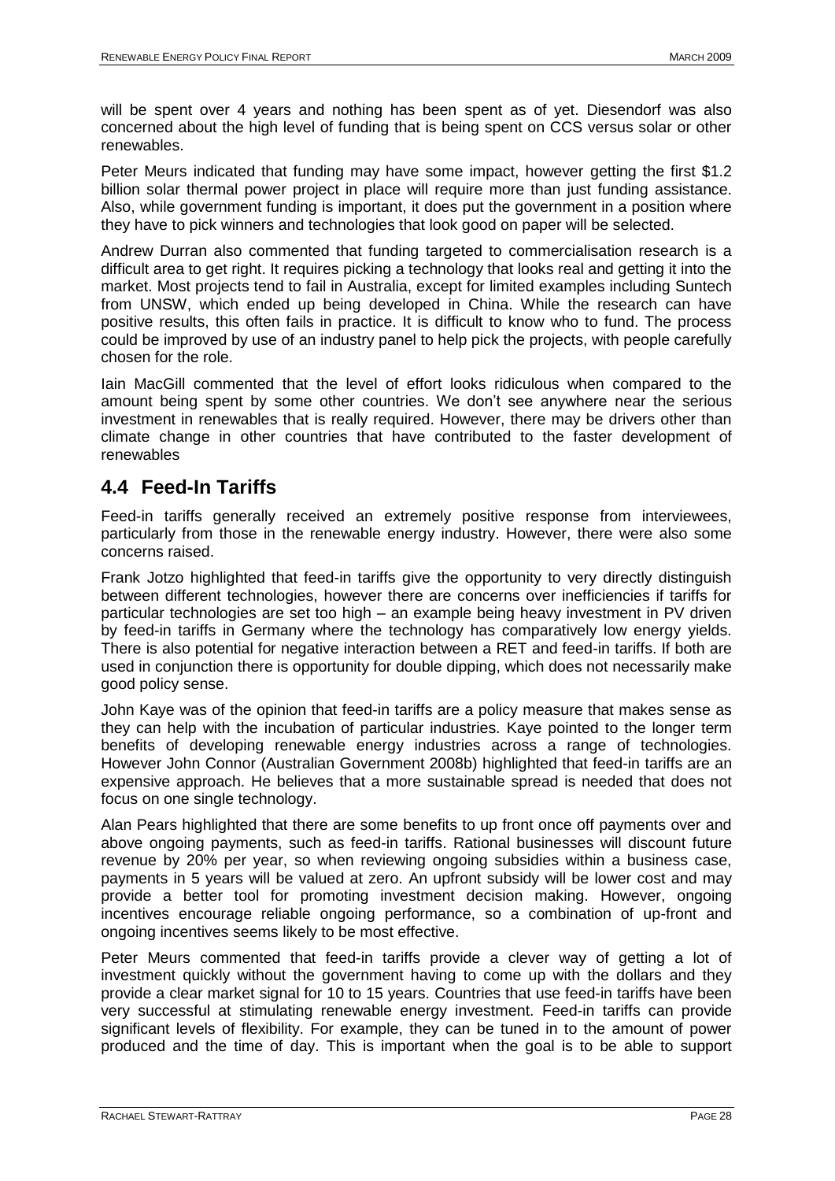will be spent over 4 years and nothing has been spent as of yet. Diesendorf was also concerned about the high level of funding that is being spent on CCS versus solar or other renewables.

Peter Meurs indicated that funding may have some impact, however getting the first $1.2 billion solar thermal power project in place will require more than just funding assistance. Also, while government funding is important, it does put the government in a position where they have to pick winners and technologies that look good on paper will be selected.

Andrew Durran also commented that funding targeted to commercialisation research is a difficult area to get right. It requires picking a technology that looks real and getting it into the market. Most projects tend to fail in Australia, except for limited examples including Suntech from UNSW, which ended up being developed in China. While the research can have positive results, this often fails in practice. It is difficult to know who to fund. The process could be improved by use of an industry panel to help pick the projects, with people carefully chosen for the role.

Iain MacGill commented that the level of effort looks ridiculous when compared to the amount being spent by some other countries. We don't see anywhere near the serious investment in renewables that is really required. However, there may be drivers other than climate change in other countries that have contributed to the faster development of renewables

## 4.4 Feed-In Tariffs

Feed-in tariffs generally received an extremely positive response from interviewees, particularly from those in the renewable energy industry. However, there were also some concerns raised.

Frank Jotzo highlighted that feed-in tariffs give the opportunity to very directly distinguish between different technologies, however there are concerns over inefficiencies if tariffs for particular technologies are set too high – an example being heavy investment in PV driven by feed-in tariffs in Germany where the technology has comparatively low energy yields. There is also potential for negative interaction between a RET and feed-in tariffs. If both are used in conjunction there is opportunity for double dipping, which does not necessarily make good policy sense.

John Kaye was of the opinion that feed-in tariffs are a policy measure that makes sense as they can help with the incubation of particular industries. Kaye pointed to the longer term benefits of developing renewable energy industries across a range of technologies. However John Connor (Australian Government 2008b) highlighted that feed-in tariffs are an expensive approach. He believes that a more sustainable spread is needed that does not focus on one single technology.

Alan Pears highlighted that there are some benefits to up front once off payments over and above ongoing payments, such as feed-in tariffs. Rational businesses will discount future revenue by 20% per year, so when reviewing ongoing subsidies within a business case, payments in 5 years will be valued at zero. An upfront subsidy will be lower cost and may provide a better tool for promoting investment decision making. However, ongoing incentives encourage reliable ongoing performance, so a combination of up-front and ongoing incentives seems likely to be most effective.

Peter Meurs commented that feed-in tariffs provide a clever way of getting a lot of investment quickly without the government having to come up with the dollars and they provide a clear market signal for 10 to 15 years. Countries that use feed-in tariffs have been very successful at stimulating renewable energy investment. Feed-in tariffs can provide significant levels of flexibility. For example, they can be tuned in to the amount of power produced and the time of day. This is important when the goal is to be able to support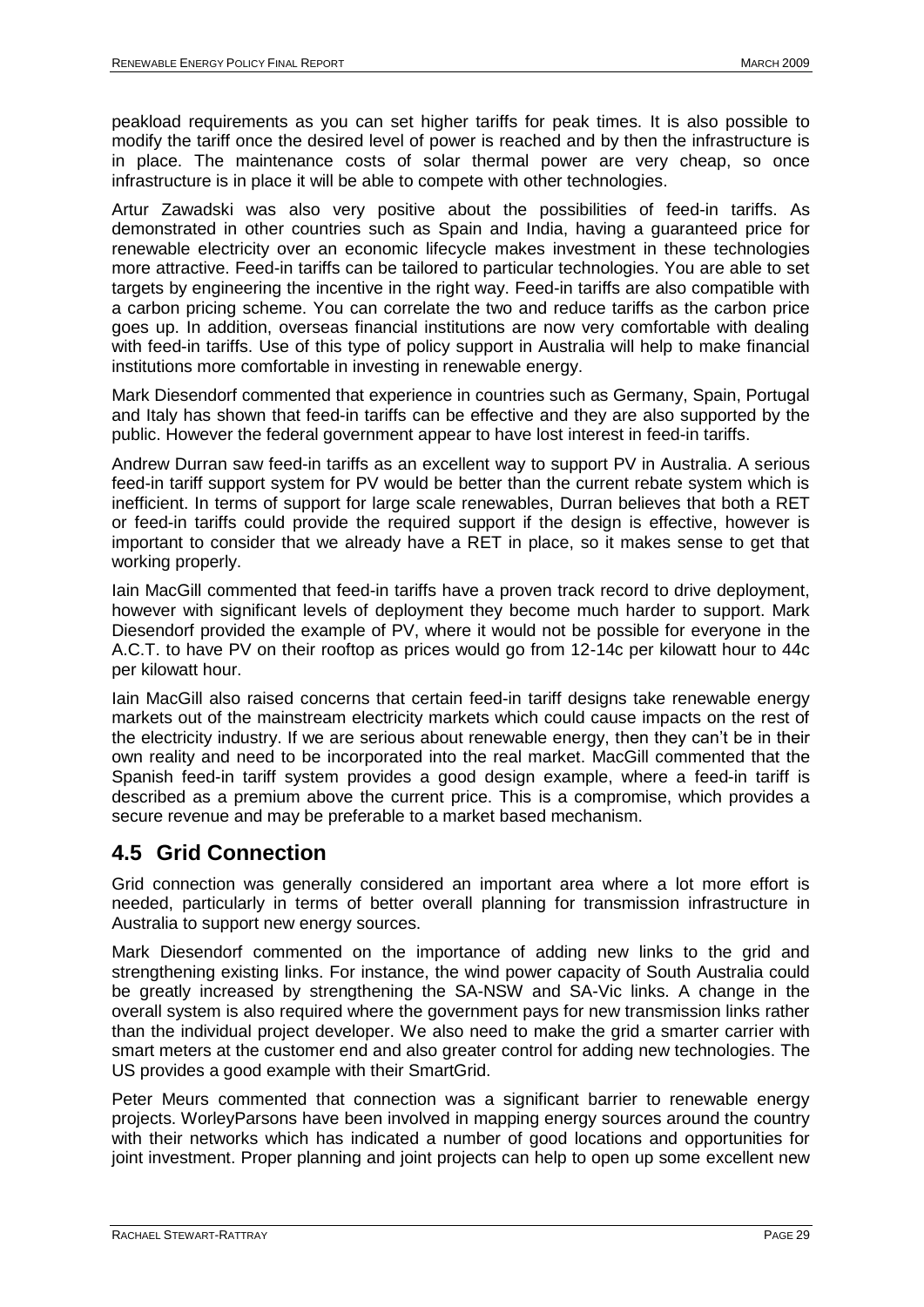peakload requirements as you can set higher tariffs for peak times. It is also possible to modify the tariff once the desired level of power is reached and by then the infrastructure is in place. The maintenance costs of solar thermal power are very cheap, so once infrastructure is in place it will be able to compete with other technologies.

Artur Zawadski was also very positive about the possibilities of feed-in tariffs. As demonstrated in other countries such as Spain and India, having a guaranteed price for renewable electricity over an economic lifecycle makes investment in these technologies more attractive. Feed-in tariffs can be tailored to particular technologies. You are able to set targets by engineering the incentive in the right way. Feed-in tariffs are also compatible with a carbon pricing scheme. You can correlate the two and reduce tariffs as the carbon price goes up. In addition, overseas financial institutions are now very comfortable with dealing with feed-in tariffs. Use of this type of policy support in Australia will help to make financial institutions more comfortable in investing in renewable energy.

Mark Diesendorf commented that experience in countries such as Germany, Spain, Portugal and Italy has shown that feed-in tariffs can be effective and they are also supported by the public. However the federal government appear to have lost interest in feed-in tariffs.

Andrew Durran saw feed-in tariffs as an excellent way to support PV in Australia. A serious feed-in tariff support system for PV would be better than the current rebate system which is inefficient. In terms of support for large scale renewables, Durran believes that both a RET or feed-in tariffs could provide the required support if the design is effective, however is important to consider that we already have a RET in place, so it makes sense to get that working properly.

Iain MacGill commented that feed-in tariffs have a proven track record to drive deployment, however with significant levels of deployment they become much harder to support. Mark Diesendorf provided the example of PV, where it would not be possible for everyone in the A.C.T. to have PV on their rooftop as prices would go from 12-14c per kilowatt hour to 44c per kilowatt hour.

Iain MacGill also raised concerns that certain feed-in tariff designs take renewable energy markets out of the mainstream electricity markets which could cause impacts on the rest of the electricity industry. If we are serious about renewable energy, then they can't be in their own reality and need to be incorporated into the real market. MacGill commented that the Spanish feed-in tariff system provides a good design example, where a feed-in tariff is described as a premium above the current price. This is a compromise, which provides a secure revenue and may be preferable to a market based mechanism.

## 4.5 Grid Connection

Grid connection was generally considered an important area where a lot more effort is needed, particularly in terms of better overall planning for transmission infrastructure in Australia to support new energy sources.

Mark Diesendorf commented on the importance of adding new links to the grid and strengthening existing links. For instance, the wind power capacity of South Australia could be greatly increased by strengthening the SA-NSW and SA-Vic links. A change in the overall system is also required where the government pays for new transmission links rather than the individual project developer. We also need to make the grid a smarter carrier with smart meters at the customer end and also greater control for adding new technologies. The US provides a good example with their SmartGrid.

Peter Meurs commented that connection was a significant barrier to renewable energy projects. WorleyParsons have been involved in mapping energy sources around the country with their networks which has indicated a number of good locations and opportunities for joint investment. Proper planning and joint projects can help to open up some excellent new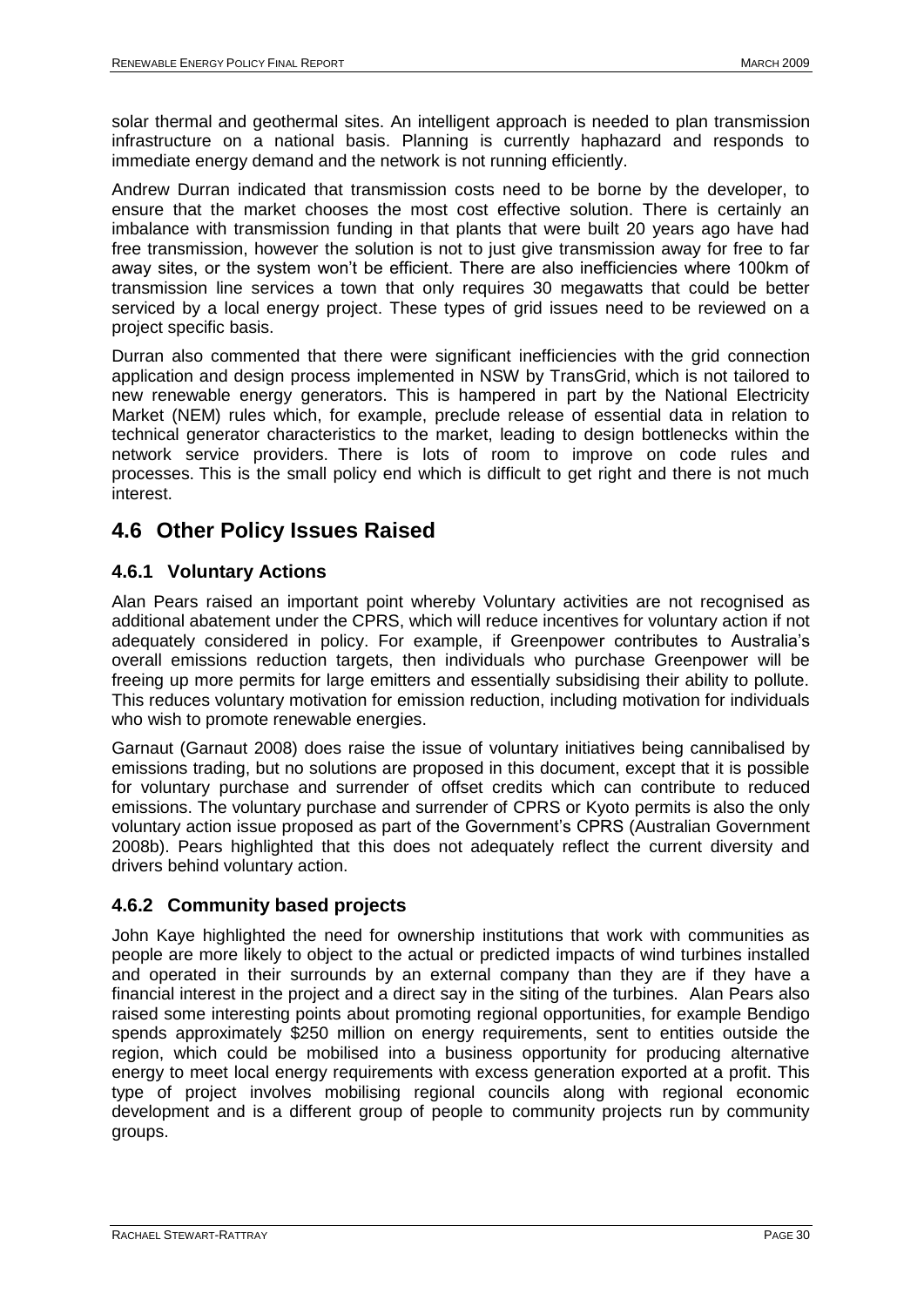solar thermal and geothermal sites. An intelligent approach is needed to plan transmission infrastructure on a national basis. Planning is currently haphazard and responds to immediate energy demand and the network is not running efficiently.

Andrew Durran indicated that transmission costs need to be borne by the developer, to ensure that the market chooses the most cost effective solution. There is certainly an imbalance with transmission funding in that plants that were built 20 years ago have had free transmission, however the solution is not to just give transmission away for free to far away sites, or the system won't be efficient. There are also inefficiencies where 100km of transmission line services a town that only requires 30 megawatts that could be better serviced by a local energy project. These types of grid issues need to be reviewed on a project specific basis.

Durran also commented that there were significant inefficiencies with the grid connection application and design process implemented in NSW by TransGrid, which is not tailored to new renewable energy generators. This is hampered in part by the National Electricity Market (NEM) rules which, for example, preclude release of essential data in relation to technical generator characteristics to the market, leading to design bottlenecks within the network service providers. There is lots of room to improve on code rules and processes. This is the small policy end which is difficult to get right and there is not much interest.

## 4.6 Other Policy Issues Raised

### 4.6.1 Voluntary Actions

Alan Pears raised an important point whereby Voluntary activities are not recognised as additional abatement under the CPRS, which will reduce incentives for voluntary action if not adequately considered in policy. For example, if Greenpower contributes to Australia's overall emissions reduction targets, then individuals who purchase Greenpower will be freeing up more permits for large emitters and essentially subsidising their ability to pollute. This reduces voluntary motivation for emission reduction, including motivation for individuals who wish to promote renewable energies.

Garnaut (Garnaut 2008) does raise the issue of voluntary initiatives being cannibalised by emissions trading, but no solutions are proposed in this document, except that it is possible for voluntary purchase and surrender of offset credits which can contribute to reduced emissions. The voluntary purchase and surrender of CPRS or Kyoto permits is also the only voluntary action issue proposed as part of the Government's CPRS (Australian Government 2008b). Pears highlighted that this does not adequately reflect the current diversity and drivers behind voluntary action.

### 4.6.2 Community based projects

John Kaye highlighted the need for ownership institutions that work with communities as people are more likely to object to the actual or predicted impacts of wind turbines installed and operated in their surrounds by an external company than they are if they have a financial interest in the project and a direct say in the siting of the turbines. Alan Pears also raised some interesting points about promoting regional opportunities, for example Bendigo spends approximately $250 million on energy requirements, sent to entities outside the region, which could be mobilised into a business opportunity for producing alternative energy to meet local energy requirements with excess generation exported at a profit. This type of project involves mobilising regional councils along with regional economic development and is a different group of people to community projects run by community groups.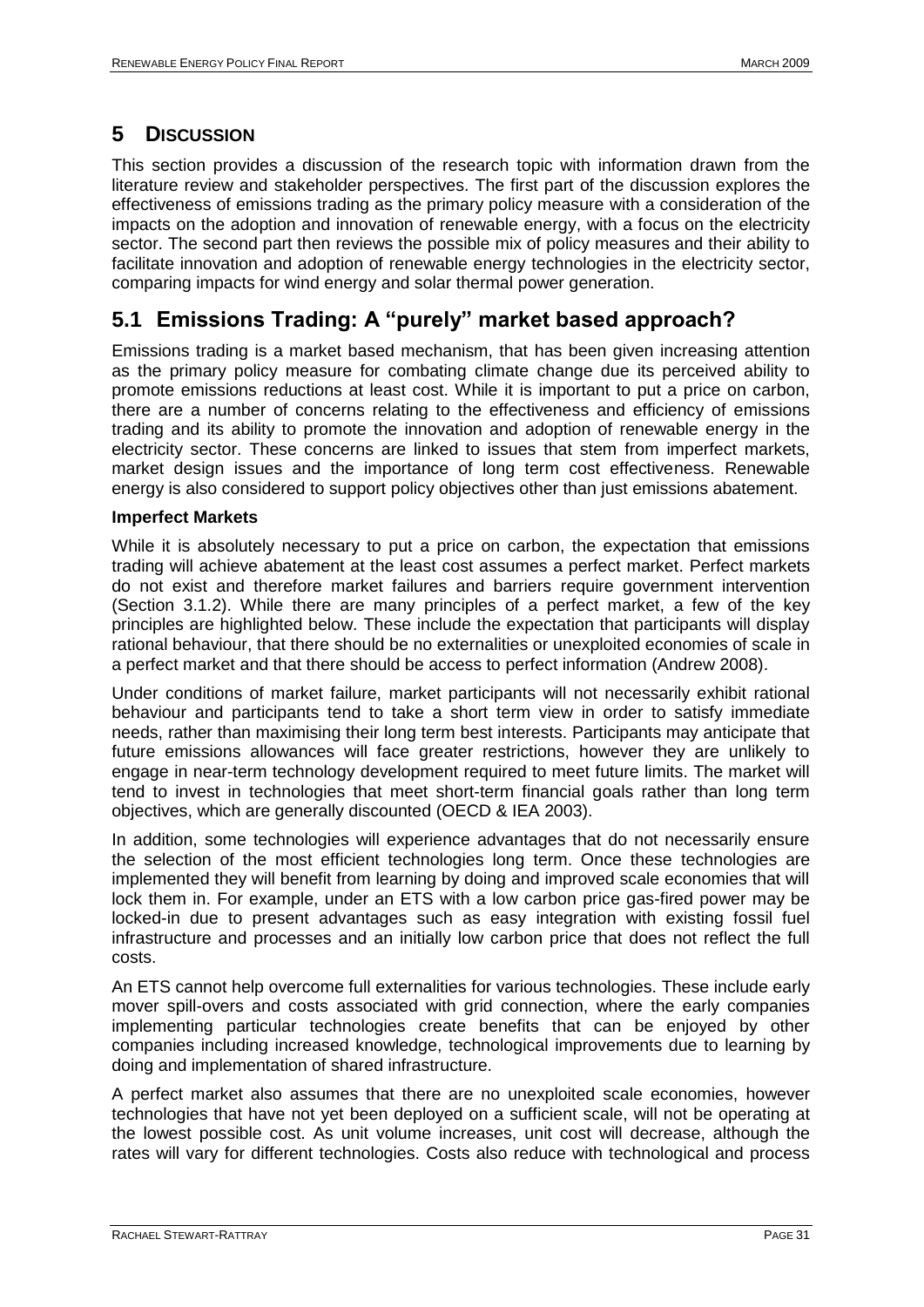# 5 DISCUSSION

This section provides a discussion of the research topic with information drawn from the literature review and stakeholder perspectives. The first part of the discussion explores the effectiveness of emissions trading as the primary policy measure with a consideration of the impacts on the adoption and innovation of renewable energy, with a focus on the electricity sector. The second part then reviews the possible mix of policy measures and their ability to facilitate innovation and adoption of renewable energy technologies in the electricity sector, comparing impacts for wind energy and solar thermal power generation.

## 5.1 Emissions Trading: A "purely" market based approach?

Emissions trading is a market based mechanism, that has been given increasing attention as the primary policy measure for combating climate change due its perceived ability to promote emissions reductions at least cost. While it is important to put a price on carbon, there are a number of concerns relating to the effectiveness and efficiency of emissions trading and its ability to promote the innovation and adoption of renewable energy in the electricity sector. These concerns are linked to issues that stem from imperfect markets, market design issues and the importance of long term cost effectiveness. Renewable energy is also considered to support policy objectives other than just emissions abatement.

**Imperfect Markets**

While it is absolutely necessary to put a price on carbon, the expectation that emissions trading will achieve abatement at the least cost assumes a perfect market. Perfect markets do not exist and therefore market failures and barriers require government intervention (Section 3.1.2). While there are many principles of a perfect market, a few of the key principles are highlighted below. These include the expectation that participants will display rational behaviour, that there should be no externalities or unexploited economies of scale in a perfect market and that there should be access to perfect information (Andrew 2008).

Under conditions of market failure, market participants will not necessarily exhibit rational behaviour and participants tend to take a short term view in order to satisfy immediate needs, rather than maximising their long term best interests. Participants may anticipate that future emissions allowances will face greater restrictions, however they are unlikely to engage in near-term technology development required to meet future limits. The market will tend to invest in technologies that meet short-term financial goals rather than long term objectives, which are generally discounted (OECD & IEA 2003).

In addition, some technologies will experience advantages that do not necessarily ensure the selection of the most efficient technologies long term. Once these technologies are implemented they will benefit from learning by doing and improved scale economies that will lock them in. For example, under an ETS with a low carbon price gas-fired power may be locked-in due to present advantages such as easy integration with existing fossil fuel infrastructure and processes and an initially low carbon price that does not reflect the full costs.

An ETS cannot help overcome full externalities for various technologies. These include early mover spill-overs and costs associated with grid connection, where the early companies implementing particular technologies create benefits that can be enjoyed by other companies including increased knowledge, technological improvements due to learning by doing and implementation of shared infrastructure.

A perfect market also assumes that there are no unexploited scale economies, however technologies that have not yet been deployed on a sufficient scale, will not be operating at the lowest possible cost. As unit volume increases, unit cost will decrease, although the rates will vary for different technologies. Costs also reduce with technological and process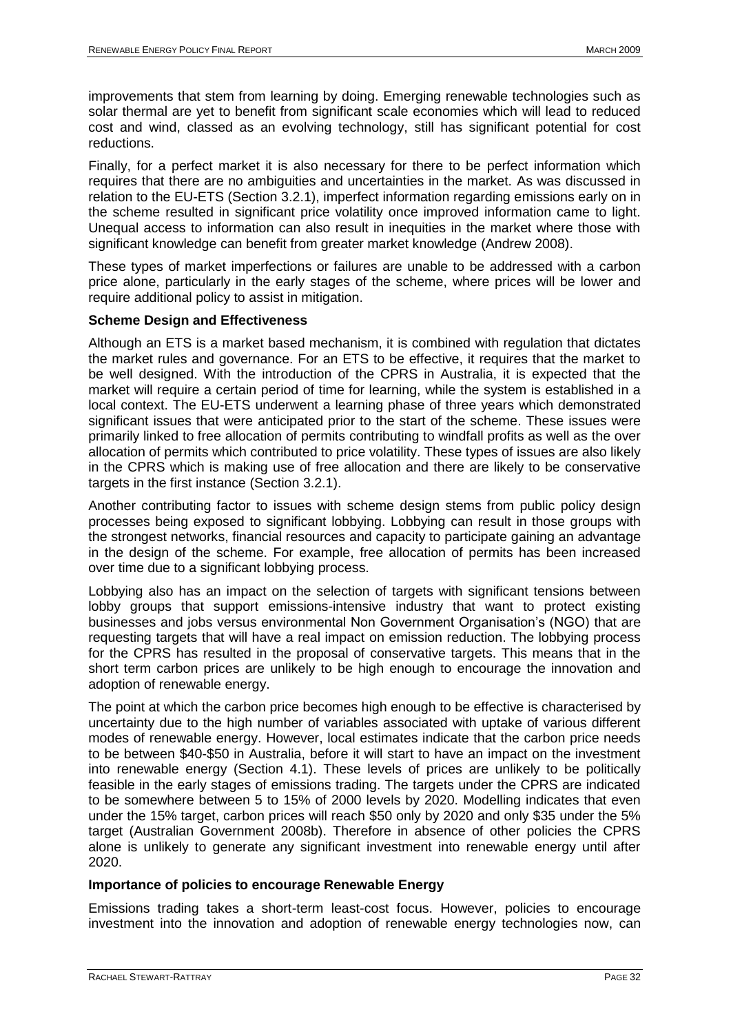improvements that stem from learning by doing. Emerging renewable technologies such as solar thermal are yet to benefit from significant scale economies which will lead to reduced cost and wind, classed as an evolving technology, still has significant potential for cost reductions.

Finally, for a perfect market it is also necessary for there to be perfect information which requires that there are no ambiguities and uncertainties in the market. As was discussed in relation to the EU-ETS (Section 3.2.1), imperfect information regarding emissions early on in the scheme resulted in significant price volatility once improved information came to light. Unequal access to information can also result in inequities in the market where those with significant knowledge can benefit from greater market knowledge (Andrew 2008).

These types of market imperfections or failures are unable to be addressed with a carbon price alone, particularly in the early stages of the scheme, where prices will be lower and require additional policy to assist in mitigation.

**Scheme Design and Effectiveness**

Although an ETS is a market based mechanism, it is combined with regulation that dictates the market rules and governance. For an ETS to be effective, it requires that the market to be well designed. With the introduction of the CPRS in Australia, it is expected that the market will require a certain period of time for learning, while the system is established in a local context. The EU-ETS underwent a learning phase of three years which demonstrated significant issues that were anticipated prior to the start of the scheme. These issues were primarily linked to free allocation of permits contributing to windfall profits as well as the over allocation of permits which contributed to price volatility. These types of issues are also likely in the CPRS which is making use of free allocation and there are likely to be conservative targets in the first instance (Section 3.2.1).

Another contributing factor to issues with scheme design stems from public policy design processes being exposed to significant lobbying. Lobbying can result in those groups with the strongest networks, financial resources and capacity to participate gaining an advantage in the design of the scheme. For example, free allocation of permits has been increased over time due to a significant lobbying process.

Lobbying also has an impact on the selection of targets with significant tensions between lobby groups that support emissions-intensive industry that want to protect existing businesses and jobs versus environmental Non Government Organisation's (NGO) that are requesting targets that will have a real impact on emission reduction. The lobbying process for the CPRS has resulted in the proposal of conservative targets. This means that in the short term carbon prices are unlikely to be high enough to encourage the innovation and adoption of renewable energy.

The point at which the carbon price becomes high enough to be effective is characterised by uncertainty due to the high number of variables associated with uptake of various different modes of renewable energy. However, local estimates indicate that the carbon price needs to be between $40-$50 in Australia, before it will start to have an impact on the investment into renewable energy (Section 4.1). These levels of prices are unlikely to be politically feasible in the early stages of emissions trading. The targets under the CPRS are indicated to be somewhere between 5 to 15% of 2000 levels by 2020. Modelling indicates that even under the 15% target, carbon prices will reach $50 only by 2020 and only $35 under the 5% target (Australian Government 2008b). Therefore in absence of other policies the CPRS alone is unlikely to generate any significant investment into renewable energy until after 2020.

**Importance of policies to encourage Renewable Energy**

Emissions trading takes a short-term least-cost focus. However, policies to encourage investment into the innovation and adoption of renewable energy technologies now, can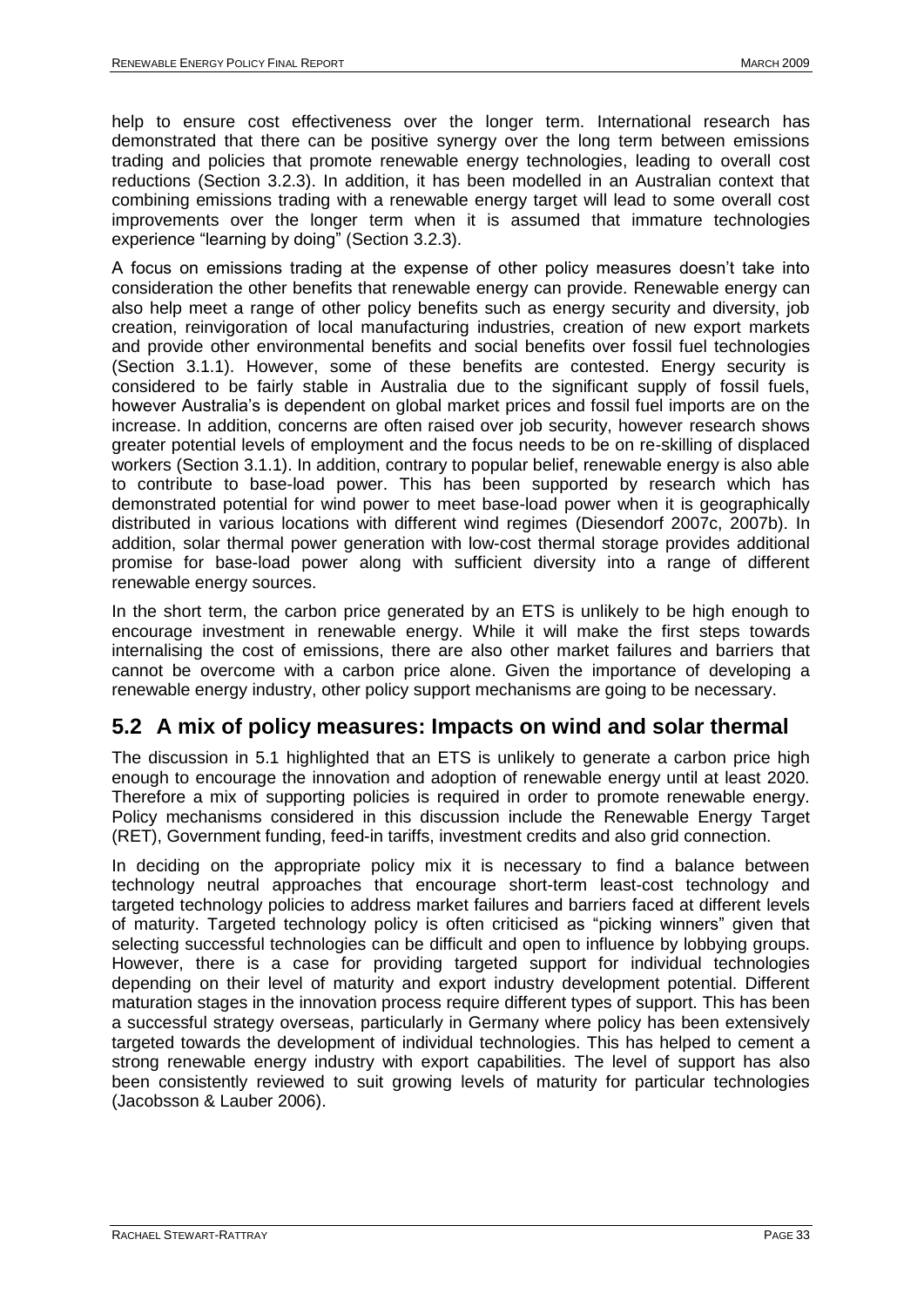help to ensure cost effectiveness over the longer term. International research has demonstrated that there can be positive synergy over the long term between emissions trading and policies that promote renewable energy technologies, leading to overall cost reductions (Section 3.2.3). In addition, it has been modelled in an Australian context that combining emissions trading with a renewable energy target will lead to some overall cost improvements over the longer term when it is assumed that immature technologies experience "learning by doing" (Section 3.2.3).

A focus on emissions trading at the expense of other policy measures doesn't take into consideration the other benefits that renewable energy can provide. Renewable energy can also help meet a range of other policy benefits such as energy security and diversity, job creation, reinvigoration of local manufacturing industries, creation of new export markets and provide other environmental benefits and social benefits over fossil fuel technologies (Section 3.1.1). However, some of these benefits are contested. Energy security is considered to be fairly stable in Australia due to the significant supply of fossil fuels, however Australia's is dependent on global market prices and fossil fuel imports are on the increase. In addition, concerns are often raised over job security, however research shows greater potential levels of employment and the focus needs to be on re-skilling of displaced workers (Section 3.1.1). In addition, contrary to popular belief, renewable energy is also able to contribute to base-load power. This has been supported by research which has demonstrated potential for wind power to meet base-load power when it is geographically distributed in various locations with different wind regimes (Diesendorf 2007c, 2007b). In addition, solar thermal power generation with low-cost thermal storage provides additional promise for base-load power along with sufficient diversity into a range of different renewable energy sources.

In the short term, the carbon price generated by an ETS is unlikely to be high enough to encourage investment in renewable energy. While it will make the first steps towards internalising the cost of emissions, there are also other market failures and barriers that cannot be overcome with a carbon price alone. Given the importance of developing a renewable energy industry, other policy support mechanisms are going to be necessary.

## 5.2 A mix of policy measures: Impacts on wind and solar thermal

The discussion in 5.1 highlighted that an ETS is unlikely to generate a carbon price high enough to encourage the innovation and adoption of renewable energy until at least 2020. Therefore a mix of supporting policies is required in order to promote renewable energy. Policy mechanisms considered in this discussion include the Renewable Energy Target (RET), Government funding, feed-in tariffs, investment credits and also grid connection.

In deciding on the appropriate policy mix it is necessary to find a balance between technology neutral approaches that encourage short-term least-cost technology and targeted technology policies to address market failures and barriers faced at different levels of maturity. Targeted technology policy is often criticised as "picking winners" given that selecting successful technologies can be difficult and open to influence by lobbying groups. However, there is a case for providing targeted support for individual technologies depending on their level of maturity and export industry development potential. Different maturation stages in the innovation process require different types of support. This has been a successful strategy overseas, particularly in Germany where policy has been extensively targeted towards the development of individual technologies. This has helped to cement a strong renewable energy industry with export capabilities. The level of support has also been consistently reviewed to suit growing levels of maturity for particular technologies (Jacobsson & Lauber 2006).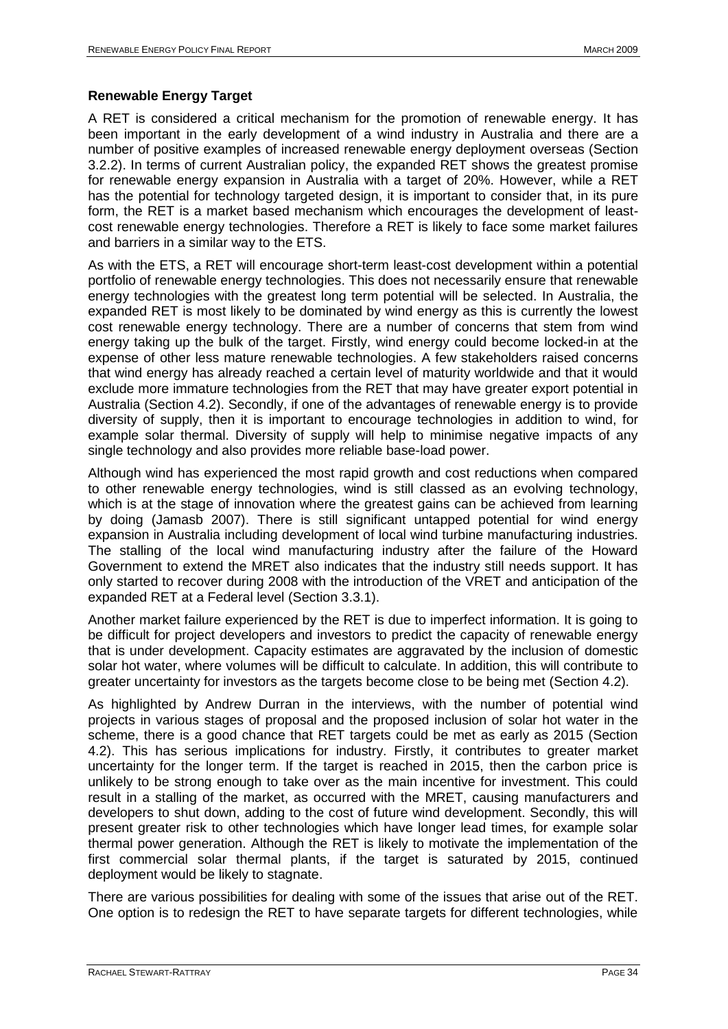**Renewable Energy Target**

A RET is considered a critical mechanism for the promotion of renewable energy. It has been important in the early development of a wind industry in Australia and there are a number of positive examples of increased renewable energy deployment overseas (Section 3.2.2). In terms of current Australian policy, the expanded RET shows the greatest promise for renewable energy expansion in Australia with a target of 20%. However, while a RET has the potential for technology targeted design, it is important to consider that, in its pure form, the RET is a market based mechanism which encourages the development of least-cost renewable energy technologies. Therefore a RET is likely to face some market failures and barriers in a similar way to the ETS.

As with the ETS, a RET will encourage short-term least-cost development within a potential portfolio of renewable energy technologies. This does not necessarily ensure that renewable energy technologies with the greatest long term potential will be selected. In Australia, the expanded RET is most likely to be dominated by wind energy as this is currently the lowest cost renewable energy technology. There are a number of concerns that stem from wind energy taking up the bulk of the target. Firstly, wind energy could become locked-in at the expense of other less mature renewable technologies. A few stakeholders raised concerns that wind energy has already reached a certain level of maturity worldwide and that it would exclude more immature technologies from the RET that may have greater export potential in Australia (Section 4.2). Secondly, if one of the advantages of renewable energy is to provide diversity of supply, then it is important to encourage technologies in addition to wind, for example solar thermal. Diversity of supply will help to minimise negative impacts of any single technology and also provides more reliable base-load power.

Although wind has experienced the most rapid growth and cost reductions when compared to other renewable energy technologies, wind is still classed as an evolving technology, which is at the stage of innovation where the greatest gains can be achieved from learning by doing (Jamasb 2007). There is still significant untapped potential for wind energy expansion in Australia including development of local wind turbine manufacturing industries. The stalling of the local wind manufacturing industry after the failure of the Howard Government to extend the MRET also indicates that the industry still needs support. It has only started to recover during 2008 with the introduction of the VRET and anticipation of the expanded RET at a Federal level (Section 3.3.1).

Another market failure experienced by the RET is due to imperfect information. It is going to be difficult for project developers and investors to predict the capacity of renewable energy that is under development. Capacity estimates are aggravated by the inclusion of domestic solar hot water, where volumes will be difficult to calculate. In addition, this will contribute to greater uncertainty for investors as the targets become close to be being met (Section 4.2).

As highlighted by Andrew Durran in the interviews, with the number of potential wind projects in various stages of proposal and the proposed inclusion of solar hot water in the scheme, there is a good chance that RET targets could be met as early as 2015 (Section 4.2). This has serious implications for industry. Firstly, it contributes to greater market uncertainty for the longer term. If the target is reached in 2015, then the carbon price is unlikely to be strong enough to take over as the main incentive for investment. This could result in a stalling of the market, as occurred with the MRET, causing manufacturers and developers to shut down, adding to the cost of future wind development. Secondly, this will present greater risk to other technologies which have longer lead times, for example solar thermal power generation. Although the RET is likely to motivate the implementation of the first commercial solar thermal plants, if the target is saturated by 2015, continued deployment would be likely to stagnate.

There are various possibilities for dealing with some of the issues that arise out of the RET. One option is to redesign the RET to have separate targets for different technologies, while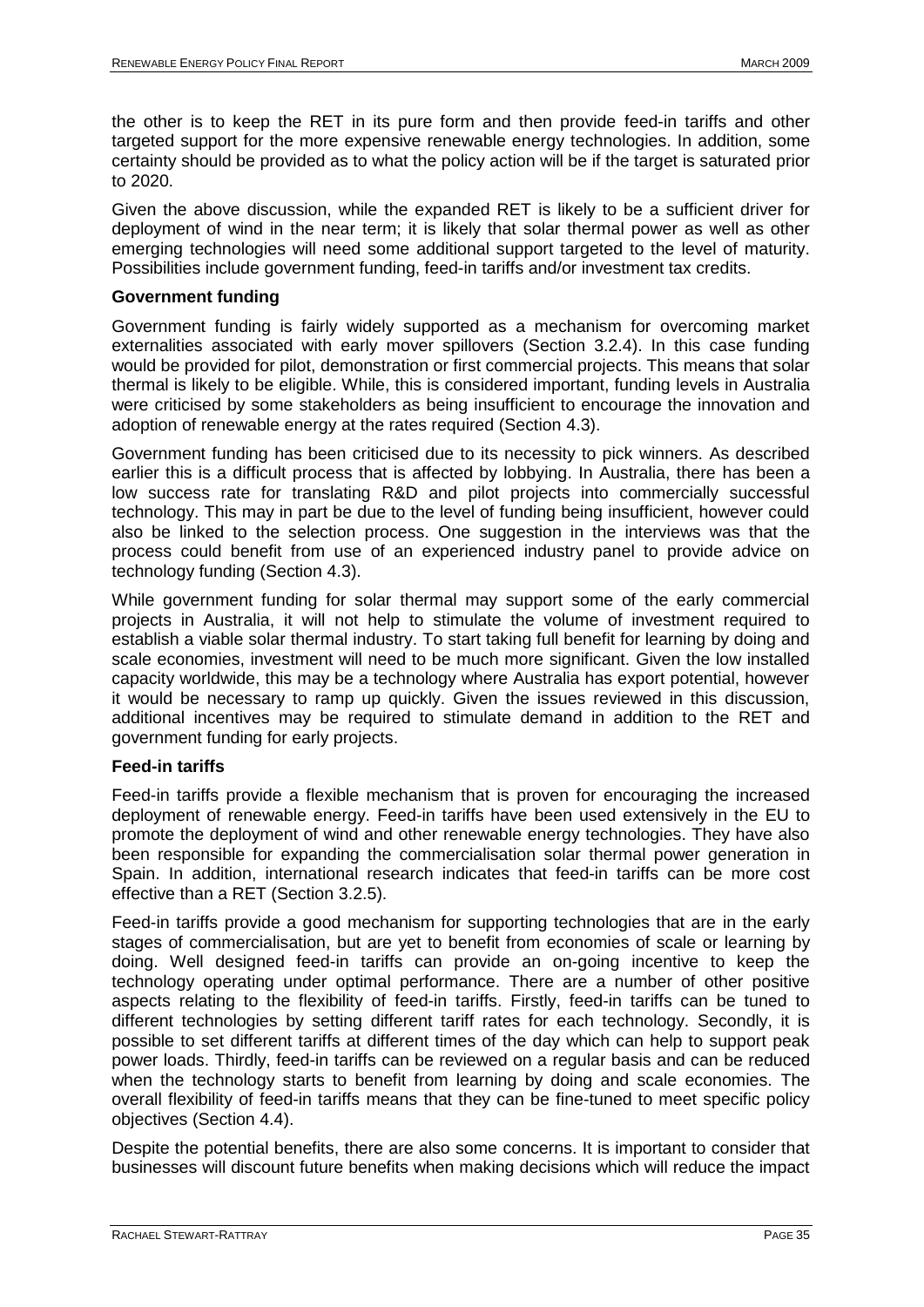the other is to keep the RET in its pure form and then provide feed-in tariffs and other targeted support for the more expensive renewable energy technologies. In addition, some certainty should be provided as to what the policy action will be if the target is saturated prior to 2020.

Given the above discussion, while the expanded RET is likely to be a sufficient driver for deployment of wind in the near term; it is likely that solar thermal power as well as other emerging technologies will need some additional support targeted to the level of maturity. Possibilities include government funding, feed-in tariffs and/or investment tax credits.

**Government funding**

Government funding is fairly widely supported as a mechanism for overcoming market externalities associated with early mover spillovers (Section 3.2.4). In this case funding would be provided for pilot, demonstration or first commercial projects. This means that solar thermal is likely to be eligible. While, this is considered important, funding levels in Australia were criticised by some stakeholders as being insufficient to encourage the innovation and adoption of renewable energy at the rates required (Section 4.3).

Government funding has been criticised due to its necessity to pick winners. As described earlier this is a difficult process that is affected by lobbying. In Australia, there has been a low success rate for translating R&D and pilot projects into commercially successful technology. This may in part be due to the level of funding being insufficient, however could also be linked to the selection process. One suggestion in the interviews was that the process could benefit from use of an experienced industry panel to provide advice on technology funding (Section 4.3).

While government funding for solar thermal may support some of the early commercial projects in Australia, it will not help to stimulate the volume of investment required to establish a viable solar thermal industry. To start taking full benefit for learning by doing and scale economies, investment will need to be much more significant. Given the low installed capacity worldwide, this may be a technology where Australia has export potential, however it would be necessary to ramp up quickly. Given the issues reviewed in this discussion, additional incentives may be required to stimulate demand in addition to the RET and government funding for early projects.

**Feed-in tariffs**

Feed-in tariffs provide a flexible mechanism that is proven for encouraging the increased deployment of renewable energy. Feed-in tariffs have been used extensively in the EU to promote the deployment of wind and other renewable energy technologies. They have also been responsible for expanding the commercialisation solar thermal power generation in Spain. In addition, international research indicates that feed-in tariffs can be more cost effective than a RET (Section 3.2.5).

Feed-in tariffs provide a good mechanism for supporting technologies that are in the early stages of commercialisation, but are yet to benefit from economies of scale or learning by doing. Well designed feed-in tariffs can provide an on-going incentive to keep the technology operating under optimal performance. There are a number of other positive aspects relating to the flexibility of feed-in tariffs. Firstly, feed-in tariffs can be tuned to different technologies by setting different tariff rates for each technology. Secondly, it is possible to set different tariffs at different times of the day which can help to support peak power loads. Thirdly, feed-in tariffs can be reviewed on a regular basis and can be reduced when the technology starts to benefit from learning by doing and scale economies. The overall flexibility of feed-in tariffs means that they can be fine-tuned to meet specific policy objectives (Section 4.4).

Despite the potential benefits, there are also some concerns. It is important to consider that businesses will discount future benefits when making decisions which will reduce the impact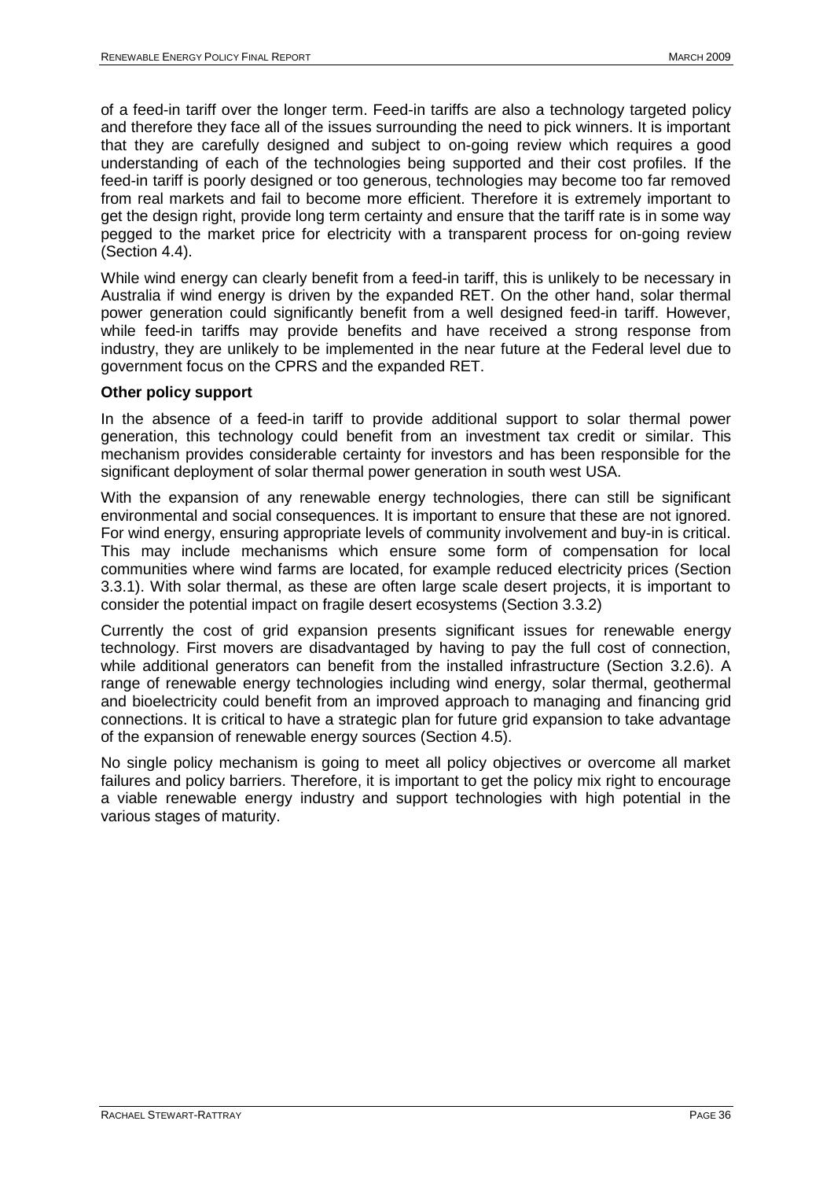of a feed-in tariff over the longer term. Feed-in tariffs are also a technology targeted policy and therefore they face all of the issues surrounding the need to pick winners. It is important that they are carefully designed and subject to on-going review which requires a good understanding of each of the technologies being supported and their cost profiles. If the feed-in tariff is poorly designed or too generous, technologies may become too far removed from real markets and fail to become more efficient. Therefore it is extremely important to get the design right, provide long term certainty and ensure that the tariff rate is in some way pegged to the market price for electricity with a transparent process for on-going review (Section 4.4).

While wind energy can clearly benefit from a feed-in tariff, this is unlikely to be necessary in Australia if wind energy is driven by the expanded RET. On the other hand, solar thermal power generation could significantly benefit from a well designed feed-in tariff. However, while feed-in tariffs may provide benefits and have received a strong response from industry, they are unlikely to be implemented in the near future at the Federal level due to government focus on the CPRS and the expanded RET.

**Other policy support**

In the absence of a feed-in tariff to provide additional support to solar thermal power generation, this technology could benefit from an investment tax credit or similar. This mechanism provides considerable certainty for investors and has been responsible for the significant deployment of solar thermal power generation in south west USA.

With the expansion of any renewable energy technologies, there can still be significant environmental and social consequences. It is important to ensure that these are not ignored. For wind energy, ensuring appropriate levels of community involvement and buy-in is critical. This may include mechanisms which ensure some form of compensation for local communities where wind farms are located, for example reduced electricity prices (Section 3.3.1). With solar thermal, as these are often large scale desert projects, it is important to consider the potential impact on fragile desert ecosystems (Section 3.3.2)

Currently the cost of grid expansion presents significant issues for renewable energy technology. First movers are disadvantaged by having to pay the full cost of connection, while additional generators can benefit from the installed infrastructure (Section 3.2.6). A range of renewable energy technologies including wind energy, solar thermal, geothermal and bioelectricity could benefit from an improved approach to managing and financing grid connections. It is critical to have a strategic plan for future grid expansion to take advantage of the expansion of renewable energy sources (Section 4.5).

No single policy mechanism is going to meet all policy objectives or overcome all market failures and policy barriers. Therefore, it is important to get the policy mix right to encourage a viable renewable energy industry and support technologies with high potential in the various stages of maturity.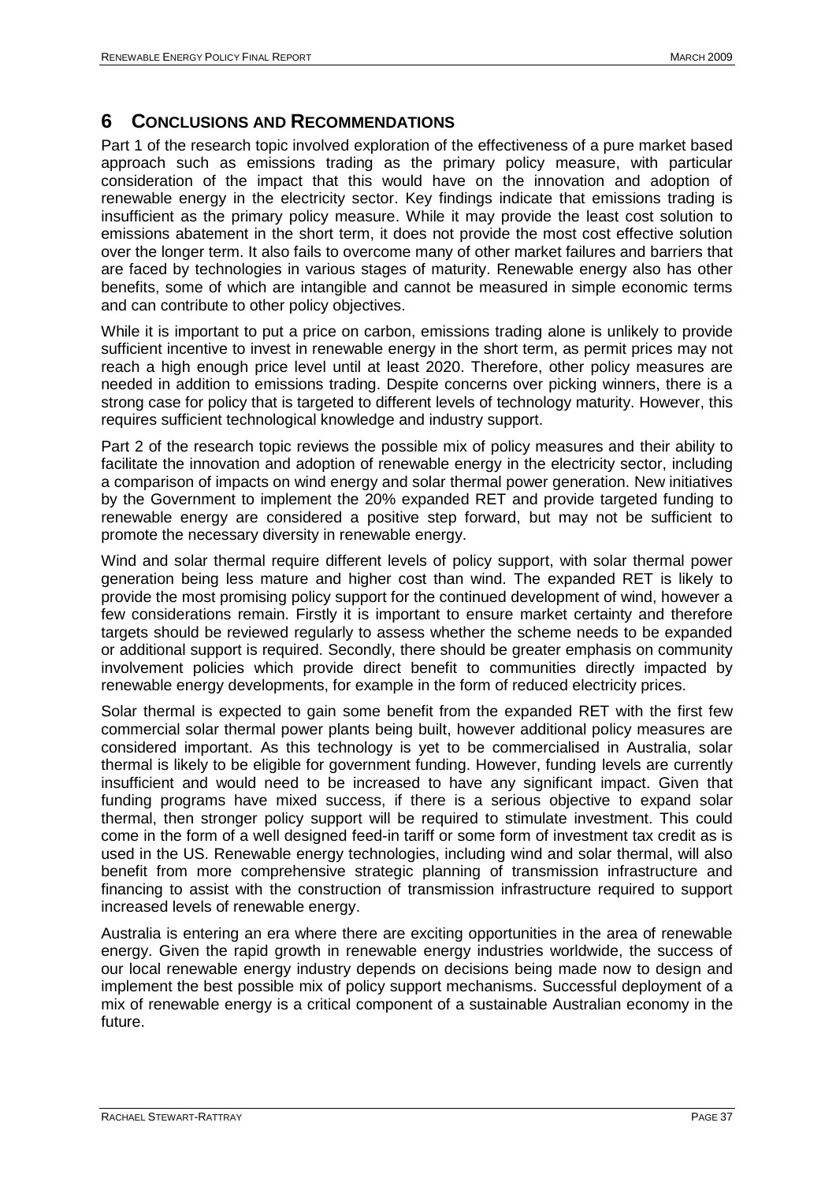# 6 CONCLUSIONS AND RECOMMENDATIONS

Part 1 of the research topic involved exploration of the effectiveness of a pure market based approach such as emissions trading as the primary policy measure, with particular consideration of the impact that this would have on the innovation and adoption of renewable energy in the electricity sector. Key findings indicate that emissions trading is insufficient as the primary policy measure. While it may provide the least cost solution to emissions abatement in the short term, it does not provide the most cost effective solution over the longer term. It also fails to overcome many of other market failures and barriers that are faced by technologies in various stages of maturity. Renewable energy also has other benefits, some of which are intangible and cannot be measured in simple economic terms and can contribute to other policy objectives.

While it is important to put a price on carbon, emissions trading alone is unlikely to provide sufficient incentive to invest in renewable energy in the short term, as permit prices may not reach a high enough price level until at least 2020. Therefore, other policy measures are needed in addition to emissions trading. Despite concerns over picking winners, there is a strong case for policy that is targeted to different levels of technology maturity. However, this requires sufficient technological knowledge and industry support.

Part 2 of the research topic reviews the possible mix of policy measures and their ability to facilitate the innovation and adoption of renewable energy in the electricity sector, including a comparison of impacts on wind energy and solar thermal power generation. New initiatives by the Government to implement the 20% expanded RET and provide targeted funding to renewable energy are considered a positive step forward, but may not be sufficient to promote the necessary diversity in renewable energy.

Wind and solar thermal require different levels of policy support, with solar thermal power generation being less mature and higher cost than wind. The expanded RET is likely to provide the most promising policy support for the continued development of wind, however a few considerations remain. Firstly it is important to ensure market certainty and therefore targets should be reviewed regularly to assess whether the scheme needs to be expanded or additional support is required. Secondly, there should be greater emphasis on community involvement policies which provide direct benefit to communities directly impacted by renewable energy developments, for example in the form of reduced electricity prices.

Solar thermal is expected to gain some benefit from the expanded RET with the first few commercial solar thermal power plants being built, however additional policy measures are considered important. As this technology is yet to be commercialised in Australia, solar thermal is likely to be eligible for government funding. However, funding levels are currently insufficient and would need to be increased to have any significant impact. Given that funding programs have mixed success, if there is a serious objective to expand solar thermal, then stronger policy support will be required to stimulate investment. This could come in the form of a well designed feed-in tariff or some form of investment tax credit as is used in the US. Renewable energy technologies, including wind and solar thermal, will also benefit from more comprehensive strategic planning of transmission infrastructure and financing to assist with the construction of transmission infrastructure required to support increased levels of renewable energy.

Australia is entering an era where there are exciting opportunities in the area of renewable energy. Given the rapid growth in renewable energy industries worldwide, the success of our local renewable energy industry depends on decisions being made now to design and implement the best possible mix of policy support mechanisms. Successful deployment of a mix of renewable energy is a critical component of a sustainable Australian economy in the future.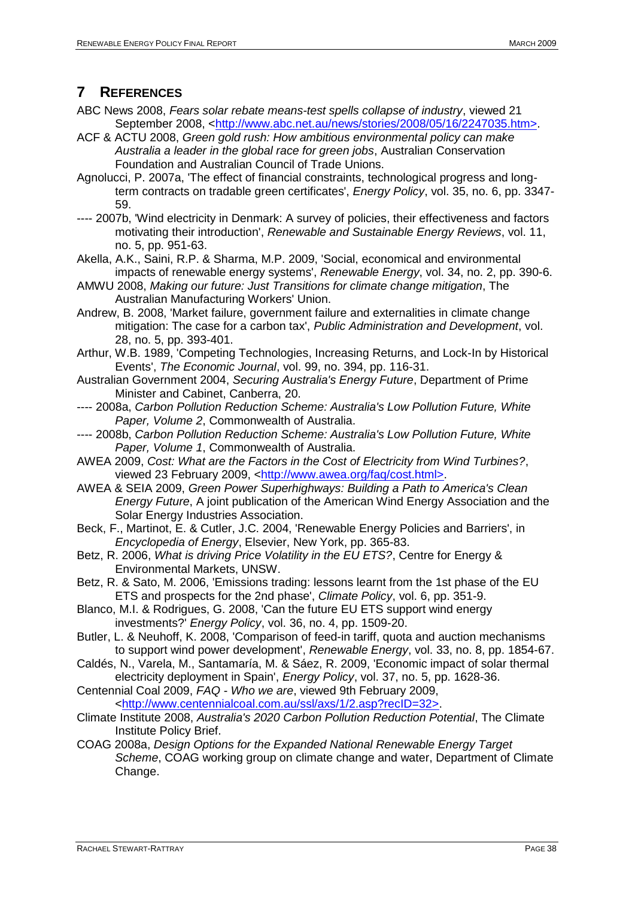# 7 REFERENCES

ABC News 2008, *Fears solar rebate means-test spells collapse of industry*, viewed 21 September 2008, <http://www.abc.net.au/news/stories/2008/05/16/2247035.htm>.

ACF & ACTU 2008, *Green gold rush: How ambitious environmental policy can make Australia a leader in the global race for green jobs*, Australian Conservation Foundation and Australian Council of Trade Unions.

Agnolucci, P. 2007a, 'The effect of financial constraints, technological progress and long-term contracts on tradable green certificates', *Energy Policy*, vol. 35, no. 6, pp. 3347-59.

---- 2007b, 'Wind electricity in Denmark: A survey of policies, their effectiveness and factors motivating their introduction', *Renewable and Sustainable Energy Reviews*, vol. 11, no. 5, pp. 951-63.

Akella, A.K., Saini, R.P. & Sharma, M.P. 2009, 'Social, economical and environmental impacts of renewable energy systems', *Renewable Energy*, vol. 34, no. 2, pp. 390-6.

AMWU 2008, *Making our future: Just Transitions for climate change mitigation*, The Australian Manufacturing Workers' Union.

Andrew, B. 2008, 'Market failure, government failure and externalities in climate change mitigation: The case for a carbon tax', *Public Administration and Development*, vol. 28, no. 5, pp. 393-401.

Arthur, W.B. 1989, 'Competing Technologies, Increasing Returns, and Lock-In by Historical Events', *The Economic Journal*, vol. 99, no. 394, pp. 116-31.

Australian Government 2004, *Securing Australia's Energy Future*, Department of Prime Minister and Cabinet, Canberra, 20.

---- 2008a, *Carbon Pollution Reduction Scheme: Australia's Low Pollution Future, White Paper, Volume 2*, Commonwealth of Australia.

---- 2008b, *Carbon Pollution Reduction Scheme: Australia's Low Pollution Future, White Paper, Volume 1*, Commonwealth of Australia.

AWEA 2009, *Cost: What are the Factors in the Cost of Electricity from Wind Turbines?*, viewed 23 February 2009, <http://www.awea.org/faq/cost.html>.

AWEA & SEIA 2009, *Green Power Superhighways: Building a Path to America's Clean Energy Future*, A joint publication of the American Wind Energy Association and the Solar Energy Industries Association.

Beck, F., Martinot, E. & Cutler, J.C. 2004, 'Renewable Energy Policies and Barriers', in *Encyclopedia of Energy*, Elsevier, New York, pp. 365-83.

Betz, R. 2006, *What is driving Price Volatility in the EU ETS?*, Centre for Energy & Environmental Markets, UNSW.

Betz, R. & Sato, M. 2006, 'Emissions trading: lessons learnt from the 1st phase of the EU ETS and prospects for the 2nd phase', *Climate Policy*, vol. 6, pp. 351-9.

Blanco, M.I. & Rodrigues, G. 2008, 'Can the future EU ETS support wind energy investments?' *Energy Policy*, vol. 36, no. 4, pp. 1509-20.

Butler, L. & Neuhoff, K. 2008, 'Comparison of feed-in tariff, quota and auction mechanisms to support wind power development', *Renewable Energy*, vol. 33, no. 8, pp. 1854-67.

Caldés, N., Varela, M., Santamaría, M. & Sáez, R. 2009, 'Economic impact of solar thermal electricity deployment in Spain', *Energy Policy*, vol. 37, no. 5, pp. 1628-36.

Centennial Coal 2009, *FAQ - Who we are*, viewed 9th February 2009, <http://www.centennialcoal.com.au/ssl/axs/1/2.asp?recID=32>.

Climate Institute 2008, *Australia's 2020 Carbon Pollution Reduction Potential*, The Climate Institute Policy Brief.

COAG 2008a, *Design Options for the Expanded National Renewable Energy Target Scheme*, COAG working group on climate change and water, Department of Climate Change.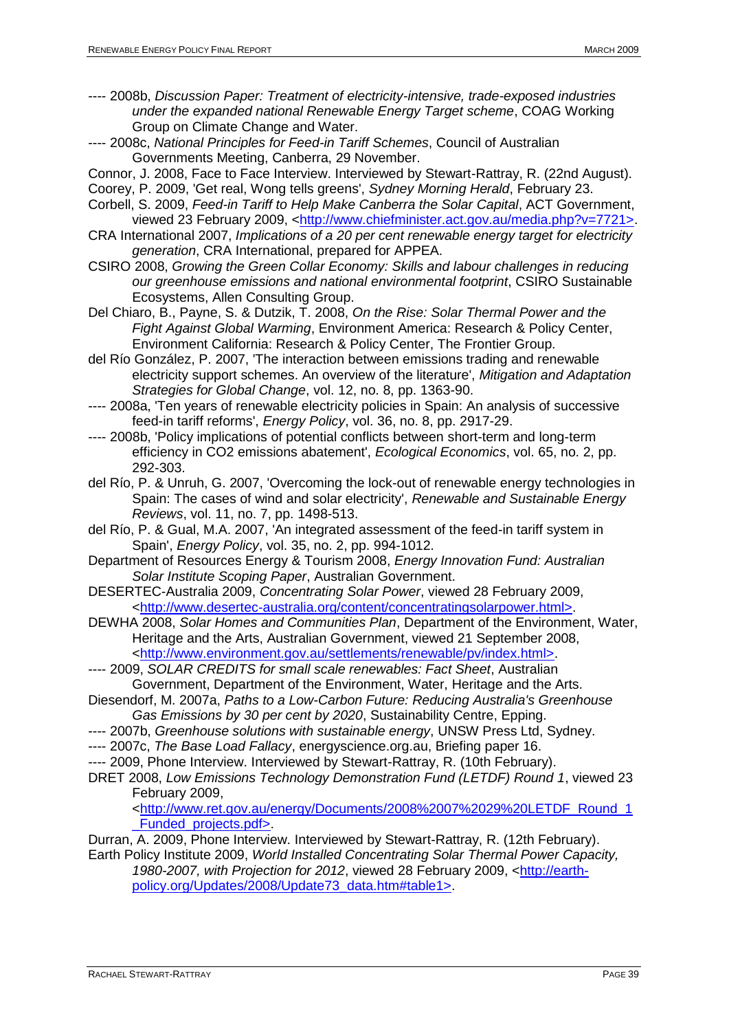---- 2008b, *Discussion Paper: Treatment of electricity-intensive, trade-exposed industries under the expanded national Renewable Energy Target scheme*, COAG Working Group on Climate Change and Water.

---- 2008c, *National Principles for Feed-in Tariff Schemes*, Council of Australian Governments Meeting, Canberra, 29 November.

Connor, J. 2008, Face to Face Interview. Interviewed by Stewart-Rattray, R. (22nd August).

Coorey, P. 2009, 'Get real, Wong tells greens', *Sydney Morning Herald*, February 23.

Corbell, S. 2009, *Feed-in Tariff to Help Make Canberra the Solar Capital*, ACT Government, viewed 23 February 2009, <http://www.chiefminister.act.gov.au/media.php?v=7721>.

CRA International 2007, *Implications of a 20 per cent renewable energy target for electricity generation*, CRA International, prepared for APPEA.

CSIRO 2008, *Growing the Green Collar Economy: Skills and labour challenges in reducing our greenhouse emissions and national environmental footprint*, CSIRO Sustainable Ecosystems, Allen Consulting Group.

Del Chiaro, B., Payne, S. & Dutzik, T. 2008, *On the Rise: Solar Thermal Power and the Fight Against Global Warming*, Environment America: Research & Policy Center, Environment California: Research & Policy Center, The Frontier Group.

del Río González, P. 2007, 'The interaction between emissions trading and renewable electricity support schemes. An overview of the literature', *Mitigation and Adaptation Strategies for Global Change*, vol. 12, no. 8, pp. 1363-90.

---- 2008a, 'Ten years of renewable electricity policies in Spain: An analysis of successive feed-in tariff reforms', *Energy Policy*, vol. 36, no. 8, pp. 2917-29.

---- 2008b, 'Policy implications of potential conflicts between short-term and long-term efficiency in CO2 emissions abatement', *Ecological Economics*, vol. 65, no. 2, pp. 292-303.

del Río, P. & Unruh, G. 2007, 'Overcoming the lock-out of renewable energy technologies in Spain: The cases of wind and solar electricity', *Renewable and Sustainable Energy Reviews*, vol. 11, no. 7, pp. 1498-513.

del Río, P. & Gual, M.A. 2007, 'An integrated assessment of the feed-in tariff system in Spain', *Energy Policy*, vol. 35, no. 2, pp. 994-1012.

Department of Resources Energy & Tourism 2008, *Energy Innovation Fund: Australian Solar Institute Scoping Paper*, Australian Government.

DESERTEC-Australia 2009, *Concentrating Solar Power*, viewed 28 February 2009, <http://www.desertec-australia.org/content/concentratingsolarpower.html>.

DEWHA 2008, *Solar Homes and Communities Plan*, Department of the Environment, Water, Heritage and the Arts, Australian Government, viewed 21 September 2008, <http://www.environment.gov.au/settlements/renewable/pv/index.html>.

---- 2009, *SOLAR CREDITS for small scale renewables: Fact Sheet*, Australian Government, Department of the Environment, Water, Heritage and the Arts.

Diesendorf, M. 2007a, *Paths to a Low-Carbon Future: Reducing Australia's Greenhouse Gas Emissions by 30 per cent by 2020*, Sustainability Centre, Epping.

---- 2007b, *Greenhouse solutions with sustainable energy*, UNSW Press Ltd, Sydney.

---- 2007c, *The Base Load Fallacy*, energyscience.org.au, Briefing paper 16.

---- 2009, Phone Interview. Interviewed by Stewart-Rattray, R. (10th February).

DRET 2008, *Low Emissions Technology Demonstration Fund (LETDF) Round 1*, viewed 23 February 2009, <http://www.ret.gov.au/energy/Documents/2008%2007%2029%20LETDF_Round_1_Funded_projects.pdf>.

Durran, A. 2009, Phone Interview. Interviewed by Stewart-Rattray, R. (12th February).

Earth Policy Institute 2009, *World Installed Concentrating Solar Thermal Power Capacity, 1980-2007, with Projection for 2012*, viewed 28 February 2009, <http://earth-policy.org/Updates/2008/Update73_data.htm#table1>.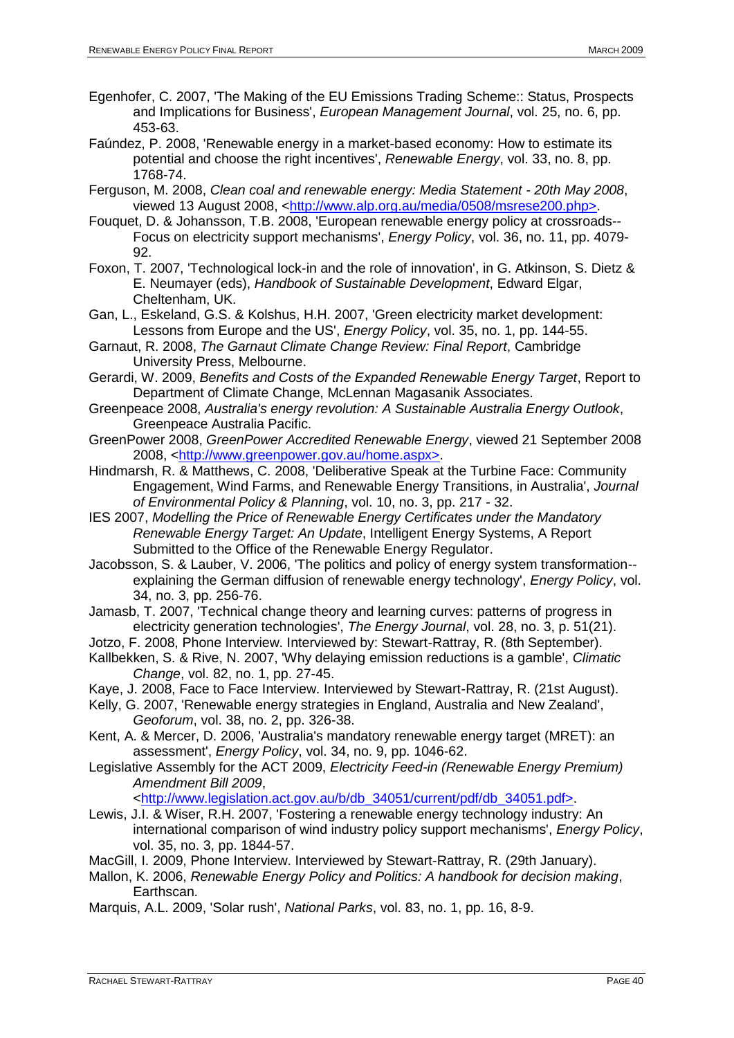Egenhofer, C. 2007, 'The Making of the EU Emissions Trading Scheme:: Status, Prospects and Implications for Business', *European Management Journal*, vol. 25, no. 6, pp. 453-63.

Faúndez, P. 2008, 'Renewable energy in a market-based economy: How to estimate its potential and choose the right incentives', *Renewable Energy*, vol. 33, no. 8, pp. 1768-74.

Ferguson, M. 2008, *Clean coal and renewable energy: Media Statement - 20th May 2008*, viewed 13 August 2008, <http://www.alp.org.au/media/0508/msrese200.php>.

Fouquet, D. & Johansson, T.B. 2008, 'European renewable energy policy at crossroads--Focus on electricity support mechanisms', *Energy Policy*, vol. 36, no. 11, pp. 4079-92.

Foxon, T. 2007, 'Technological lock-in and the role of innovation', in G. Atkinson, S. Dietz & E. Neumayer (eds), *Handbook of Sustainable Development*, Edward Elgar, Cheltenham, UK.

Gan, L., Eskeland, G.S. & Kolshus, H.H. 2007, 'Green electricity market development: Lessons from Europe and the US', *Energy Policy*, vol. 35, no. 1, pp. 144-55.

Garnaut, R. 2008, *The Garnaut Climate Change Review: Final Report*, Cambridge University Press, Melbourne.

Gerardi, W. 2009, *Benefits and Costs of the Expanded Renewable Energy Target*, Report to Department of Climate Change, McLennan Magasanik Associates.

Greenpeace 2008, *Australia's energy revolution: A Sustainable Australia Energy Outlook*, Greenpeace Australia Pacific.

GreenPower 2008, *GreenPower Accredited Renewable Energy*, viewed 21 September 2008 2008, <http://www.greenpower.gov.au/home.aspx>.

Hindmarsh, R. & Matthews, C. 2008, 'Deliberative Speak at the Turbine Face: Community Engagement, Wind Farms, and Renewable Energy Transitions, in Australia', *Journal of Environmental Policy & Planning*, vol. 10, no. 3, pp. 217 - 32.

IES 2007, *Modelling the Price of Renewable Energy Certificates under the Mandatory Renewable Energy Target: An Update*, Intelligent Energy Systems, A Report Submitted to the Office of the Renewable Energy Regulator.

Jacobsson, S. & Lauber, V. 2006, 'The politics and policy of energy system transformation--explaining the German diffusion of renewable energy technology', *Energy Policy*, vol. 34, no. 3, pp. 256-76.

Jamasb, T. 2007, 'Technical change theory and learning curves: patterns of progress in electricity generation technologies', *The Energy Journal*, vol. 28, no. 3, p. 51(21).

Jotzo, F. 2008, Phone Interview. Interviewed by: Stewart-Rattray, R. (8th September).

Kallbekken, S. & Rive, N. 2007, 'Why delaying emission reductions is a gamble', *Climatic Change*, vol. 82, no. 1, pp. 27-45.

Kaye, J. 2008, Face to Face Interview. Interviewed by Stewart-Rattray, R. (21st August).

Kelly, G. 2007, 'Renewable energy strategies in England, Australia and New Zealand', *Geoforum*, vol. 38, no. 2, pp. 326-38.

Kent, A. & Mercer, D. 2006, 'Australia's mandatory renewable energy target (MRET): an assessment', *Energy Policy*, vol. 34, no. 9, pp. 1046-62.

Legislative Assembly for the ACT 2009, *Electricity Feed-in (Renewable Energy Premium) Amendment Bill 2009*, <http://www.legislation.act.gov.au/b/db_34051/current/pdf/db_34051.pdf>.

Lewis, J.I. & Wiser, R.H. 2007, 'Fostering a renewable energy technology industry: An international comparison of wind industry policy support mechanisms', *Energy Policy*, vol. 35, no. 3, pp. 1844-57.

MacGill, I. 2009, Phone Interview. Interviewed by Stewart-Rattray, R. (29th January).

Mallon, K. 2006, *Renewable Energy Policy and Politics: A handbook for decision making*, Earthscan.

Marquis, A.L. 2009, 'Solar rush', *National Parks*, vol. 83, no. 1, pp. 16, 8-9.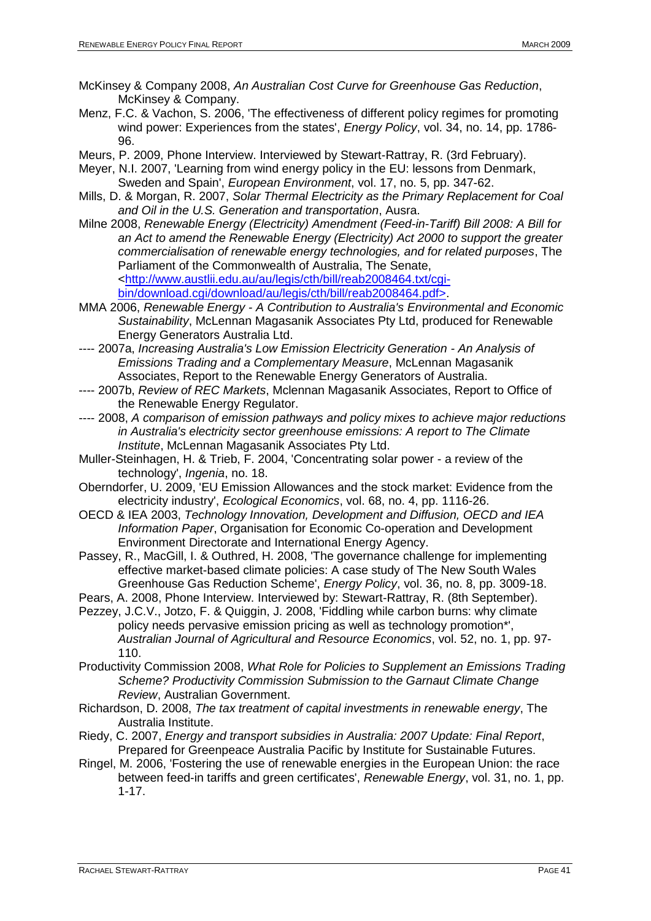McKinsey & Company 2008, *An Australian Cost Curve for Greenhouse Gas Reduction*, McKinsey & Company.

Menz, F.C. & Vachon, S. 2006, 'The effectiveness of different policy regimes for promoting wind power: Experiences from the states', *Energy Policy*, vol. 34, no. 14, pp. 1786-96.

Meurs, P. 2009, Phone Interview. Interviewed by Stewart-Rattray, R. (3rd February).

Meyer, N.I. 2007, 'Learning from wind energy policy in the EU: lessons from Denmark, Sweden and Spain', *European Environment*, vol. 17, no. 5, pp. 347-62.

Mills, D. & Morgan, R. 2007, *Solar Thermal Electricity as the Primary Replacement for Coal and Oil in the U.S. Generation and transportation*, Ausra.

Milne 2008, *Renewable Energy (Electricity) Amendment (Feed-in-Tariff) Bill 2008: A Bill for an Act to amend the Renewable Energy (Electricity) Act 2000 to support the greater commercialisation of renewable energy technologies, and for related purposes*, The Parliament of the Commonwealth of Australia, The Senate, <http://www.austlii.edu.au/au/legis/cth/bill/reab2008464.txt/cgi-bin/download.cgi/download/au/legis/cth/bill/reab2008464.pdf>.

MMA 2006, *Renewable Energy - A Contribution to Australia's Environmental and Economic Sustainability*, McLennan Magasanik Associates Pty Ltd, produced for Renewable Energy Generators Australia Ltd.

---- 2007a, *Increasing Australia's Low Emission Electricity Generation - An Analysis of Emissions Trading and a Complementary Measure*, McLennan Magasanik Associates, Report to the Renewable Energy Generators of Australia.

---- 2007b, *Review of REC Markets*, Mclennan Magasanik Associates, Report to Office of the Renewable Energy Regulator.

---- 2008, *A comparison of emission pathways and policy mixes to achieve major reductions in Australia's electricity sector greenhouse emissions: A report to The Climate Institute*, McLennan Magasanik Associates Pty Ltd.

Muller-Steinhagen, H. & Trieb, F. 2004, 'Concentrating solar power - a review of the technology', *Ingenia*, no. 18.

Oberndorfer, U. 2009, 'EU Emission Allowances and the stock market: Evidence from the electricity industry', *Ecological Economics*, vol. 68, no. 4, pp. 1116-26.

OECD & IEA 2003, *Technology Innovation, Development and Diffusion, OECD and IEA Information Paper*, Organisation for Economic Co-operation and Development Environment Directorate and International Energy Agency.

Passey, R., MacGill, I. & Outhred, H. 2008, 'The governance challenge for implementing effective market-based climate policies: A case study of The New South Wales Greenhouse Gas Reduction Scheme', *Energy Policy*, vol. 36, no. 8, pp. 3009-18.

Pears, A. 2008, Phone Interview. Interviewed by: Stewart-Rattray, R. (8th September).

Pezzey, J.C.V., Jotzo, F. & Quiggin, J. 2008, 'Fiddling while carbon burns: why climate policy needs pervasive emission pricing as well as technology promotion*', *Australian Journal of Agricultural and Resource Economics*, vol. 52, no. 1, pp. 97-110.

Productivity Commission 2008, *What Role for Policies to Supplement an Emissions Trading Scheme? Productivity Commission Submission to the Garnaut Climate Change Review*, Australian Government.

Richardson, D. 2008, *The tax treatment of capital investments in renewable energy*, The Australia Institute.

Riedy, C. 2007, *Energy and transport subsidies in Australia: 2007 Update: Final Report*, Prepared for Greenpeace Australia Pacific by Institute for Sustainable Futures.

Ringel, M. 2006, 'Fostering the use of renewable energies in the European Union: the race between feed-in tariffs and green certificates', *Renewable Energy*, vol. 31, no. 1, pp. 1-17.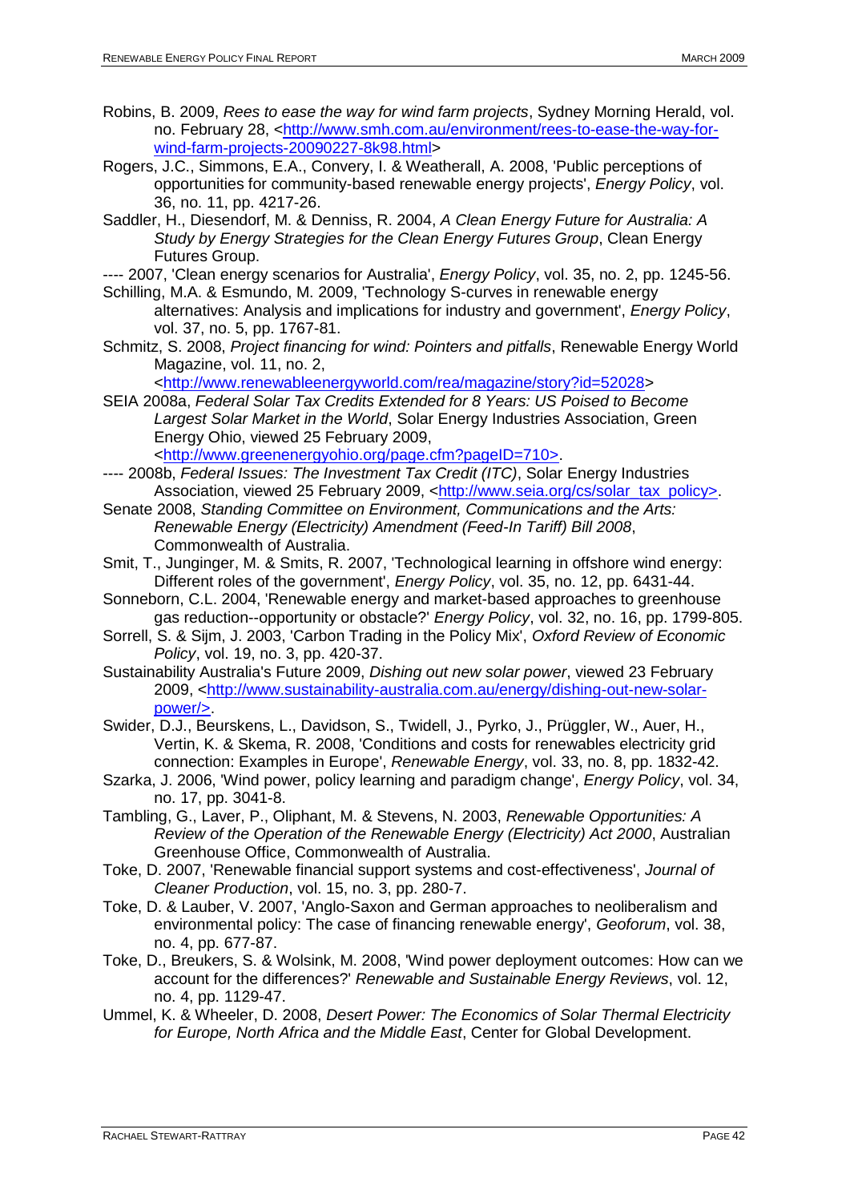Robins, B. 2009, *Rees to ease the way for wind farm projects*, Sydney Morning Herald, vol. no. February 28, <http://www.smh.com.au/environment/rees-to-ease-the-way-for-wind-farm-projects-20090227-8k98.html>

Rogers, J.C., Simmons, E.A., Convery, I. & Weatherall, A. 2008, 'Public perceptions of opportunities for community-based renewable energy projects', *Energy Policy*, vol. 36, no. 11, pp. 4217-26.

Saddler, H., Diesendorf, M. & Denniss, R. 2004, *A Clean Energy Future for Australia: A Study by Energy Strategies for the Clean Energy Futures Group*, Clean Energy Futures Group.

---- 2007, 'Clean energy scenarios for Australia', *Energy Policy*, vol. 35, no. 2, pp. 1245-56.

Schilling, M.A. & Esmundo, M. 2009, 'Technology S-curves in renewable energy alternatives: Analysis and implications for industry and government', *Energy Policy*, vol. 37, no. 5, pp. 1767-81.

Schmitz, S. 2008, *Project financing for wind: Pointers and pitfalls*, Renewable Energy World Magazine, vol. 11, no. 2, <http://www.renewableenergyworld.com/rea/magazine/story?id=52028>

SEIA 2008a, *Federal Solar Tax Credits Extended for 8 Years: US Poised to Become Largest Solar Market in the World*, Solar Energy Industries Association, Green Energy Ohio, viewed 25 February 2009, <http://www.greenenergyohio.org/page.cfm?pageID=710>.

---- 2008b, *Federal Issues: The Investment Tax Credit (ITC)*, Solar Energy Industries Association, viewed 25 February 2009, <http://www.seia.org/cs/solar_tax_policy>.

Senate 2008, *Standing Committee on Environment, Communications and the Arts: Renewable Energy (Electricity) Amendment (Feed-In Tariff) Bill 2008*, Commonwealth of Australia.

Smit, T., Junginger, M. & Smits, R. 2007, 'Technological learning in offshore wind energy: Different roles of the government', *Energy Policy*, vol. 35, no. 12, pp. 6431-44.

Sonneborn, C.L. 2004, 'Renewable energy and market-based approaches to greenhouse gas reduction--opportunity or obstacle?' *Energy Policy*, vol. 32, no. 16, pp. 1799-805.

Sorrell, S. & Sijm, J. 2003, 'Carbon Trading in the Policy Mix', *Oxford Review of Economic Policy*, vol. 19, no. 3, pp. 420-37.

Sustainability Australia's Future 2009, *Dishing out new solar power*, viewed 23 February 2009, <http://www.sustainability-australia.com.au/energy/dishing-out-new-solar-power/>.

Swider, D.J., Beurskens, L., Davidson, S., Twidell, J., Pyrko, J., Prüggler, W., Auer, H., Vertin, K. & Skema, R. 2008, 'Conditions and costs for renewables electricity grid connection: Examples in Europe', *Renewable Energy*, vol. 33, no. 8, pp. 1832-42.

Szarka, J. 2006, 'Wind power, policy learning and paradigm change', *Energy Policy*, vol. 34, no. 17, pp. 3041-8.

Tambling, G., Laver, P., Oliphant, M. & Stevens, N. 2003, *Renewable Opportunities: A Review of the Operation of the Renewable Energy (Electricity) Act 2000*, Australian Greenhouse Office, Commonwealth of Australia.

Toke, D. 2007, 'Renewable financial support systems and cost-effectiveness', *Journal of Cleaner Production*, vol. 15, no. 3, pp. 280-7.

Toke, D. & Lauber, V. 2007, 'Anglo-Saxon and German approaches to neoliberalism and environmental policy: The case of financing renewable energy', *Geoforum*, vol. 38, no. 4, pp. 677-87.

Toke, D., Breukers, S. & Wolsink, M. 2008, 'Wind power deployment outcomes: How can we account for the differences?' *Renewable and Sustainable Energy Reviews*, vol. 12, no. 4, pp. 1129-47.

Ummel, K. & Wheeler, D. 2008, *Desert Power: The Economics of Solar Thermal Electricity for Europe, North Africa and the Middle East*, Center for Global Development.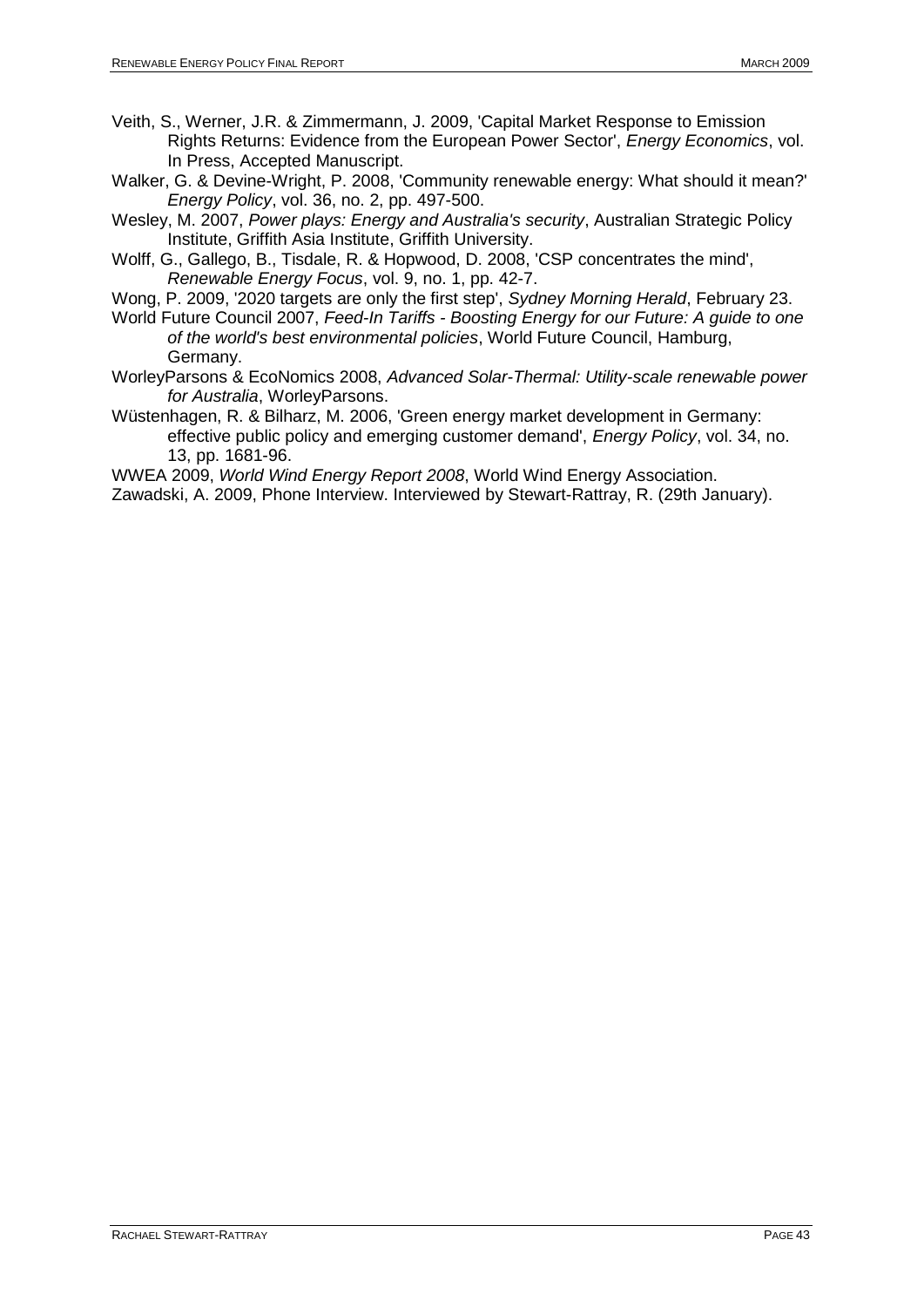Veith, S., Werner, J.R. & Zimmermann, J. 2009, 'Capital Market Response to Emission Rights Returns: Evidence from the European Power Sector', *Energy Economics*, vol. In Press, Accepted Manuscript.

Walker, G. & Devine-Wright, P. 2008, 'Community renewable energy: What should it mean?' *Energy Policy*, vol. 36, no. 2, pp. 497-500.

Wesley, M. 2007, *Power plays: Energy and Australia's security*, Australian Strategic Policy Institute, Griffith Asia Institute, Griffith University.

Wolff, G., Gallego, B., Tisdale, R. & Hopwood, D. 2008, 'CSP concentrates the mind', *Renewable Energy Focus*, vol. 9, no. 1, pp. 42-7.

Wong, P. 2009, '2020 targets are only the first step', *Sydney Morning Herald*, February 23.

World Future Council 2007, *Feed-In Tariffs - Boosting Energy for our Future: A guide to one of the world's best environmental policies*, World Future Council, Hamburg, Germany.

WorleyParsons & EcoNomics 2008, *Advanced Solar-Thermal: Utility-scale renewable power for Australia*, WorleyParsons.

Wüstenhagen, R. & Bilharz, M. 2006, 'Green energy market development in Germany: effective public policy and emerging customer demand', *Energy Policy*, vol. 34, no. 13, pp. 1681-96.

WWEA 2009, *World Wind Energy Report 2008*, World Wind Energy Association.

Zawadski, A. 2009, Phone Interview. Interviewed by Stewart-Rattray, R. (29th January).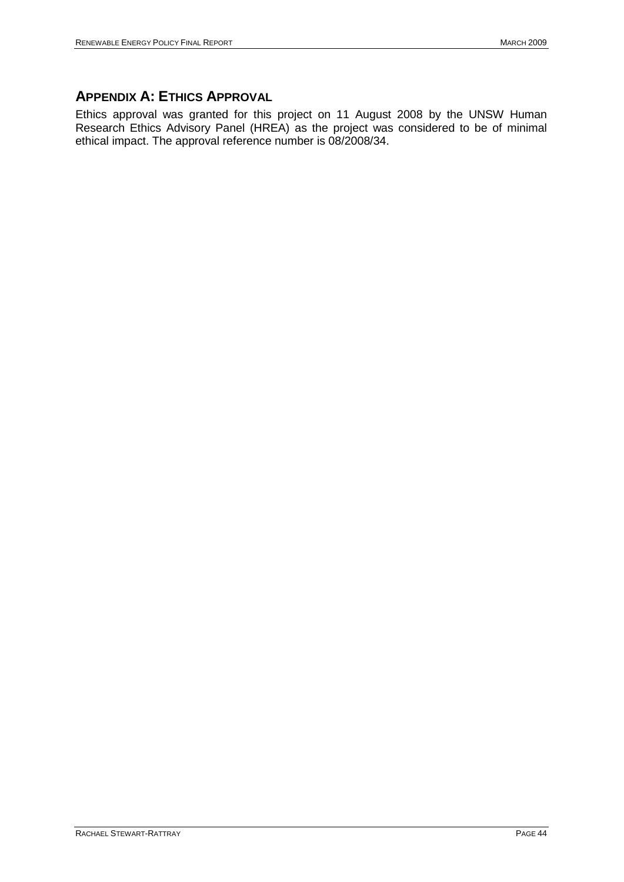## Appendix A: Ethics Approval

Ethics approval was granted for this project on 11 August 2008 by the UNSW Human Research Ethics Advisory Panel (HREA) as the project was considered to be of minimal ethical impact. The approval reference number is 08/2008/34.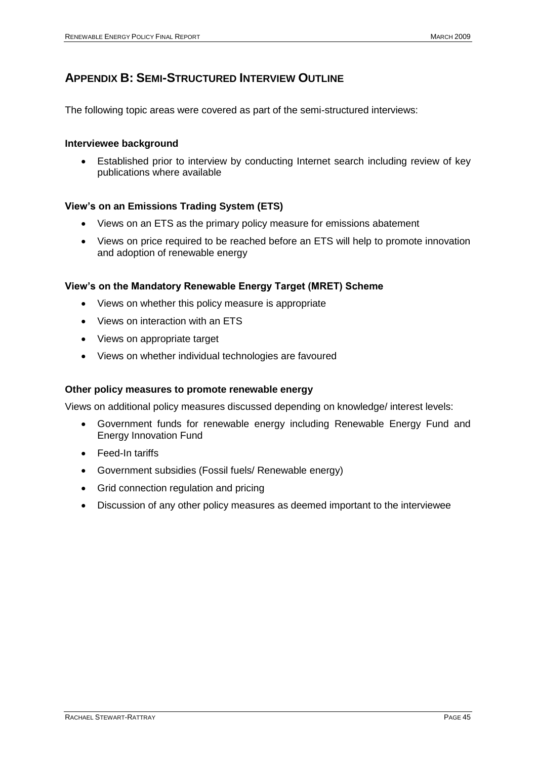## Appendix B: Semi-Structured Interview Outline

The following topic areas were covered as part of the semi-structured interviews:

**Interviewee background**

- Established prior to interview by conducting Internet search including review of key publications where available

**View's on an Emissions Trading System (ETS)**

- Views on an ETS as the primary policy measure for emissions abatement
- Views on price required to be reached before an ETS will help to promote innovation and adoption of renewable energy

**View's on the Mandatory Renewable Energy Target (MRET) Scheme**

- Views on whether this policy measure is appropriate
- Views on interaction with an ETS
- Views on appropriate target
- Views on whether individual technologies are favoured

**Other policy measures to promote renewable energy**

Views on additional policy measures discussed depending on knowledge/ interest levels:

- Government funds for renewable energy including Renewable Energy Fund and Energy Innovation Fund
- Feed-In tariffs
- Government subsidies (Fossil fuels/ Renewable energy)
- Grid connection regulation and pricing
- Discussion of any other policy measures as deemed important to the interviewee